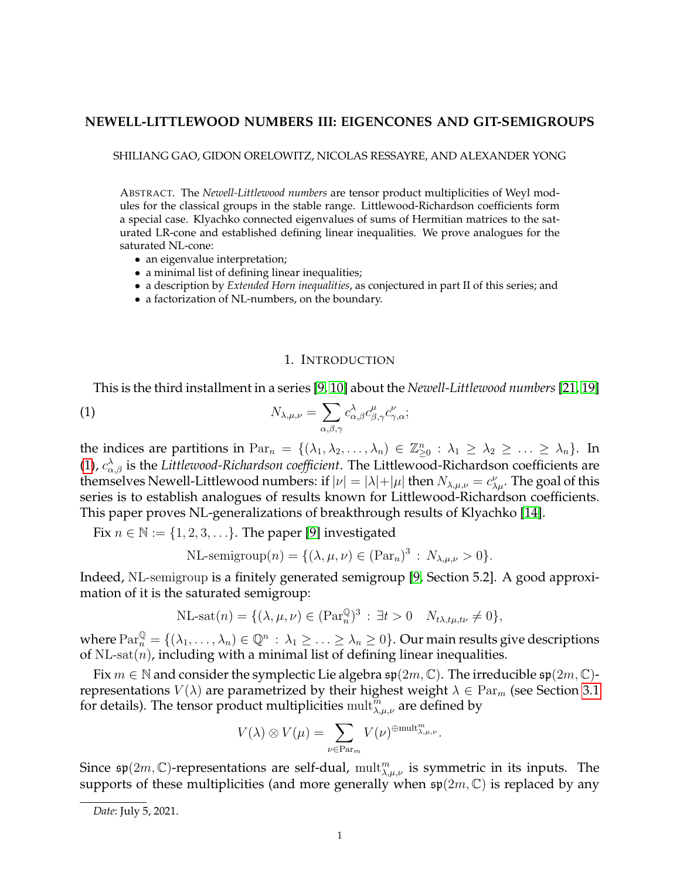# NEWELL-LITTLEWOOD NUMBERS III: EIGENCONES AND GIT-SEMIGROUPS

SHILIANG GAO, GIDON ORELOWITZ, NICOLAS RESSAYRE, AND ALEXANDER YONG

ABSTRACT. The *Newell-Littlewood numbers* are tensor product multiplicities of Weyl modules for the classical groups in the stable range. Littlewood-Richardson coefficients form a special case. Klyachko connected eigenvalues of sums of Hermitian matrices to the saturated LR-cone and established defining linear inequalities. We prove analogues for the saturated NL-cone:

- an eigenvalue interpretation;
- a minimal list of defining linear inequalities;
- a description by *Extended Horn inequalities*, as conjectured in part II of this series; and
- a factorization of NL-numbers, on the boundary.

## 1. INTRODUCTION

This is the third installment in a series [9, 10] about the *Newell-Littlewood numbers* [21, 19]

$$N_{\lambda,\mu,\nu} = \sum_{\alpha,\beta,\gamma} c^{\lambda}_{\alpha,\beta} c^{\mu}_{\beta,\gamma} c^{\nu}_{\gamma,\alpha}; \tag{1}$$

the indices are partitions in $\mathrm{Par}_n = \{(\lambda_1, \lambda_2, \ldots, \lambda_n) \in \mathbb{Z}^n_{\geq 0} : \lambda_1 \geq \lambda_2 \geq \ldots \geq \lambda_n\}$. In (1), $c^{\lambda}_{\alpha,\beta}$ is the *Littlewood-Richardson coefficient*. The Littlewood-Richardson coefficients are themselves Newell-Littlewood numbers: if $|\nu| = |\lambda| + |\mu|$ then $N_{\lambda,\mu,\nu} = c^{\nu}_{\lambda\mu}$. The goal of this series is to establish analogues of results known for Littlewood-Richardson coefficients. This paper proves NL-generalizations of breakthrough results of Klyachko [14].

Fix $n \in \mathbb{N} := \{1, 2, 3, \ldots\}$. The paper [9] investigated

$$\text{NL-semigroup}(n) = \{(\lambda, \mu, \nu) \in (\mathrm{Par}_n)^3 : N_{\lambda,\mu,\nu} > 0\}.$$

Indeed, NL-semigroup is a finitely generated semigroup [9, Section 5.2]. A good approximation of it is the saturated semigroup:

$$\text{NL-sat}(n) = \{(\lambda, \mu, \nu) \in (\mathrm{Par}^{\mathbb{Q}}_n)^3 : \exists t > 0 \quad N_{t\lambda,t\mu,t\nu} \neq 0\},$$

where $\mathrm{Par}^{\mathbb{Q}}_n = \{(\lambda_1, \ldots, \lambda_n) \in \mathbb{Q}^n : \lambda_1 \geq \ldots \geq \lambda_n \geq 0\}$. Our main results give descriptions of $\text{NL-sat}(n)$, including with a minimal list of defining linear inequalities.

Fix $m \in \mathbb{N}$ and consider the symplectic Lie algebra $\mathfrak{sp}(2m, \mathbb{C})$. The irreducible $\mathfrak{sp}(2m, \mathbb{C})$-representations $V(\lambda)$ are parametrized by their highest weight $\lambda \in \mathrm{Par}_m$ (see Section 3.1 for details). The tensor product multiplicities $\mathrm{mult}^m_{\lambda,\mu,\nu}$ are defined by

$$V(\lambda) \otimes V(\mu) = \sum_{\nu \in \mathrm{Par}_m} V(\nu)^{\oplus \mathrm{mult}^m_{\lambda,\mu,\nu}}.$$

Since $\mathfrak{sp}(2m, \mathbb{C})$-representations are self-dual, $\mathrm{mult}^m_{\lambda,\mu,\nu}$ is symmetric in its inputs. The supports of these multiplicities (and more generally when $\mathfrak{sp}(2m, \mathbb{C})$ is replaced by any

---

*Date*: July 5, 2021.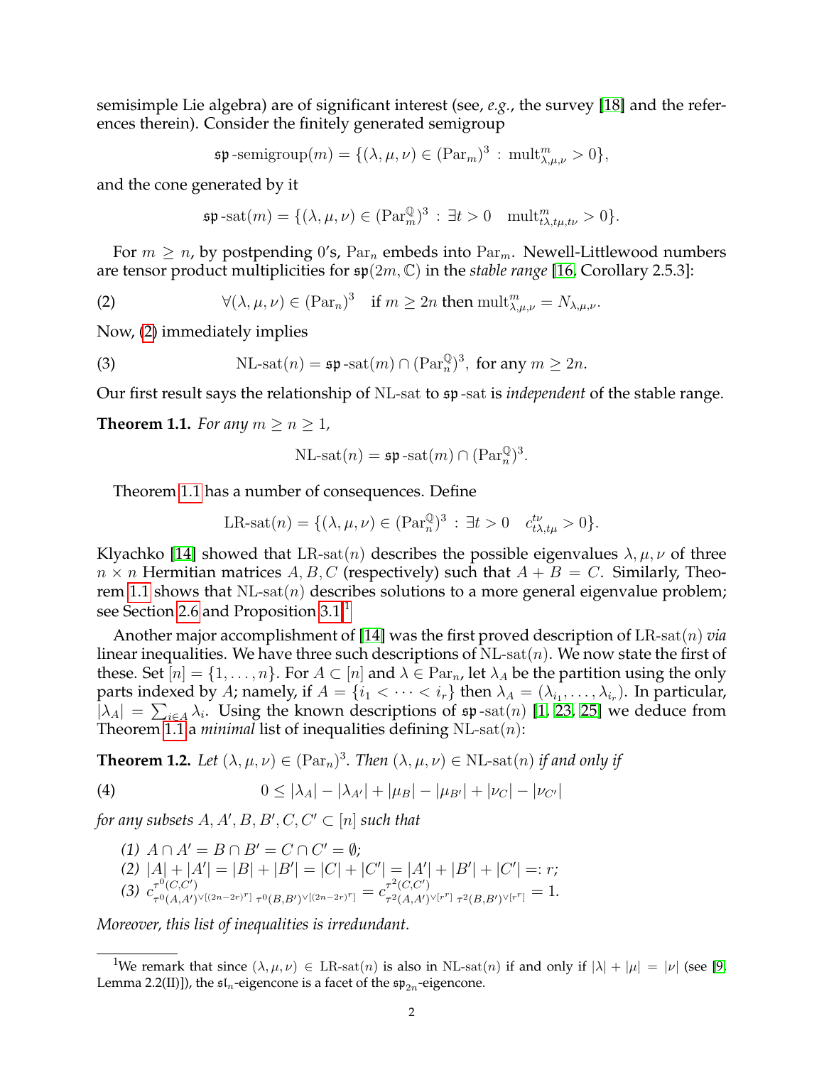semisimple Lie algebra) are of significant interest (see, *e.g.*, the survey [18] and the references therein). Consider the finitely generated semigroup

$$\mathfrak{sp}\text{-semigroup}(m) = \{(\lambda, \mu, \nu) \in (\mathrm{Par}_m)^3 \,:\, \mathrm{mult}^m_{\lambda,\mu,\nu} > 0\},$$

and the cone generated by it

$$\mathfrak{sp}\text{-sat}(m) = \{(\lambda, \mu, \nu) \in (\mathrm{Par}^{\mathbb{Q}}_m)^3 \,:\, \exists t > 0 \quad \mathrm{mult}^m_{t\lambda,t\mu,t\nu} > 0\}.$$

For $m \geq n$, by postpending 0's, $\mathrm{Par}_n$ embeds into $\mathrm{Par}_m$. Newell-Littlewood numbers are tensor product multiplicities for $\mathfrak{sp}(2m, \mathbb{C})$ in the *stable range* [16, Corollary 2.5.3]:

$$\forall (\lambda, \mu, \nu) \in (\mathrm{Par}_n)^3 \quad \text{if } m \geq 2n \text{ then } \mathrm{mult}^m_{\lambda,\mu,\nu} = N_{\lambda,\mu,\nu}. \tag{2}$$

Now, (2) immediately implies

$$\mathrm{NL\text{-}sat}(n) = \mathfrak{sp}\text{-sat}(m) \cap (\mathrm{Par}^{\mathbb{Q}}_n)^3, \text{ for any } m \geq 2n. \tag{3}$$

Our first result says the relationship of NL-sat to $\mathfrak{sp}$-sat is *independent* of the stable range.

**Theorem 1.1.** *For any $m \geq n \geq 1$,*

$$\mathrm{NL\text{-}sat}(n) = \mathfrak{sp}\text{-sat}(m) \cap (\mathrm{Par}^{\mathbb{Q}}_n)^3.$$

Theorem 1.1 has a number of consequences. Define

$$\mathrm{LR\text{-}sat}(n) = \{(\lambda, \mu, \nu) \in (\mathrm{Par}^{\mathbb{Q}}_n)^3 \,:\, \exists t > 0 \quad c^{t\nu}_{t\lambda,t\mu} > 0\}.$$

Klyachko [14] showed that $\mathrm{LR\text{-}sat}(n)$ describes the possible eigenvalues $\lambda, \mu, \nu$ of three $n \times n$ Hermitian matrices $A, B, C$ (respectively) such that $A + B = C$. Similarly, Theorem 1.1 shows that $\mathrm{NL\text{-}sat}(n)$ describes solutions to a more general eigenvalue problem; see Section 2.6 and Proposition 3.1.[1]

Another major accomplishment of [14] was the first proved description of $\mathrm{LR\text{-}sat}(n)$ *via* linear inequalities. We have three such descriptions of $\mathrm{NL\text{-}sat}(n)$. We now state the first of these. Set $[n] = \{1, \ldots, n\}$. For $A \subset [n]$ and $\lambda \in \mathrm{Par}_n$, let $\lambda_A$ be the partition using the only parts indexed by $A$; namely, if $A = \{i_1 < \cdots < i_r\}$ then $\lambda_A = (\lambda_{i_1}, \ldots, \lambda_{i_r})$. In particular, $|\lambda_A| = \sum_{i \in A} \lambda_i$. Using the known descriptions of $\mathfrak{sp}$-sat$(n)$ [1, 23, 25] we deduce from Theorem 1.1 a *minimal* list of inequalities defining $\mathrm{NL\text{-}sat}(n)$:

**Theorem 1.2.** *Let $(\lambda, \mu, \nu) \in (\mathrm{Par}_n)^3$. Then $(\lambda, \mu, \nu) \in \mathrm{NL\text{-}sat}(n)$ if and only if*

$$0 \leq |\lambda_A| - |\lambda_{A'}| + |\mu_B| - |\mu_{B'}| + |\nu_C| - |\nu_{C'}| \tag{4}$$

*for any subsets $A, A', B, B', C, C' \subset [n]$ such that*

*(1) $A \cap A' = B \cap B' = C \cap C' = \emptyset$;*
*(2) $|A| + |A'| = |B| + |B'| = |C| + |C'| = |A'| + |B'| + |C'| =: r$;*
*(3) $c^{\tau^0(C,C')}_{\tau^0(A,A')^{\vee[(2n-2r)^r]}\ \tau^0(B,B')^{\vee[(2n-2r)^r]}} = c^{\tau^2(C,C')}_{\tau^2(A,A')^{\vee[r^r]}\ \tau^2(B,B')^{\vee[r^r]}} = 1.$*

*Moreover, this list of inequalities is irredundant.*

---

[1] We remark that since $(\lambda, \mu, \nu) \in \mathrm{LR\text{-}sat}(n)$ is also in $\mathrm{NL\text{-}sat}(n)$ if and only if $|\lambda| + |\mu| = |\nu|$ (see [9, Lemma 2.2(II)]), the $\mathfrak{sl}_n$-eigencone is a facet of the $\mathfrak{sp}_{2n}$-eigencone.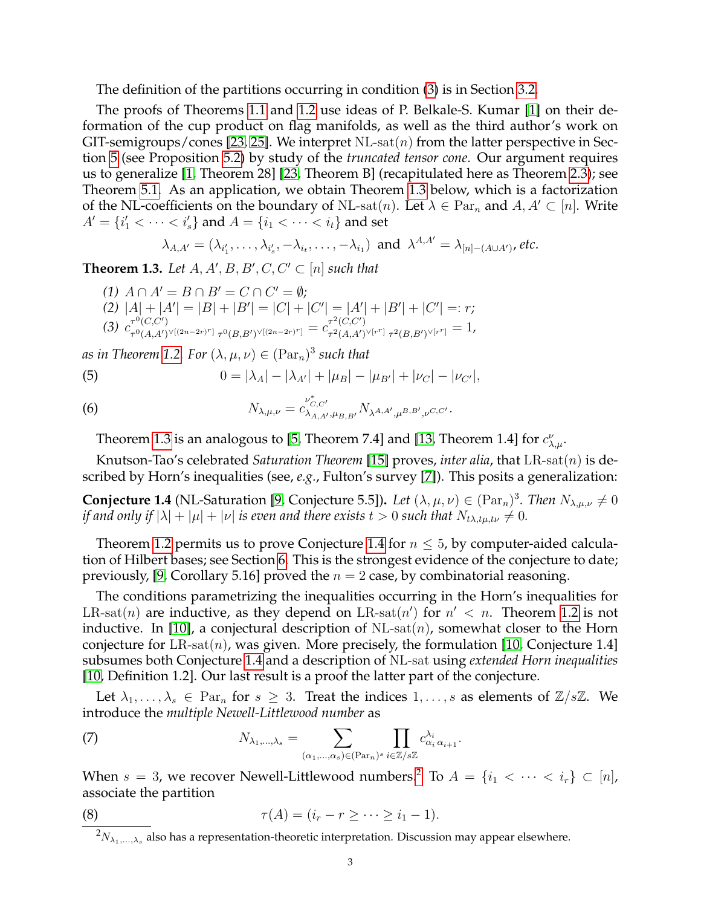The definition of the partitions occurring in condition (3) is in Section 3.2.

The proofs of Theorems 1.1 and 1.2 use ideas of P. Belkale-S. Kumar [1] on their deformation of the cup product on flag manifolds, as well as the third author's work on GIT-semigroups/cones [23, 25]. We interpret $\mathrm{NL\text{-}sat}(n)$ from the latter perspective in Section 5 (see Proposition 5.2) by study of the *truncated tensor cone*. Our argument requires us to generalize [1, Theorem 28] [23, Theorem B] (recapitulated here as Theorem 2.3); see Theorem 5.1. As an application, we obtain Theorem 1.3 below, which is a factorization of the NL-coefficients on the boundary of $\mathrm{NL\text{-}sat}(n)$. Let $\lambda \in \mathrm{Par}_n$ and $A, A' \subset [n]$. Write $A' = \{i'_1 < \cdots < i'_s\}$ and $A = \{i_1 < \cdots < i_t\}$ and set

$$\lambda_{A,A'} = (\lambda_{i'_1}, \dots, \lambda_{i'_s}, -\lambda_{i_t}, \dots, -\lambda_{i_1}) \text{ and } \lambda^{A,A'} = \lambda_{[n]-(A\cup A')}, \textit{etc.}$$

**Theorem 1.3.** *Let $A, A', B, B', C, C' \subset [n]$ such that*

*(1) $A \cap A' = B \cap B' = C \cap C' = \emptyset$;*
*(2) $|A| + |A'| = |B| + |B'| = |C| + |C'| = |A'| + |B'| + |C'| =: r$;*
*(3) $c^{\tau^0(C,C')}_{\tau^0(A,A')^{\vee[(2n-2r)^r]}\ \tau^0(B,B')^{\vee[(2n-2r)^r]}} = c^{\tau^2(C,C')}_{\tau^2(A,A')^{\vee[r^r]}\ \tau^2(B,B')^{\vee[r^r]}} = 1$,*

*as in Theorem 1.2. For $(\lambda, \mu, \nu) \in (\mathrm{Par}_n)^3$ such that*

$$0 = |\lambda_A| - |\lambda_{A'}| + |\mu_B| - |\mu_{B'}| + |\nu_C| - |\nu_{C'}|, \tag{5}$$

$$N_{\lambda,\mu,\nu} = c^{\nu^*_{C,C'}}_{\lambda_{A,A'},\mu_{B,B'}} N_{\lambda^{A,A'},\mu^{B,B'},\nu^{C,C'}}. \tag{6}$$

Theorem 1.3 is an analogous to [5, Theorem 7.4] and [13, Theorem 1.4] for $c^{\nu}_{\lambda,\mu}$.

Knutson-Tao's celebrated *Saturation Theorem* [15] proves, *inter alia*, that $\mathrm{LR\text{-}sat}(n)$ is described by Horn's inequalities (see, *e.g.*, Fulton's survey [7]). This posits a generalization:

**Conjecture 1.4** (NL-Saturation [9, Conjecture 5.5]). *Let $(\lambda, \mu, \nu) \in (\mathrm{Par}_n)^3$. Then $N_{\lambda,\mu,\nu} \neq 0$ if and only if $|\lambda| + |\mu| + |\nu|$ is even and there exists $t > 0$ such that $N_{t\lambda,t\mu,t\nu} \neq 0$.*

Theorem 1.2 permits us to prove Conjecture 1.4 for $n \leq 5$, by computer-aided calculation of Hilbert bases; see Section 6. This is the strongest evidence of the conjecture to date; previously, [9, Corollary 5.16] proved the $n = 2$ case, by combinatorial reasoning.

The conditions parametrizing the inequalities occurring in the Horn's inequalities for $\mathrm{LR\text{-}sat}(n)$ are inductive, as they depend on $\mathrm{LR\text{-}sat}(n')$ for $n' < n$. Theorem 1.2 is not inductive. In [10], a conjectural description of $\mathrm{NL\text{-}sat}(n)$, somewhat closer to the Horn conjecture for $\mathrm{LR\text{-}sat}(n)$, was given. More precisely, the formulation [10, Conjecture 1.4] subsumes both Conjecture 1.4 and a description of NL-sat using *extended Horn inequalities* [10, Definition 1.2]. Our last result is a proof the latter part of the conjecture.

Let $\lambda_1, \dots, \lambda_s \in \mathrm{Par}_n$ for $s \geq 3$. Treat the indices $1, \dots, s$ as elements of $\mathbb{Z}/s\mathbb{Z}$. We introduce the *multiple Newell-Littlewood number* as

$$N_{\lambda_1,\dots,\lambda_s} = \sum_{(\alpha_1,\dots,\alpha_s)\in(\mathrm{Par}_n)^s} \prod_{i\in\mathbb{Z}/s\mathbb{Z}} c^{\lambda_i}_{\alpha_i\,\alpha_{i+1}}. \tag{7}$$

When $s = 3$, we recover Newell-Littlewood numbers.[2] To $A = \{i_1 < \cdots < i_r\} \subset [n]$, associate the partition

$$\tau(A) = (i_r - r \geq \cdots \geq i_1 - 1). \tag{8}$$

[2] $N_{\lambda_1,\dots,\lambda_s}$ also has a representation-theoretic interpretation. Discussion may appear elsewhere.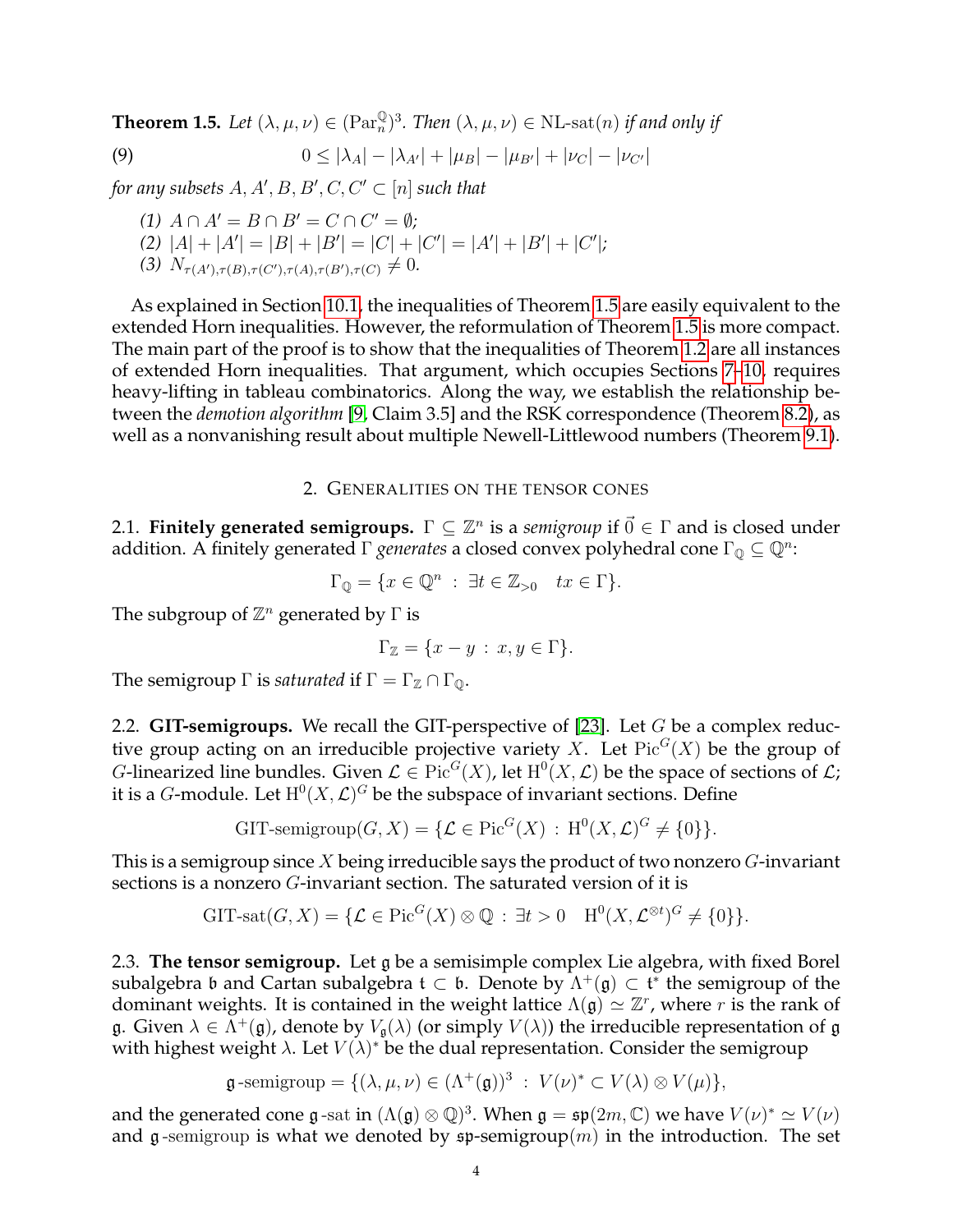**Theorem 1.5.** *Let $(\lambda, \mu, \nu) \in (\mathrm{Par}_n^{\mathbb{Q}})^3$. Then $(\lambda, \mu, \nu) \in \text{NL-sat}(n)$ if and only if*

$$0 \leq |\lambda_A| - |\lambda_{A'}| + |\mu_B| - |\mu_{B'}| + |\nu_C| - |\nu_{C'}| \tag{9}$$

*for any subsets $A, A', B, B', C, C' \subset [n]$ such that*

*(1) $A \cap A' = B \cap B' = C \cap C' = \emptyset$;*
*(2) $|A| + |A'| = |B| + |B'| = |C| + |C'| = |A'| + |B'| + |C'|$;*
*(3) $N_{\tau(A'),\tau(B),\tau(C'),\tau(A),\tau(B'),\tau(C)} \neq 0$.*

As explained in Section 10.1, the inequalities of Theorem 1.5 are easily equivalent to the extended Horn inequalities. However, the reformulation of Theorem 1.5 is more compact. The main part of the proof is to show that the inequalities of Theorem 1.2 are all instances of extended Horn inequalities. That argument, which occupies Sections 7–10, requires heavy-lifting in tableau combinatorics. Along the way, we establish the relationship between the *demotion algorithm* [9, Claim 3.5] and the RSK correspondence (Theorem 8.2), as well as a nonvanishing result about multiple Newell-Littlewood numbers (Theorem 9.1).

## 2. Generalities on the tensor cones

2.1. **Finitely generated semigroups.** $\Gamma \subseteq \mathbb{Z}^n$ is a *semigroup* if $\vec{0} \in \Gamma$ and is closed under addition. A finitely generated $\Gamma$ *generates* a closed convex polyhedral cone $\Gamma_{\mathbb{Q}} \subseteq \mathbb{Q}^n$:

$$\Gamma_{\mathbb{Q}} = \{x \in \mathbb{Q}^n \ : \ \exists t \in \mathbb{Z}_{>0} \quad tx \in \Gamma\}.$$

The subgroup of $\mathbb{Z}^n$ generated by $\Gamma$ is

$$\Gamma_{\mathbb{Z}} = \{x - y \ : \ x, y \in \Gamma\}.$$

The semigroup $\Gamma$ is *saturated* if $\Gamma = \Gamma_{\mathbb{Z}} \cap \Gamma_{\mathbb{Q}}$.

2.2. **GIT-semigroups.** We recall the GIT-perspective of [23]. Let $G$ be a complex reductive group acting on an irreducible projective variety $X$. Let $\mathrm{Pic}^G(X)$ be the group of $G$-linearized line bundles. Given $\mathcal{L} \in \mathrm{Pic}^G(X)$, let $\mathrm{H}^0(X, \mathcal{L})$ be the space of sections of $\mathcal{L}$; it is a $G$-module. Let $\mathrm{H}^0(X, \mathcal{L})^G$ be the subspace of invariant sections. Define

$$\text{GIT-semigroup}(G, X) = \{\mathcal{L} \in \mathrm{Pic}^G(X) \ : \ \mathrm{H}^0(X, \mathcal{L})^G \neq \{0\}\}.$$

This is a semigroup since $X$ being irreducible says the product of two nonzero $G$-invariant sections is a nonzero $G$-invariant section. The saturated version of it is

$$\text{GIT-sat}(G, X) = \{\mathcal{L} \in \mathrm{Pic}^G(X) \otimes \mathbb{Q} \ : \ \exists t > 0 \quad \mathrm{H}^0(X, \mathcal{L}^{\otimes t})^G \neq \{0\}\}.$$

2.3. **The tensor semigroup.** Let $\mathfrak{g}$ be a semisimple complex Lie algebra, with fixed Borel subalgebra $\mathfrak{b}$ and Cartan subalgebra $\mathfrak{t} \subset \mathfrak{b}$. Denote by $\Lambda^+(\mathfrak{g}) \subset \mathfrak{t}^*$ the semigroup of the dominant weights. It is contained in the weight lattice $\Lambda(\mathfrak{g}) \simeq \mathbb{Z}^r$, where $r$ is the rank of $\mathfrak{g}$. Given $\lambda \in \Lambda^+(\mathfrak{g})$, denote by $V_{\mathfrak{g}}(\lambda)$ (or simply $V(\lambda)$) the irreducible representation of $\mathfrak{g}$ with highest weight $\lambda$. Let $V(\lambda)^*$ be the dual representation. Consider the semigroup

$$\mathfrak{g}\text{-semigroup} = \{(\lambda, \mu, \nu) \in (\Lambda^+(\mathfrak{g}))^3 \ : \ V(\nu)^* \subset V(\lambda) \otimes V(\mu)\},$$

and the generated cone $\mathfrak{g}$-sat in $(\Lambda(\mathfrak{g}) \otimes \mathbb{Q})^3$. When $\mathfrak{g} = \mathfrak{sp}(2m, \mathbb{C})$ we have $V(\nu)^* \simeq V(\nu)$ and $\mathfrak{g}$-semigroup is what we denoted by $\mathfrak{sp}$-semigroup$(m)$ in the introduction. The set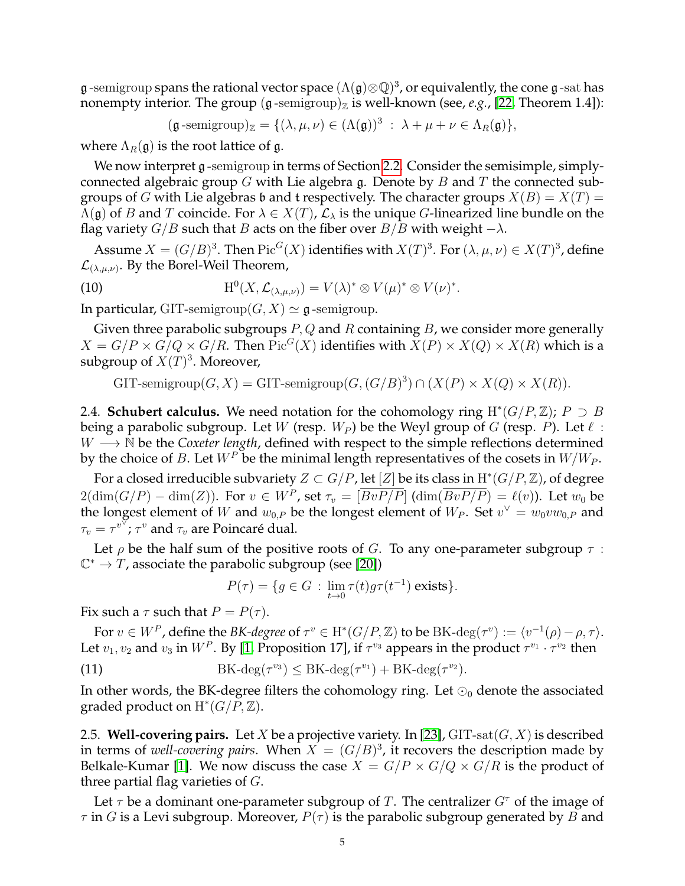$\mathfrak{g}$-semigroup spans the rational vector space $(\Lambda(\mathfrak{g})\otimes\mathbb{Q})^3$, or equivalently, the cone $\mathfrak{g}$-sat has nonempty interior. The group $(\mathfrak{g}\text{-semigroup})_{\mathbb{Z}}$ is well-known (see, *e.g.*, [22, Theorem 1.4]):

$$(\mathfrak{g}\text{-semigroup})_{\mathbb{Z}} = \{(\lambda,\mu,\nu)\in(\Lambda(\mathfrak{g}))^3 \;:\; \lambda+\mu+\nu\in\Lambda_R(\mathfrak{g})\},$$

where $\Lambda_R(\mathfrak{g})$ is the root lattice of $\mathfrak{g}$.

We now interpret $\mathfrak{g}$-semigroup in terms of Section 2.2. Consider the semisimple, simply-connected algebraic group $G$ with Lie algebra $\mathfrak{g}$. Denote by $B$ and $T$ the connected subgroups of $G$ with Lie algebras $\mathfrak{b}$ and $\mathfrak{t}$ respectively. The character groups $X(B)=X(T)=\Lambda(\mathfrak{g})$ of $B$ and $T$ coincide. For $\lambda\in X(T)$, $\mathcal{L}_\lambda$ is the unique $G$-linearized line bundle on the flag variety $G/B$ such that $B$ acts on the fiber over $B/B$ with weight $-\lambda$.

Assume $X=(G/B)^3$. Then $\mathrm{Pic}^G(X)$ identifies with $X(T)^3$. For $(\lambda,\mu,\nu)\in X(T)^3$, define $\mathcal{L}_{(\lambda,\mu,\nu)}$. By the Borel-Weil Theorem,

$$\mathrm{H}^0(X,\mathcal{L}_{(\lambda,\mu,\nu)}) = V(\lambda)^*\otimes V(\mu)^*\otimes V(\nu)^*. \tag{10}$$

In particular, $\text{GIT-semigroup}(G,X)\simeq\mathfrak{g}\text{-semigroup}$.

Given three parabolic subgroups $P,Q$ and $R$ containing $B$, we consider more generally $X=G/P\times G/Q\times G/R$. Then $\mathrm{Pic}^G(X)$ identifies with $X(P)\times X(Q)\times X(R)$ which is a subgroup of $X(T)^3$. Moreover,

$$\text{GIT-semigroup}(G,X)=\text{GIT-semigroup}(G,(G/B)^3)\cap(X(P)\times X(Q)\times X(R)).$$

### 2.4. Schubert calculus.

We need notation for the cohomology ring $\mathrm{H}^*(G/P,\mathbb{Z})$; $P\supset B$ being a parabolic subgroup. Let $W$ (resp. $W_P$) be the Weyl group of $G$ (resp. $P$). Let $\ell: W\longrightarrow\mathbb{N}$ be the *Coxeter length*, defined with respect to the simple reflections determined by the choice of $B$. Let $W^P$ be the minimal length representatives of the cosets in $W/W_P$.

For a closed irreducible subvariety $Z\subset G/P$, let $[Z]$ be its class in $\mathrm{H}^*(G/P,\mathbb{Z})$, of degree $2(\dim(G/P)-\dim(Z))$. For $v\in W^P$, set $\tau_v=[\overline{BvP/P}]$ ($\dim(\overline{BvP/P})=\ell(v)$). Let $w_0$ be the longest element of $W$ and $w_{0,P}$ be the longest element of $W_P$. Set $v^\vee=w_0vw_{0,P}$ and $\tau_v=\tau^{v^\vee}$; $\tau^v$ and $\tau_v$ are Poincaré dual.

Let $\rho$ be the half sum of the positive roots of $G$. To any one-parameter subgroup $\tau:\mathbb{C}^*\to T$, associate the parabolic subgroup (see [20])

$$P(\tau)=\{g\in G\;:\;\lim_{t\to 0}\tau(t)g\tau(t^{-1})\text{ exists}\}.$$

Fix such a $\tau$ such that $P=P(\tau)$.

For $v\in W^P$, define the *BK-degree* of $\tau^v\in\mathrm{H}^*(G/P,\mathbb{Z})$ to be $\text{BK-deg}(\tau^v):=\langle v^{-1}(\rho)-\rho,\tau\rangle$. Let $v_1,v_2$ and $v_3$ in $W^P$. By [1, Proposition 17], if $\tau^{v_3}$ appears in the product $\tau^{v_1}\cdot\tau^{v_2}$ then

$$\text{BK-deg}(\tau^{v_3})\leq\text{BK-deg}(\tau^{v_1})+\text{BK-deg}(\tau^{v_2}). \tag{11}$$

In other words, the BK-degree filters the cohomology ring. Let $\odot_0$ denote the associated graded product on $\mathrm{H}^*(G/P,\mathbb{Z})$.

### 2.5. Well-covering pairs.

Let $X$ be a projective variety. In [23], $\text{GIT-sat}(G,X)$ is described in terms of *well-covering pairs*. When $X=(G/B)^3$, it recovers the description made by Belkale-Kumar [1]. We now discuss the case $X=G/P\times G/Q\times G/R$ is the product of three partial flag varieties of $G$.

Let $\tau$ be a dominant one-parameter subgroup of $T$. The centralizer $G^\tau$ of the image of $\tau$ in $G$ is a Levi subgroup. Moreover, $P(\tau)$ is the parabolic subgroup generated by $B$ and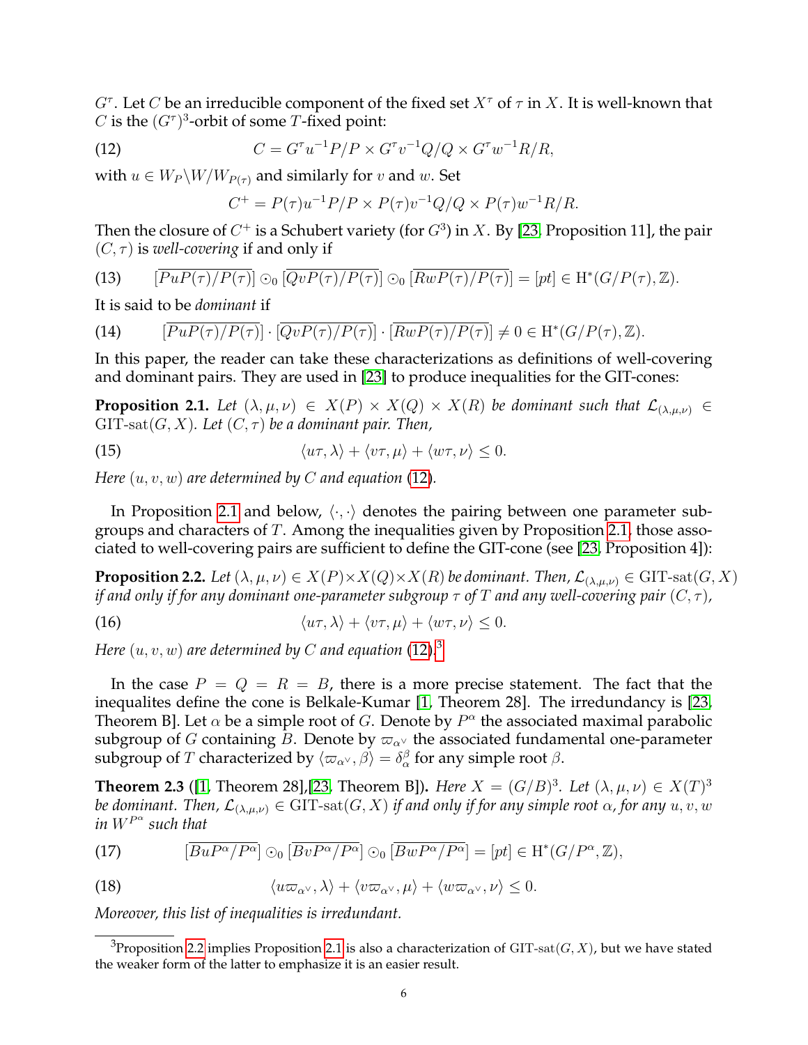$G^\tau$. Let $C$ be an irreducible component of the fixed set $X^\tau$ of $\tau$ in $X$. It is well-known that $C$ is the $(G^\tau)^3$-orbit of some $T$-fixed point:

$$C = G^\tau u^{-1}P/P \times G^\tau v^{-1}Q/Q \times G^\tau w^{-1}R/R, \tag{12}$$

with $u \in W_P\backslash W/W_{P(\tau)}$ and similarly for $v$ and $w$. Set

$$C^+ = P(\tau)u^{-1}P/P \times P(\tau)v^{-1}Q/Q \times P(\tau)w^{-1}R/R.$$

Then the closure of $C^+$ is a Schubert variety (for $G^3$) in $X$. By [23, Proposition 11], the pair $(C, \tau)$ is *well-covering* if and only if

$$[\overline{PuP(\tau)/P(\tau)}] \odot_0 [\overline{QvP(\tau)/P(\tau)}] \odot_0 [\overline{RwP(\tau)/P(\tau)}] = [pt] \in \mathrm{H}^*(G/P(\tau), \mathbb{Z}). \tag{13}$$

It is said to be *dominant* if

$$[\overline{PuP(\tau)/P(\tau)}] \cdot [\overline{QvP(\tau)/P(\tau)}] \cdot [\overline{RwP(\tau)/P(\tau)}] \neq 0 \in \mathrm{H}^*(G/P(\tau), \mathbb{Z}). \tag{14}$$

In this paper, the reader can take these characterizations as definitions of well-covering and dominant pairs. They are used in [23] to produce inequalities for the GIT-cones:

**Proposition 2.1.** *Let $(\lambda, \mu, \nu) \in X(P) \times X(Q) \times X(R)$ be dominant such that $\mathcal{L}_{(\lambda,\mu,\nu)} \in \mathrm{GIT\text{-}sat}(G, X)$. Let $(C, \tau)$ be a dominant pair. Then,*

$$\langle u\tau, \lambda\rangle + \langle v\tau, \mu\rangle + \langle w\tau, \nu\rangle \leq 0. \tag{15}$$

*Here $(u, v, w)$ are determined by $C$ and equation (12).*

In Proposition 2.1 and below, $\langle \cdot, \cdot \rangle$ denotes the pairing between one parameter subgroups and characters of $T$. Among the inequalities given by Proposition 2.1, those associated to well-covering pairs are sufficient to define the GIT-cone (see [23, Proposition 4]):

**Proposition 2.2.** *Let $(\lambda, \mu, \nu) \in X(P)\times X(Q)\times X(R)$ be dominant. Then, $\mathcal{L}_{(\lambda,\mu,\nu)} \in \mathrm{GIT\text{-}sat}(G, X)$ if and only if for any dominant one-parameter subgroup $\tau$ of $T$ and any well-covering pair $(C, \tau)$,*

$$\langle u\tau, \lambda\rangle + \langle v\tau, \mu\rangle + \langle w\tau, \nu\rangle \leq 0. \tag{16}$$

*Here $(u, v, w)$ are determined by $C$ and equation (12).*[3]

In the case $P = Q = R = B$, there is a more precise statement. The fact that the inequalites define the cone is Belkale-Kumar [1, Theorem 28]. The irredundancy is [23, Theorem B]. Let $\alpha$ be a simple root of $G$. Denote by $P^\alpha$ the associated maximal parabolic subgroup of $G$ containing $B$. Denote by $\varpi_{\alpha^\vee}$ the associated fundamental one-parameter subgroup of $T$ characterized by $\langle \varpi_{\alpha^\vee}, \beta\rangle = \delta_\alpha^\beta$ for any simple root $\beta$.

**Theorem 2.3** ([1, Theorem 28],[23, Theorem B])**.** *Here $X = (G/B)^3$. Let $(\lambda, \mu, \nu) \in X(T)^3$ be dominant. Then, $\mathcal{L}_{(\lambda,\mu,\nu)} \in \mathrm{GIT\text{-}sat}(G, X)$ if and only if for any simple root $\alpha$, for any $u, v, w$ in $W^{P^\alpha}$ such that*

$$[\overline{BuP^\alpha/P^\alpha}] \odot_0 [\overline{BvP^\alpha/P^\alpha}] \odot_0 [\overline{BwP^\alpha/P^\alpha}] = [pt] \in \mathrm{H}^*(G/P^\alpha, \mathbb{Z}), \tag{17}$$

$$\langle u\varpi_{\alpha^\vee}, \lambda\rangle + \langle v\varpi_{\alpha^\vee}, \mu\rangle + \langle w\varpi_{\alpha^\vee}, \nu\rangle \leq 0. \tag{18}$$

*Moreover, this list of inequalities is irredundant.*

---

[3] Proposition 2.2 implies Proposition 2.1 is also a characterization of $\mathrm{GIT\text{-}sat}(G, X)$, but we have stated the weaker form of the latter to emphasize it is an easier result.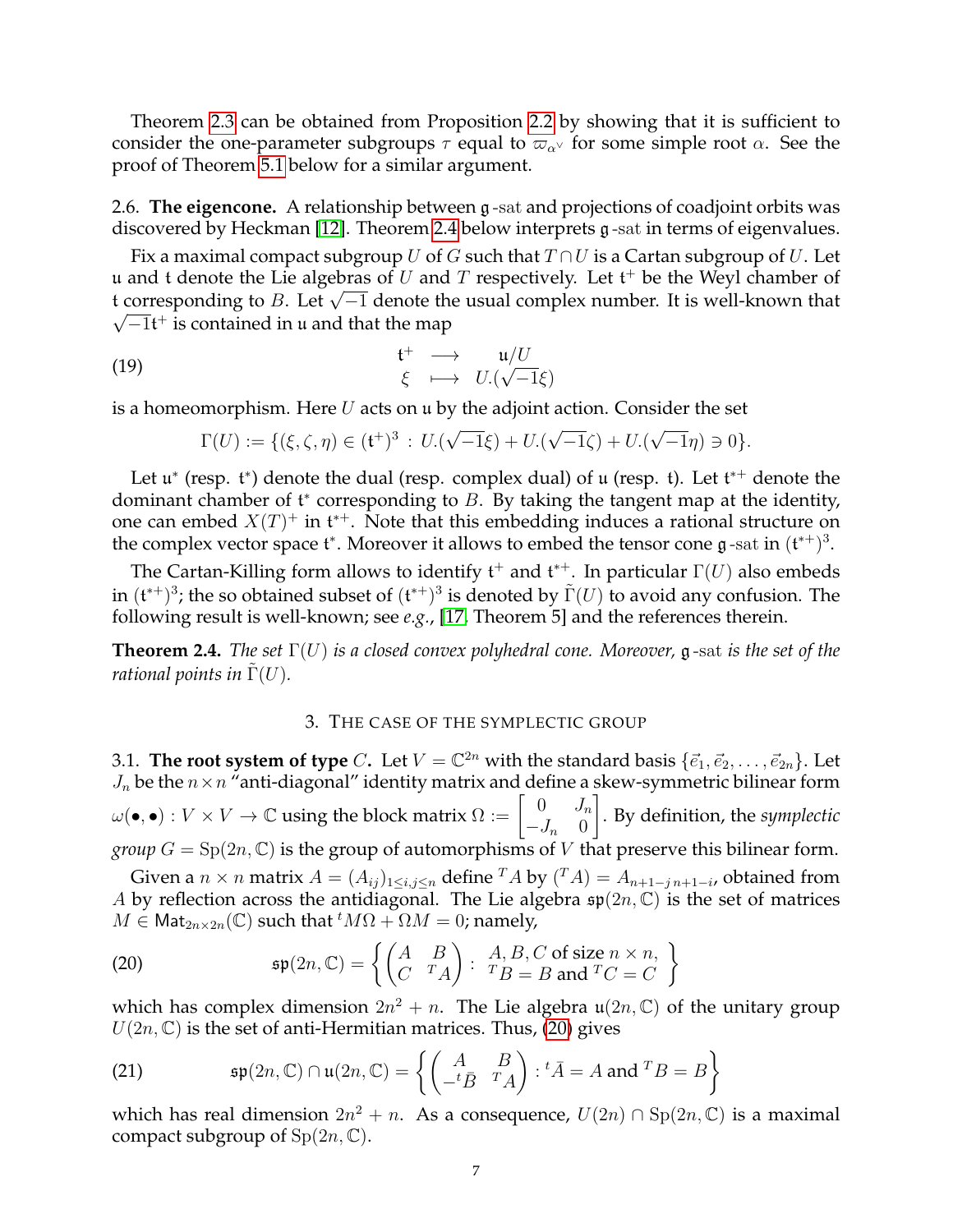Theorem 2.3 can be obtained from Proposition 2.2 by showing that it is sufficient to consider the one-parameter subgroups $\tau$ equal to $\varpi_{\alpha^\vee}$ for some simple root $\alpha$. See the proof of Theorem 5.1 below for a similar argument.

2.6. **The eigencone.** A relationship between $\mathfrak{g}$-sat and projections of coadjoint orbits was discovered by Heckman [12]. Theorem 2.4 below interprets $\mathfrak{g}$-sat in terms of eigenvalues.

Fix a maximal compact subgroup $U$ of $G$ such that $T \cap U$ is a Cartan subgroup of $U$. Let $\mathfrak{u}$ and $\mathfrak{t}$ denote the Lie algebras of $U$ and $T$ respectively. Let $\mathfrak{t}^+$ be the Weyl chamber of $\mathfrak{t}$ corresponding to $B$. Let $\sqrt{-1}$ denote the usual complex number. It is well-known that $\sqrt{-1}\mathfrak{t}^+$ is contained in $\mathfrak{u}$ and that the map

$$
\begin{array}{ccc}
\mathfrak{t}^+ & \longrightarrow & \mathfrak{u}/U \\
\xi & \longmapsto & U.(\sqrt{-1}\xi)
\end{array}
\tag{19}
$$

is a homeomorphism. Here $U$ acts on $\mathfrak{u}$ by the adjoint action. Consider the set

$$
\Gamma(U) := \{(\xi, \zeta, \eta) \in (\mathfrak{t}^+)^3 \, : \, U.(\sqrt{-1}\xi) + U.(\sqrt{-1}\zeta) + U.(\sqrt{-1}\eta) \ni 0\}.
$$

Let $\mathfrak{u}^*$ (resp. $\mathfrak{t}^*$) denote the dual (resp. complex dual) of $\mathfrak{u}$ (resp. $\mathfrak{t}$). Let $\mathfrak{t}^{*+}$ denote the dominant chamber of $\mathfrak{t}^*$ corresponding to $B$. By taking the tangent map at the identity, one can embed $X(T)^+$ in $\mathfrak{t}^{*+}$. Note that this embedding induces a rational structure on the complex vector space $\mathfrak{t}^*$. Moreover it allows to embed the tensor cone $\mathfrak{g}$-sat in $(\mathfrak{t}^{*+})^3$.

The Cartan-Killing form allows to identify $\mathfrak{t}^+$ and $\mathfrak{t}^{*+}$. In particular $\Gamma(U)$ also embeds in $(\mathfrak{t}^{*+})^3$; the so obtained subset of $(\mathfrak{t}^{*+})^3$ is denoted by $\tilde{\Gamma}(U)$ to avoid any confusion. The following result is well-known; see *e.g.*, [17, Theorem 5] and the references therein.

**Theorem 2.4.** *The set $\Gamma(U)$ is a closed convex polyhedral cone. Moreover, $\mathfrak{g}$-sat is the set of the rational points in $\tilde{\Gamma}(U)$.*

## 3. The case of the symplectic group

3.1. **The root system of type $C$.** Let $V = \mathbb{C}^{2n}$ with the standard basis $\{\vec{e}_1, \vec{e}_2, \ldots, \vec{e}_{2n}\}$. Let $J_n$ be the $n \times n$ "anti-diagonal" identity matrix and define a skew-symmetric bilinear form $\omega(\bullet, \bullet) : V \times V \to \mathbb{C}$ using the block matrix $\Omega := \begin{bmatrix} 0 & J_n \\ -J_n & 0 \end{bmatrix}$. By definition, the *symplectic group* $G = \mathrm{Sp}(2n, \mathbb{C})$ is the group of automorphisms of $V$ that preserve this bilinear form.

Given a $n \times n$ matrix $A = (A_{ij})_{1 \leq i,j \leq n}$ define ${}^T A$ by $({}^T A) = A_{n+1-j\, n+1-i}$, obtained from $A$ by reflection across the antidiagonal. The Lie algebra $\mathfrak{sp}(2n, \mathbb{C})$ is the set of matrices $M \in \mathsf{Mat}_{2n \times 2n}(\mathbb{C})$ such that ${}^t M \Omega + \Omega M = 0$; namely,

$$
\mathfrak{sp}(2n, \mathbb{C}) = \left\{ \begin{pmatrix} A & B \\ C & {}^T A \end{pmatrix} : \begin{array}{l} A, B, C \text{ of size } n \times n, \\ {}^T B = B \text{ and } {}^T C = C \end{array} \right\}
\tag{20}
$$

which has complex dimension $2n^2 + n$. The Lie algebra $\mathfrak{u}(2n, \mathbb{C})$ of the unitary group $U(2n, \mathbb{C})$ is the set of anti-Hermitian matrices. Thus, (20) gives

$$
\mathfrak{sp}(2n, \mathbb{C}) \cap \mathfrak{u}(2n, \mathbb{C}) = \left\{ \begin{pmatrix} A & B \\ -{}^t\bar{B} & {}^T A \end{pmatrix} : {}^t\bar{A} = A \text{ and } {}^T B = B \right\}
\tag{21}
$$

which has real dimension $2n^2 + n$. As a consequence, $U(2n) \cap \mathrm{Sp}(2n, \mathbb{C})$ is a maximal compact subgroup of $\mathrm{Sp}(2n, \mathbb{C})$.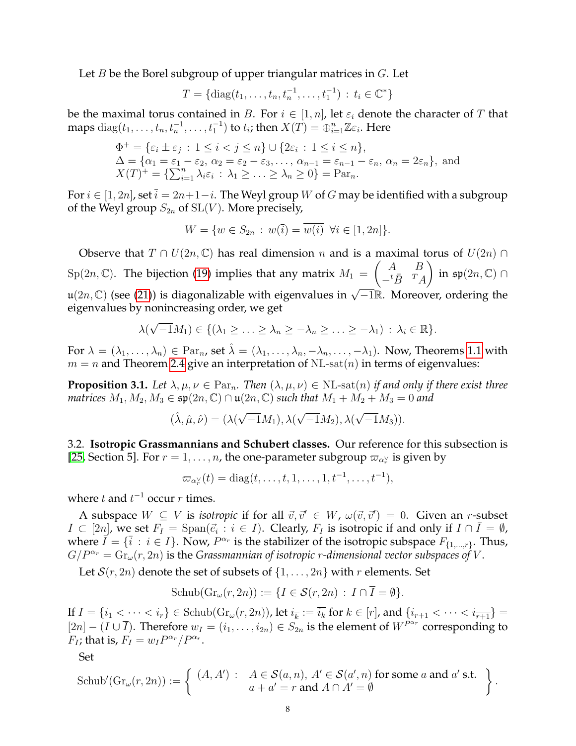Let $B$ be the Borel subgroup of upper triangular matrices in $G$. Let

$$T = \{\mathrm{diag}(t_1, \ldots, t_n, t_n^{-1}, \ldots, t_1^{-1}) \,:\, t_i \in \mathbb{C}^*\}$$

be the maximal torus contained in $B$. For $i \in [1, n]$, let $\varepsilon_i$ denote the character of $T$ that maps $\mathrm{diag}(t_1, \ldots, t_n, t_n^{-1}, \ldots, t_1^{-1})$ to $t_i$; then $X(T) = \oplus_{i=1}^n \mathbb{Z}\varepsilon_i$. Here

$$\begin{aligned}
&\Phi^+ = \{\varepsilon_i \pm \varepsilon_j \,:\, 1 \leq i < j \leq n\} \cup \{2\varepsilon_i \,:\, 1 \leq i \leq n\},\\
&\Delta = \{\alpha_1 = \varepsilon_1 - \varepsilon_2,\, \alpha_2 = \varepsilon_2 - \varepsilon_3, \ldots, \alpha_{n-1} = \varepsilon_{n-1} - \varepsilon_n,\, \alpha_n = 2\varepsilon_n\}, \text{ and}\\
&X(T)^+ = \{\textstyle\sum_{i=1}^n \lambda_i \varepsilon_i \,:\, \lambda_1 \geq \ldots \geq \lambda_n \geq 0\} = \mathrm{Par}_n.
\end{aligned}$$

For $i \in [1, 2n]$, set $\bar{i} = 2n+1-i$. The Weyl group $W$ of $G$ may be identified with a subgroup of the Weyl group $S_{2n}$ of $\mathrm{SL}(V)$. More precisely,

$$W = \{w \in S_{2n} \,:\, w(\bar{i}) = \overline{w(i)} \;\; \forall i \in [1, 2n]\}.$$

Observe that $T \cap U(2n, \mathbb{C})$ has real dimension $n$ and is a maximal torus of $U(2n) \cap \mathrm{Sp}(2n, \mathbb{C})$. The bijection (19) implies that any matrix $M_1 = \begin{pmatrix} A & B \\ -{}^t\bar{B} & {}^TA \end{pmatrix}$ in $\mathfrak{sp}(2n, \mathbb{C}) \cap \mathfrak{u}(2n, \mathbb{C})$ (see (21)) is diagonalizable with eigenvalues in $\sqrt{-1}\mathbb{R}$. Moreover, ordering the eigenvalues by nonincreasing order, we get

$$\lambda(\sqrt{-1}M_1) \in \{(\lambda_1 \geq \ldots \geq \lambda_n \geq -\lambda_n \geq \ldots \geq -\lambda_1) \,:\, \lambda_i \in \mathbb{R}\}.$$

For $\lambda = (\lambda_1, \ldots, \lambda_n) \in \mathrm{Par}_n$, set $\hat{\lambda} = (\lambda_1, \ldots, \lambda_n, -\lambda_n, \ldots, -\lambda_1)$. Now, Theorems 1.1 with $m = n$ and Theorem 2.4 give an interpretation of $\mathrm{NL\text{-}sat}(n)$ in terms of eigenvalues:

**Proposition 3.1.** *Let $\lambda, \mu, \nu \in \mathrm{Par}_n$. Then $(\lambda, \mu, \nu) \in \mathrm{NL\text{-}sat}(n)$ if and only if there exist three matrices $M_1, M_2, M_3 \in \mathfrak{sp}(2n, \mathbb{C}) \cap \mathfrak{u}(2n, \mathbb{C})$ such that $M_1 + M_2 + M_3 = 0$ and*

$$(\hat{\lambda}, \hat{\mu}, \hat{\nu}) = (\lambda(\sqrt{-1}M_1), \lambda(\sqrt{-1}M_2), \lambda(\sqrt{-1}M_3)).$$

3.2. **Isotropic Grassmannians and Schubert classes.** Our reference for this subsection is [25, Section 5]. For $r = 1, \ldots, n$, the one-parameter subgroup $\varpi_{\alpha_r^\vee}$ is given by

$$\varpi_{\alpha_r^\vee}(t) = \mathrm{diag}(t, \ldots, t, 1, \ldots, 1, t^{-1}, \ldots, t^{-1}),$$

where $t$ and $t^{-1}$ occur $r$ times.

A subspace $W \subseteq V$ is *isotropic* if for all $\vec{v}, \vec{v}' \in W$, $\omega(\vec{v}, \vec{v}') = 0$. Given an $r$-subset $I \subset [2n]$, we set $F_I = \mathrm{Span}(\vec{e}_i \,:\, i \in I)$. Clearly, $F_I$ is isotropic if and only if $I \cap \bar{I} = \emptyset$, where $\bar{I} = \{\bar{i} \,:\, i \in I\}$. Now, $P^{\alpha_r}$ is the stabilizer of the isotropic subspace $F_{\{1,\ldots,r\}}$. Thus, $G/P^{\alpha_r} = \mathrm{Gr}_\omega(r, 2n)$ is the *Grassmannian of isotropic $r$-dimensional vector subspaces of $V$*.

Let $\mathcal{S}(r, 2n)$ denote the set of subsets of $\{1, \ldots, 2n\}$ with $r$ elements. Set

$$\mathrm{Schub}(\mathrm{Gr}_\omega(r, 2n)) := \{I \in \mathcal{S}(r, 2n) \,:\, I \cap \bar{I} = \emptyset\}.$$

If $I = \{i_1 < \cdots < i_r\} \in \mathrm{Schub}(\mathrm{Gr}_\omega(r, 2n))$, let $i_{\bar{k}} := \overline{i_k}$ for $k \in [r]$, and $\{i_{r+1} < \cdots < i_{\overline{r+1}}\} = [2n] - (I \cup \bar{I})$. Therefore $w_I = (i_1, \ldots, i_{2n}) \in S_{2n}$ is the element of $W^{P^{\alpha_r}}$ corresponding to $F_I$; that is, $F_I = w_I P^{\alpha_r}/P^{\alpha_r}$.

Set

$$\mathrm{Schub}'(\mathrm{Gr}_\omega(r, 2n)) := \left\{ \begin{array}{ll} (A, A') : & A \in \mathcal{S}(a, n),\ A' \in \mathcal{S}(a', n) \text{ for some } a \text{ and } a' \text{ s.t.} \\ & a + a' = r \text{ and } A \cap A' = \emptyset \end{array} \right\}.$$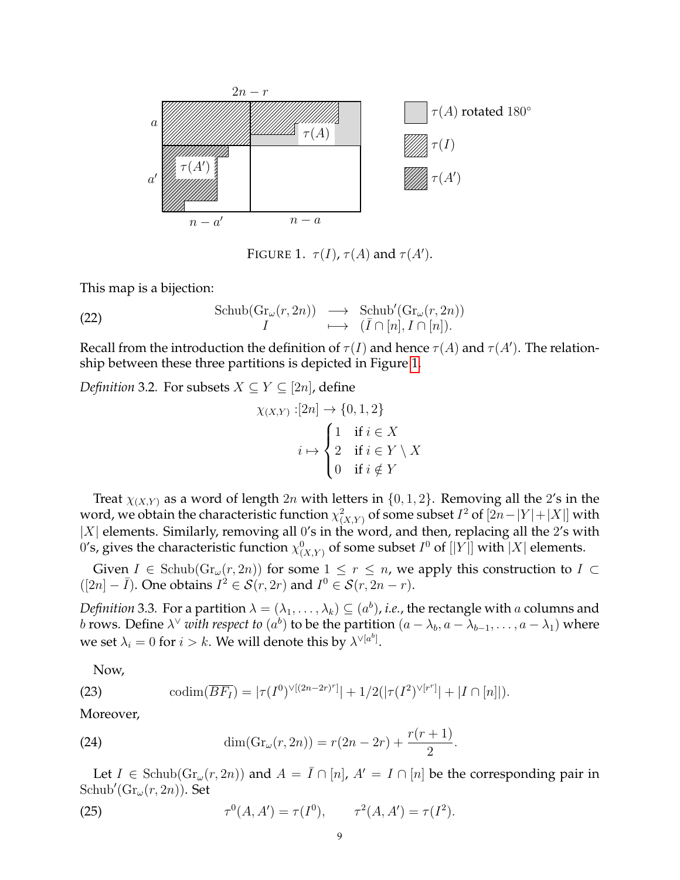FIGURE 1. $\tau(I)$, $\tau(A)$ and $\tau(A')$.

This map is a bijection:

$$
\begin{array}{ccc}
\mathrm{Schub}(\mathrm{Gr}_\omega(r,2n)) & \longrightarrow & \mathrm{Schub}'(\mathrm{Gr}_\omega(r,2n)) \\
I & \longmapsto & (\bar{I} \cap [n], I \cap [n]).
\end{array} \tag{22}
$$

Recall from the introduction the definition of $\tau(I)$ and hence $\tau(A)$ and $\tau(A')$. The relationship between these three partitions is depicted in Figure 1.

*Definition* 3.2. For subsets $X \subseteq Y \subseteq [2n]$, define

$$
\chi_{(X,Y)} : [2n] \to \{0,1,2\}
$$

$$
i \mapsto \begin{cases} 1 & \text{if } i \in X \\ 2 & \text{if } i \in Y \setminus X \\ 0 & \text{if } i \notin Y \end{cases}
$$

Treat $\chi_{(X,Y)}$ as a word of length $2n$ with letters in $\{0,1,2\}$. Removing all the 2's in the word, we obtain the characteristic function $\chi^2_{(X,Y)}$ of some subset $I^2$ of $[2n-|Y|+|X|]$ with $|X|$ elements. Similarly, removing all 0's in the word, and then, replacing all the 2's with 0's, gives the characteristic function $\chi^0_{(X,Y)}$ of some subset $I^0$ of $[|Y|]$ with $|X|$ elements.

Given $I \in \mathrm{Schub}(\mathrm{Gr}_\omega(r,2n))$ for some $1 \le r \le n$, we apply this construction to $I \subset ([2n] - \bar{I})$. One obtains $I^2 \in \mathcal{S}(r,2r)$ and $I^0 \in \mathcal{S}(r, 2n-r)$.

*Definition* 3.3. For a partition $\lambda = (\lambda_1, \ldots, \lambda_k) \subseteq (a^b)$, *i.e.*, the rectangle with $a$ columns and $b$ rows. Define $\lambda^\vee$ *with respect to* $(a^b)$ to be the partition $(a-\lambda_b, a-\lambda_{b-1}, \ldots, a-\lambda_1)$ where we set $\lambda_i = 0$ for $i > k$. We will denote this by $\lambda^{\vee[a^b]}$.

Now,

$$
\mathrm{codim}(\overline{BF_I}) = |\tau(I^0)^{\vee[(2n-2r)^r]}| + 1/2(|\tau(I^2)^{\vee[r^r]}| + |I \cap [n]|). \tag{23}
$$

Moreover,

$$
\dim(\mathrm{Gr}_\omega(r,2n)) = r(2n-2r) + \frac{r(r+1)}{2}. \tag{24}
$$

Let $I \in \mathrm{Schub}(\mathrm{Gr}_\omega(r,2n))$ and $A = \bar{I} \cap [n]$, $A' = I \cap [n]$ be the corresponding pair in $\mathrm{Schub}'(\mathrm{Gr}_\omega(r,2n))$. Set

$$
\tau^0(A,A') = \tau(I^0), \qquad \tau^2(A,A') = \tau(I^2). \tag{25}
$$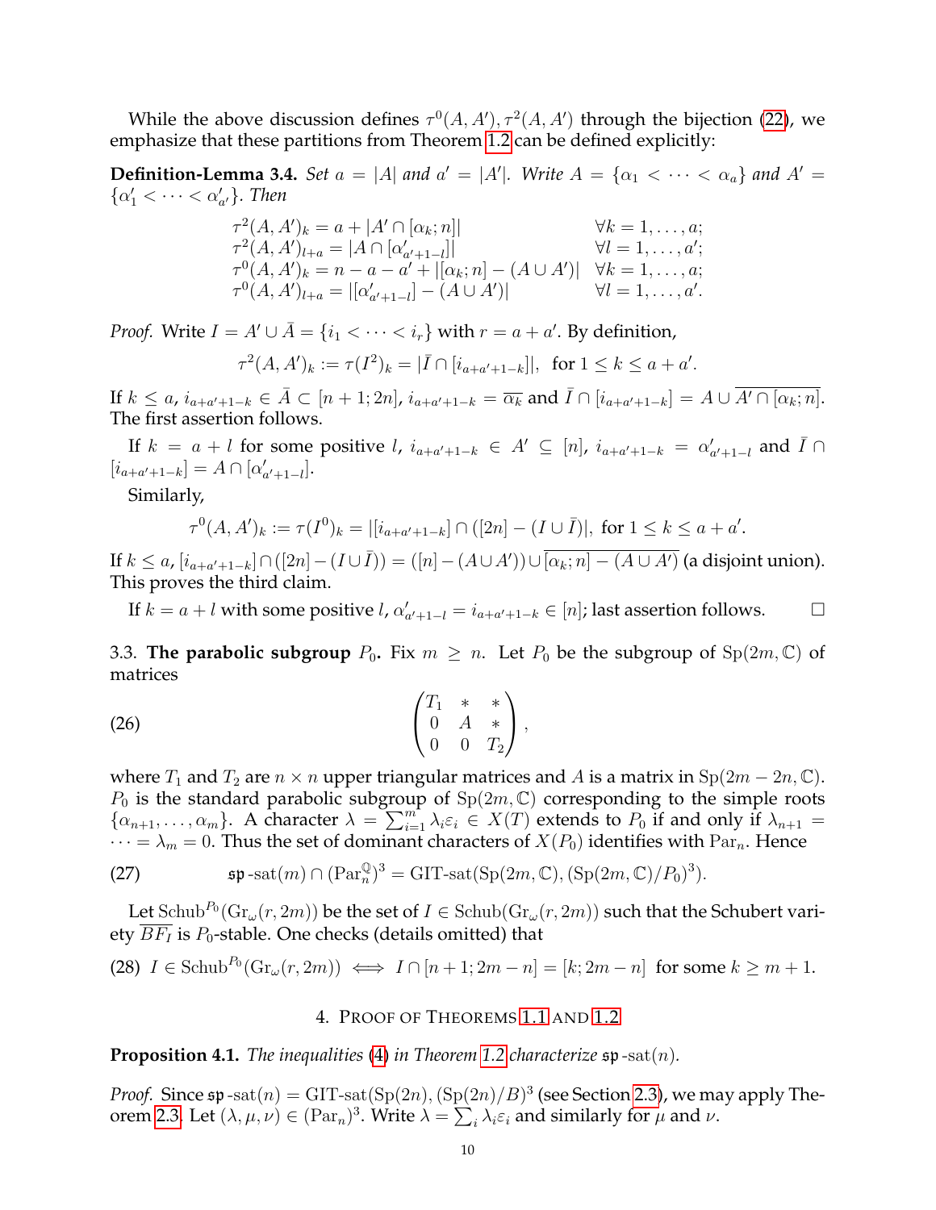While the above discussion defines $\tau^0(A, A'), \tau^2(A, A')$ through the bijection (22), we emphasize that these partitions from Theorem 1.2 can be defined explicitly:

**Definition-Lemma 3.4.** *Set $a = |A|$ and $a' = |A'|$. Write $A = \{\alpha_1 < \cdots < \alpha_a\}$ and $A' = \{\alpha'_1 < \cdots < \alpha'_{a'}\}$. Then*

$$
\begin{array}{ll}
\tau^2(A, A')_k = a + |A' \cap [\alpha_k; n]| & \forall k = 1, \ldots, a; \\
\tau^2(A, A')_{l+a} = |A \cap [\alpha'_{a'+1-l}]| & \forall l = 1, \ldots, a'; \\
\tau^0(A, A')_k = n - a - a' + |[\alpha_k; n] - (A \cup A')| & \forall k = 1, \ldots, a; \\
\tau^0(A, A')_{l+a} = |[\alpha'_{a'+1-l}] - (A \cup A')| & \forall l = 1, \ldots, a'.
\end{array}
$$

*Proof.* Write $I = A' \cup \bar{A} = \{i_1 < \cdots < i_r\}$ with $r = a + a'$. By definition,

$$
\tau^2(A, A')_k := \tau(I^2)_k = |\bar{I} \cap [i_{a+a'+1-k}]|, \text{ for } 1 \leq k \leq a + a'.
$$

If $k \leq a$, $i_{a+a'+1-k} \in \bar{A} \subset [n+1; 2n]$, $i_{a+a'+1-k} = \overline{\alpha_k}$ and $\bar{I} \cap [i_{a+a'+1-k}] = A \cup \overline{A' \cap [\alpha_k; n]}$. The first assertion follows.

If $k = a + l$ for some positive $l$, $i_{a+a'+1-k} \in A' \subseteq [n]$, $i_{a+a'+1-k} = \alpha'_{a'+1-l}$ and $\bar{I} \cap [i_{a+a'+1-k}] = A \cap [\alpha'_{a'+1-l}]$.

Similarly,

$$
\tau^0(A, A')_k := \tau(I^0)_k = |[i_{a+a'+1-k}] \cap ([2n] - (I \cup \bar{I})|, \text{ for } 1 \leq k \leq a + a'.
$$

If $k \leq a$, $[i_{a+a'+1-k}] \cap ([2n] - (I \cup \bar{I})) = ([n] - (A \cup A')) \cup \overline{[\alpha_k; n] - (A \cup A')}$ (a disjoint union). This proves the third claim.

If $k = a + l$ with some positive $l$, $\alpha'_{a'+1-l} = i_{a+a'+1-k} \in [n]$; last assertion follows. $\square$

3.3. **The parabolic subgroup $P_0$.** Fix $m \geq n$. Let $P_0$ be the subgroup of $\mathrm{Sp}(2m, \mathbb{C})$ of matrices

$$
\begin{pmatrix} T_1 & * & * \\ 0 & A & * \\ 0 & 0 & T_2 \end{pmatrix}, \tag{26}
$$

where $T_1$ and $T_2$ are $n \times n$ upper triangular matrices and $A$ is a matrix in $\mathrm{Sp}(2m - 2n, \mathbb{C})$. $P_0$ is the standard parabolic subgroup of $\mathrm{Sp}(2m, \mathbb{C})$ corresponding to the simple roots $\{\alpha_{n+1}, \ldots, \alpha_m\}$. A character $\lambda = \sum_{i=1}^m \lambda_i \varepsilon_i \in X(T)$ extends to $P_0$ if and only if $\lambda_{n+1} = \cdots = \lambda_m = 0$. Thus the set of dominant characters of $X(P_0)$ identifies with $\mathrm{Par}_n$. Hence

$$
\mathfrak{sp}\text{-sat}(m) \cap (\mathrm{Par}_n^{\mathbb{Q}})^3 = \text{GIT-sat}(\mathrm{Sp}(2m, \mathbb{C}), (\mathrm{Sp}(2m, \mathbb{C})/P_0)^3). \tag{27}
$$

Let $\mathrm{Schub}^{P_0}(\mathrm{Gr}_\omega(r, 2m))$ be the set of $I \in \mathrm{Schub}(\mathrm{Gr}_\omega(r, 2m))$ such that the Schubert variety $\overline{BF_I}$ is $P_0$-stable. One checks (details omitted) that

$$
I \in \mathrm{Schub}^{P_0}(\mathrm{Gr}_\omega(r, 2m)) \iff I \cap [n+1; 2m-n] = [k; 2m-n] \text{ for some } k \geq m+1. \tag{28}
$$

## 4. Proof of Theorems 1.1 and 1.2

**Proposition 4.1.** *The inequalities (4) in Theorem 1.2 characterize $\mathfrak{sp}\text{-sat}(n)$.*

*Proof.* Since $\mathfrak{sp}\text{-sat}(n) = \text{GIT-sat}(\mathrm{Sp}(2n), (\mathrm{Sp}(2n)/B)^3$ (see Section 2.3), we may apply Theorem 2.3. Let $(\lambda, \mu, \nu) \in (\mathrm{Par}_n)^3$. Write $\lambda = \sum_i \lambda_i \varepsilon_i$ and similarly for $\mu$ and $\nu$.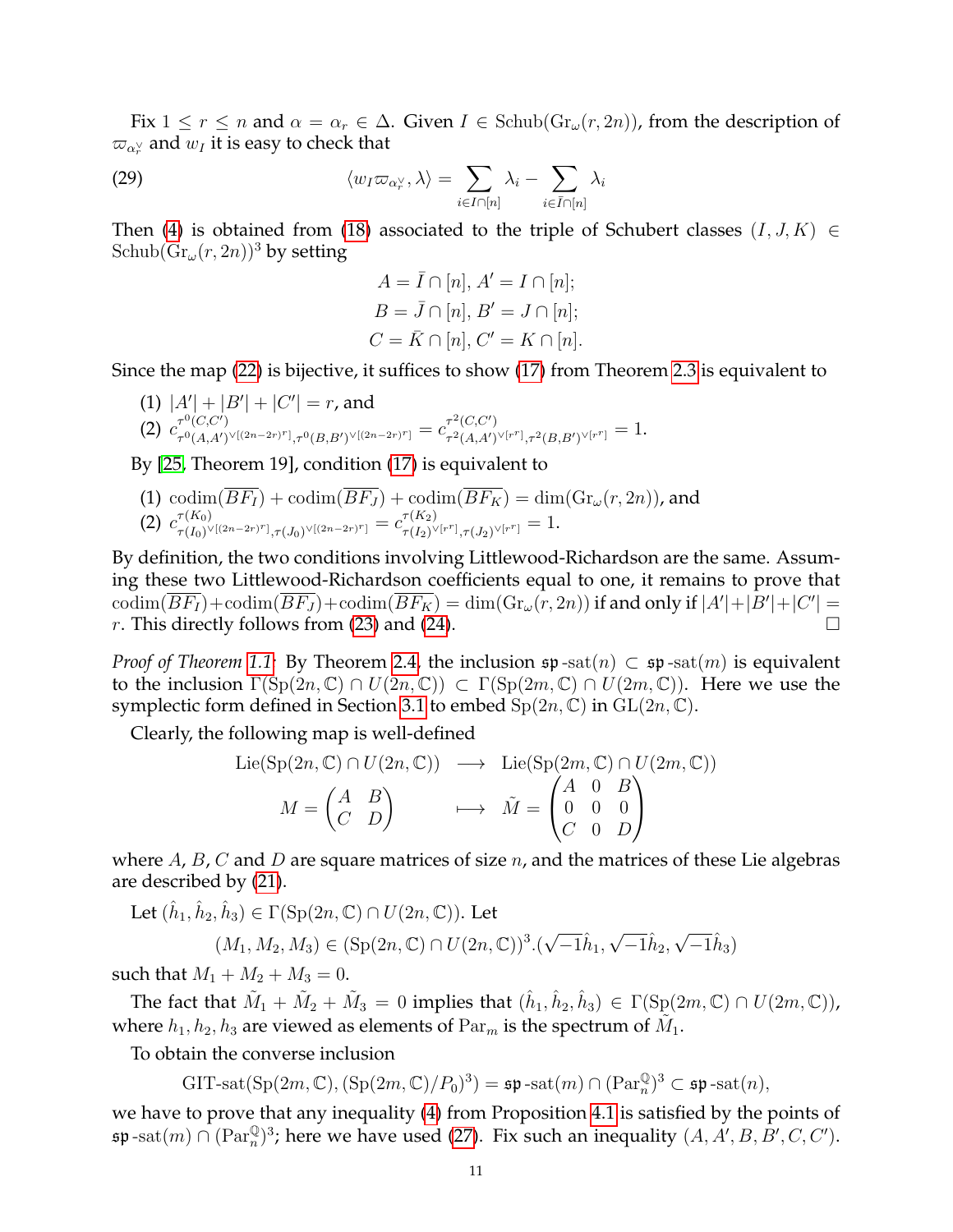Fix $1 \leq r \leq n$ and $\alpha = \alpha_r \in \Delta$. Given $I \in \mathrm{Schub}(\mathrm{Gr}_\omega(r, 2n))$, from the description of $\varpi_{\alpha_r^\vee}$ and $w_I$ it is easy to check that

$$\langle w_I \varpi_{\alpha_r^\vee}, \lambda \rangle = \sum_{i \in I \cap [n]} \lambda_i - \sum_{i \in \bar{I} \cap [n]} \lambda_i \tag{29}$$

Then (4) is obtained from (18) associated to the triple of Schubert classes $(I, J, K) \in \mathrm{Schub}(\mathrm{Gr}_\omega(r, 2n))^3$ by setting

$$A = \bar{I} \cap [n],\ A' = I \cap [n];$$
$$B = \bar{J} \cap [n],\ B' = J \cap [n];$$
$$C = \bar{K} \cap [n],\ C' = K \cap [n].$$

Since the map (22) is bijective, it suffices to show (17) from Theorem 2.3 is equivalent to

(1) $|A'| + |B'| + |C'| = r$, and
(2) $c^{\tau^0(C,C')}_{\tau^0(A,A')^{\vee[(2n-2r)^r]}, \tau^0(B,B')^{\vee[(2n-2r)^r]}} = c^{\tau^2(C,C')}_{\tau^2(A,A')^{\vee[r^r]}, \tau^2(B,B')^{\vee[r^r]}} = 1$.

By [25, Theorem 19], condition (17) is equivalent to

(1) $\mathrm{codim}(\overline{BF_I}) + \mathrm{codim}(\overline{BF_J}) + \mathrm{codim}(\overline{BF_K}) = \dim(\mathrm{Gr}_\omega(r, 2n))$, and
(2) $c^{\tau(K_0)}_{\tau(I_0)^{\vee[(2n-2r)^r]}, \tau(J_0)^{\vee[(2n-2r)^r]}} = c^{\tau(K_2)}_{\tau(I_2)^{\vee[r^r]}, \tau(J_2)^{\vee[r^r]}} = 1$.

By definition, the two conditions involving Littlewood-Richardson are the same. Assuming these two Littlewood-Richardson coefficients equal to one, it remains to prove that $\mathrm{codim}(\overline{BF_I}) + \mathrm{codim}(\overline{BF_J}) + \mathrm{codim}(\overline{BF_K}) = \dim(\mathrm{Gr}_\omega(r, 2n))$ if and only if $|A'| + |B'| + |C'| = r$. This directly follows from (23) and (24). $\square$

*Proof of Theorem 1.1:* By Theorem 2.4, the inclusion $\mathfrak{sp}\text{-sat}(n) \subset \mathfrak{sp}\text{-sat}(m)$ is equivalent to the inclusion $\Gamma(\mathrm{Sp}(2n, \mathbb{C}) \cap U(2n, \mathbb{C})) \subset \Gamma(\mathrm{Sp}(2m, \mathbb{C}) \cap U(2m, \mathbb{C}))$. Here we use the symplectic form defined in Section 3.1 to embed $\mathrm{Sp}(2n, \mathbb{C})$ in $\mathrm{GL}(2n, \mathbb{C})$.

Clearly, the following map is well-defined

$$\begin{array}{ccc} \mathrm{Lie}(\mathrm{Sp}(2n, \mathbb{C}) \cap U(2n, \mathbb{C})) & \longrightarrow & \mathrm{Lie}(\mathrm{Sp}(2m, \mathbb{C}) \cap U(2m, \mathbb{C})) \\ M = \begin{pmatrix} A & B \\ C & D \end{pmatrix} & \longmapsto & \tilde{M} = \begin{pmatrix} A & 0 & B \\ 0 & 0 & 0 \\ C & 0 & D \end{pmatrix} \end{array}$$

where $A$, $B$, $C$ and $D$ are square matrices of size $n$, and the matrices of these Lie algebras are described by (21).

Let $(\hat{h}_1, \hat{h}_2, \hat{h}_3) \in \Gamma(\mathrm{Sp}(2n, \mathbb{C}) \cap U(2n, \mathbb{C}))$. Let

$$(M_1, M_2, M_3) \in (\mathrm{Sp}(2n, \mathbb{C}) \cap U(2n, \mathbb{C}))^3 . (\sqrt{-1}\hat{h}_1, \sqrt{-1}\hat{h}_2, \sqrt{-1}\hat{h}_3)$$

such that $M_1 + M_2 + M_3 = 0$.

The fact that $\tilde{M}_1 + \tilde{M}_2 + \tilde{M}_3 = 0$ implies that $(\hat{h}_1, \hat{h}_2, \hat{h}_3) \in \Gamma(\mathrm{Sp}(2m, \mathbb{C}) \cap U(2m, \mathbb{C}))$, where $h_1, h_2, h_3$ are viewed as elements of $\mathrm{Par}_m$ is the spectrum of $\tilde{M}_1$.

To obtain the converse inclusion

$$\text{GIT-sat}(\mathrm{Sp}(2m, \mathbb{C}), (\mathrm{Sp}(2m, \mathbb{C})/P_0)^3) = \mathfrak{sp}\text{-sat}(m) \cap (\mathrm{Par}_n^{\mathbb{Q}})^3 \subset \mathfrak{sp}\text{-sat}(n),$$

we have to prove that any inequality (4) from Proposition 4.1 is satisfied by the points of $\mathfrak{sp}\text{-sat}(m) \cap (\mathrm{Par}_n^{\mathbb{Q}})^3$; here we have used (27). Fix such an inequality $(A, A', B, B', C, C')$.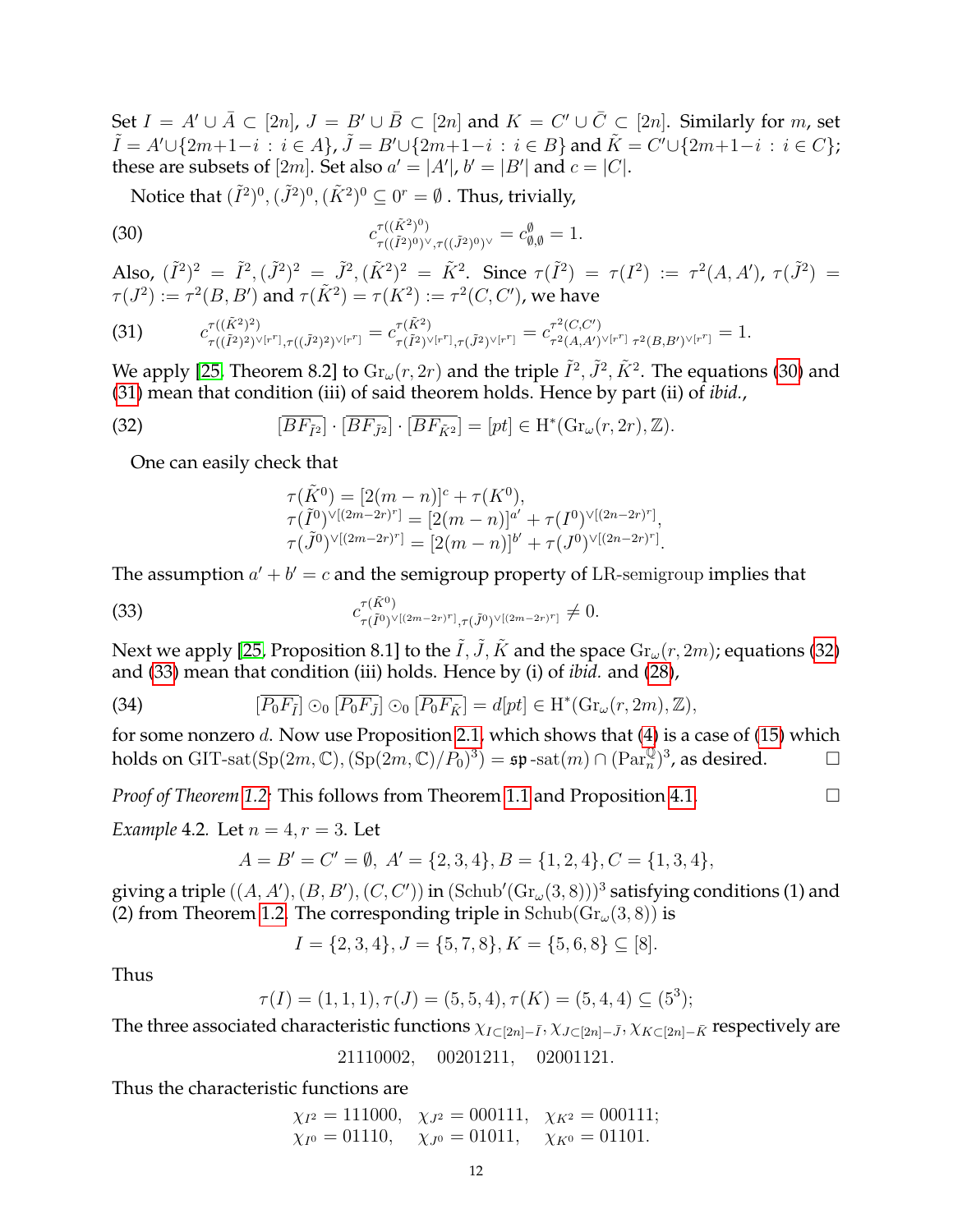Set $I = A' \cup \bar{A} \subset [2n]$, $J = B' \cup \bar{B} \subset [2n]$ and $K = C' \cup \bar{C} \subset [2n]$. Similarly for $m$, set $\tilde{I} = A' \cup \{2m+1-i : i \in A\}$, $\tilde{J} = B' \cup \{2m+1-i : i \in B\}$ and $\tilde{K} = C' \cup \{2m+1-i : i \in C\}$; these are subsets of $[2m]$. Set also $a' = |A'|$, $b' = |B'|$ and $c = |C|$.

Notice that $(\tilde{I}^2)^0, (\tilde{J}^2)^0, (\tilde{K}^2)^0 \subseteq 0^r = \emptyset$ . Thus, trivially,

$$
c^{\tau((\tilde{K}^2)^0)}_{\tau((\tilde{I}^2)^0)^\vee, \tau((\tilde{J}^2)^0)^\vee} = c^{\emptyset}_{\emptyset,\emptyset} = 1. \tag{30}
$$

Also, $(\tilde{I}^2)^2 = \tilde{I}^2, (\tilde{J}^2)^2 = \tilde{J}^2, (\tilde{K}^2)^2 = \tilde{K}^2$. Since $\tau(\tilde{I}^2) = \tau(I^2) := \tau^2(A, A')$, $\tau(\tilde{J}^2) = \tau(J^2) := \tau^2(B, B')$ and $\tau(\tilde{K}^2) = \tau(K^2) := \tau^2(C, C')$, we have

$$
c^{\tau((\tilde{K}^2)^2)}_{\tau((\tilde{I}^2)^2)^{\vee[r^r]}, \tau((\tilde{J}^2)^2)^{\vee[r^r]}} = c^{\tau(\tilde{K}^2)}_{\tau(\tilde{I}^2)^{\vee[r^r]}, \tau(\tilde{J}^2)^{\vee[r^r]}} = c^{\tau^2(C,C')}_{\tau^2(A,A')^{\vee[r^r]}\ \tau^2(B,B')^{\vee[r^r]}} = 1. \tag{31}
$$

We apply [25, Theorem 8.2] to $\mathrm{Gr}_\omega(r, 2r)$ and the triple $\tilde{I}^2, \tilde{J}^2, \tilde{K}^2$. The equations (30) and (31) mean that condition (iii) of said theorem holds. Hence by part (ii) of *ibid.*,

$$
[\overline{BF_{\tilde{I}^2}}] \cdot [\overline{BF_{\tilde{J}^2}}] \cdot [\overline{BF_{\tilde{K}^2}}] = [pt] \in \mathrm{H}^*(\mathrm{Gr}_\omega(r, 2r), \mathbb{Z}). \tag{32}
$$

One can easily check that

$$
\begin{aligned}
&\tau(\tilde{K}^0) = [2(m-n)]^c + \tau(K^0),\\
&\tau(\tilde{I}^0)^{\vee[(2m-2r)^r]} = [2(m-n)]^{a'} + \tau(I^0)^{\vee[(2n-2r)^r]},\\
&\tau(\tilde{J}^0)^{\vee[(2m-2r)^r]} = [2(m-n)]^{b'} + \tau(J^0)^{\vee[(2n-2r)^r]}.
\end{aligned}
$$

The assumption $a' + b' = c$ and the semigroup property of LR-semigroup implies that

$$
c^{\tau(\tilde{K}^0)}_{\tau(\tilde{I}^0)^{\vee[(2m-2r)^r]}, \tau(\tilde{J}^0)^{\vee[(2m-2r)^r]}} \neq 0. \tag{33}
$$

Next we apply [25, Proposition 8.1] to the $\tilde{I}, \tilde{J}, \tilde{K}$ and the space $\mathrm{Gr}_\omega(r, 2m)$; equations (32) and (33) mean that condition (iii) holds. Hence by (i) of *ibid.* and (28),

$$
[\overline{P_0F_{\tilde{I}}}] \odot_0 [\overline{P_0F_{\tilde{J}}}] \odot_0 [\overline{P_0F_{\tilde{K}}}] = d[pt] \in \mathrm{H}^*(\mathrm{Gr}_\omega(r, 2m), \mathbb{Z}), \tag{34}
$$

for some nonzero $d$. Now use Proposition 2.1, which shows that (4) is a case of (15) which holds on $\text{GIT-sat}(\mathrm{Sp}(2m, \mathbb{C}), (\mathrm{Sp}(2m, \mathbb{C})/P_0)^3) = \mathfrak{sp}\text{-sat}(m) \cap (\mathrm{Par}_n^{\mathbb{Q}})^3$, as desired. ☐

*Proof of Theorem 1.2:* This follows from Theorem 1.1 and Proposition 4.1. ☐

*Example* 4.2. Let $n = 4, r = 3$. Let

$$
A = B' = C' = \emptyset,\ A' = \{2,3,4\}, B = \{1,2,4\}, C = \{1,3,4\},
$$

giving a triple $((A, A'), (B, B'), (C, C'))$ in $(\mathrm{Schub}'(\mathrm{Gr}_\omega(3, 8)))^3$ satisfying conditions (1) and (2) from Theorem 1.2. The corresponding triple in $\mathrm{Schub}(\mathrm{Gr}_\omega(3, 8))$ is

$$
I = \{2,3,4\}, J = \{5,7,8\}, K = \{5,6,8\} \subseteq [8].
$$

Thus

$$
\tau(I) = (1,1,1), \tau(J) = (5,5,4), \tau(K) = (5,4,4) \subseteq (5^3);
$$

The three associated characteristic functions $\chi_{I \subset [2n]-\bar{I}}, \chi_{J \subset [2n]-\bar{J}}, \chi_{K \subset [2n]-\bar{K}}$ respectively are

$$
21110002, \quad 00201211, \quad 02001121.
$$

Thus the characteristic functions are

$$
\begin{aligned}
&\chi_{I^2} = 111000, \quad \chi_{J^2} = 000111, \quad \chi_{K^2} = 000111;\\
&\chi_{I^0} = 01110, \quad \chi_{J^0} = 01011, \quad \chi_{K^0} = 01101.
\end{aligned}
$$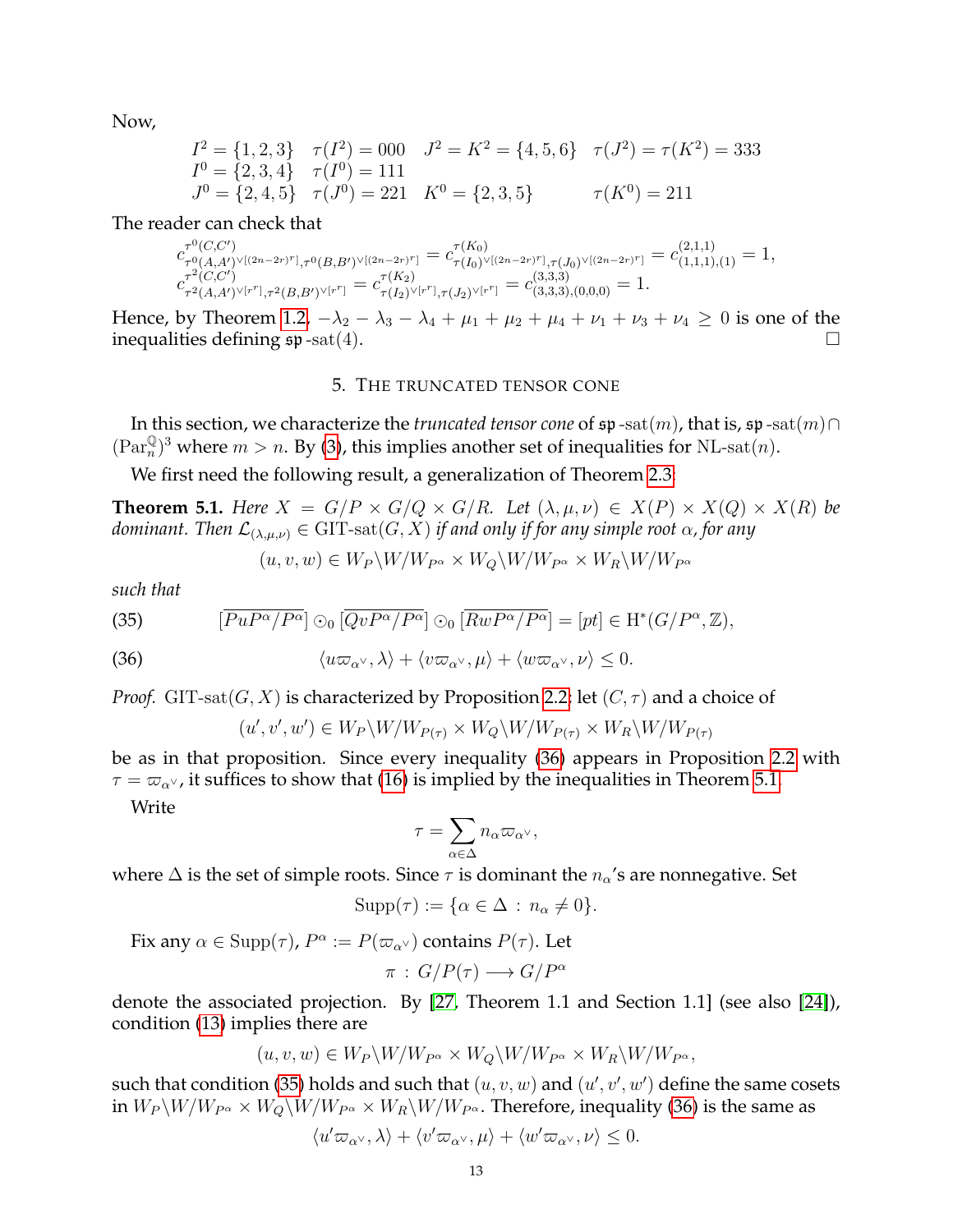Now,

$$\begin{array}{llll} I^2 = \{1,2,3\} & \tau(I^2) = 000 & J^2 = K^2 = \{4,5,6\} & \tau(J^2) = \tau(K^2) = 333 \\ I^0 = \{2,3,4\} & \tau(I^0) = 111 & & \\ J^0 = \{2,4,5\} & \tau(J^0) = 221 & K^0 = \{2,3,5\} & \tau(K^0) = 211 \end{array}$$

The reader can check that

$$c^{\tau^0(C,C')}_{\tau^0(A,A')^{\vee[(2n-2r)^r]},\tau^0(B,B')^{\vee[(2n-2r)^r]}} = c^{\tau(K_0)}_{\tau(I_0)^{\vee[(2n-2r)^r]},\tau(J_0)^{\vee[(2n-2r)^r]}} = c^{(2,1,1)}_{(1,1,1),(1)} = 1,$$
$$c^{\tau^2(C,C')}_{\tau^2(A,A')^{\vee[r^r]},\tau^2(B,B')^{\vee[r^r]}} = c^{\tau(K_2)}_{\tau(I_2)^{\vee[r^r]},\tau(J_2)^{\vee[r^r]}} = c^{(3,3,3)}_{(3,3,3),(0,0,0)} = 1.$$

Hence, by Theorem 1.2, $-\lambda_2 - \lambda_3 - \lambda_4 + \mu_1 + \mu_2 + \mu_4 + \nu_1 + \nu_3 + \nu_4 \geq 0$ is one of the inequalities defining $\mathfrak{sp}\text{-sat}(4)$. □

## 5. The truncated tensor cone

In this section, we characterize the *truncated tensor cone* of $\mathfrak{sp}\text{-sat}(m)$, that is, $\mathfrak{sp}\text{-sat}(m) \cap (\mathrm{Par}_n^{\mathbb{Q}})^3$ where $m > n$. By (3), this implies another set of inequalities for $\mathrm{NL}\text{-sat}(n)$.

We first need the following result, a generalization of Theorem 2.3:

**Theorem 5.1.** *Here $X = G/P \times G/Q \times G/R$. Let $(\lambda, \mu, \nu) \in X(P) \times X(Q) \times X(R)$ be dominant. Then $\mathcal{L}_{(\lambda,\mu,\nu)} \in \mathrm{GIT}\text{-sat}(G, X)$ if and only if for any simple root $\alpha$, for any*

$$(u, v, w) \in W_P \backslash W / W_{P^\alpha} \times W_Q \backslash W / W_{P^\alpha} \times W_R \backslash W / W_{P^\alpha}$$

*such that*

$$[\overline{PuP^\alpha/P^\alpha}] \odot_0 [\overline{QvP^\alpha/P^\alpha}] \odot_0 [\overline{RwP^\alpha/P^\alpha}] = [pt] \in \mathrm{H}^*(G/P^\alpha, \mathbb{Z}), \tag{35}$$

$$\langle u\varpi_{\alpha^\vee}, \lambda \rangle + \langle v\varpi_{\alpha^\vee}, \mu \rangle + \langle w\varpi_{\alpha^\vee}, \nu \rangle \leq 0. \tag{36}$$

*Proof.* $\mathrm{GIT}\text{-sat}(G, X)$ is characterized by Proposition 2.2: let $(C, \tau)$ and a choice of

$$(u', v', w') \in W_P \backslash W / W_{P(\tau)} \times W_Q \backslash W / W_{P(\tau)} \times W_R \backslash W / W_{P(\tau)}$$

be as in that proposition. Since every inequality (36) appears in Proposition 2.2 with $\tau = \varpi_{\alpha^\vee}$, it suffices to show that (16) is implied by the inequalities in Theorem 5.1.

Write

$$\tau = \sum_{\alpha \in \Delta} n_\alpha \varpi_{\alpha^\vee},$$

where $\Delta$ is the set of simple roots. Since $\tau$ is dominant the $n_\alpha$'s are nonnegative. Set

$$\mathrm{Supp}(\tau) := \{\alpha \in \Delta \, : \, n_\alpha \neq 0\}.$$

Fix any $\alpha \in \mathrm{Supp}(\tau)$, $P^\alpha := P(\varpi_{\alpha^\vee})$ contains $P(\tau)$. Let

$$\pi \, : \, G/P(\tau) \longrightarrow G/P^\alpha$$

denote the associated projection. By [27, Theorem 1.1 and Section 1.1] (see also [24]), condition (13) implies there are

$$(u, v, w) \in W_P \backslash W / W_{P^\alpha} \times W_Q \backslash W / W_{P^\alpha} \times W_R \backslash W / W_{P^\alpha},$$

such that condition (35) holds and such that $(u, v, w)$ and $(u', v', w')$ define the same cosets in $W_P \backslash W / W_{P^\alpha} \times W_Q \backslash W / W_{P^\alpha} \times W_R \backslash W / W_{P^\alpha}$. Therefore, inequality (36) is the same as

$$\langle u'\varpi_{\alpha^\vee}, \lambda \rangle + \langle v'\varpi_{\alpha^\vee}, \mu \rangle + \langle w'\varpi_{\alpha^\vee}, \nu \rangle \leq 0.$$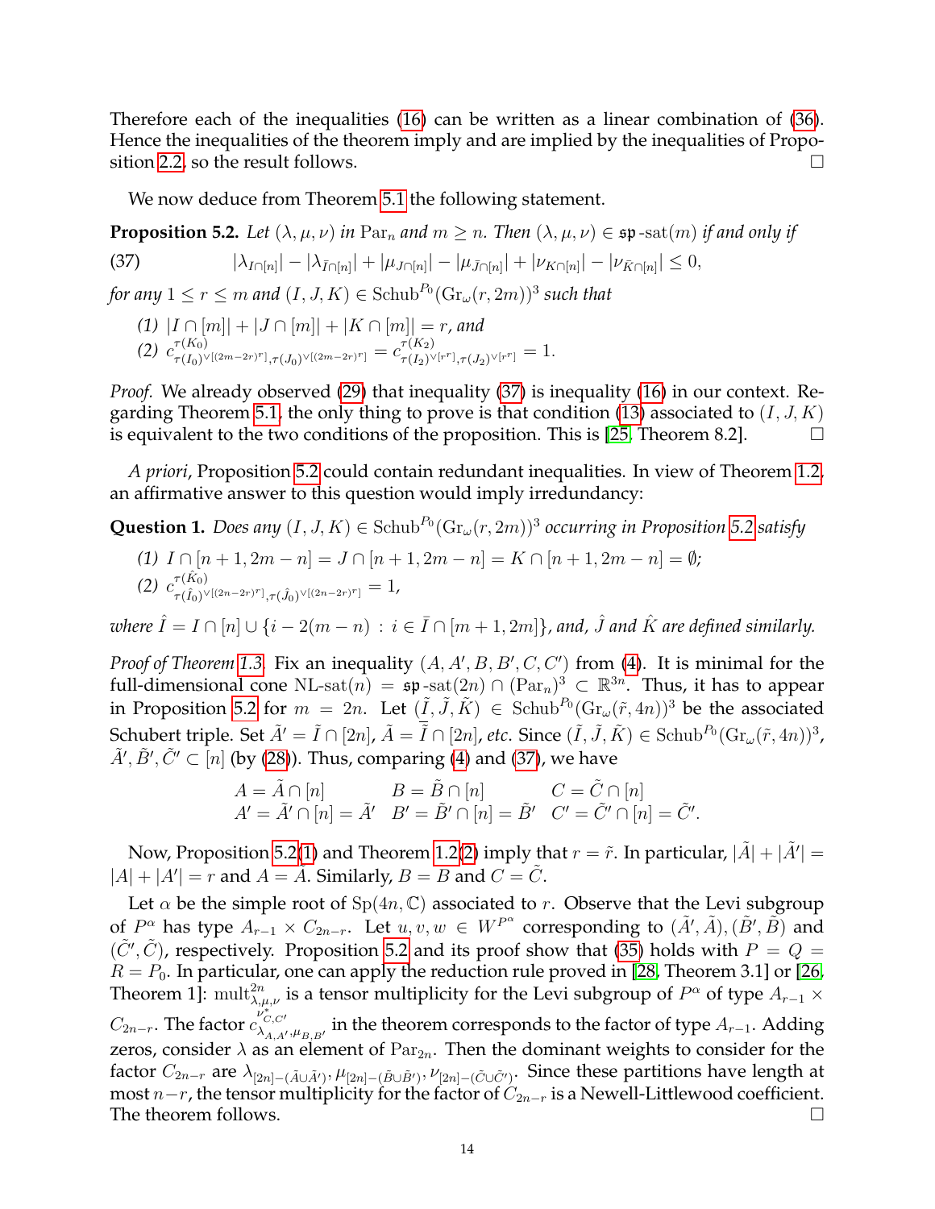Therefore each of the inequalities (16) can be written as a linear combination of (36). Hence the inequalities of the theorem imply and are implied by the inequalities of Proposition 2.2, so the result follows. □

We now deduce from Theorem 5.1 the following statement.

**Proposition 5.2.** *Let $(\lambda,\mu,\nu)$ in $\mathrm{Par}_n$ and $m\geq n$. Then $(\lambda,\mu,\nu)\in\mathfrak{sp}\text{-sat}(m)$ if and only if*

$$|\lambda_{I\cap[n]}|-|\lambda_{\bar{I}\cap[n]}|+|\mu_{J\cap[n]}|-|\mu_{\bar{J}\cap[n]}|+|\nu_{K\cap[n]}|-|\nu_{\bar{K}\cap[n]}|\leq 0, \tag{37}$$

*for any $1\leq r\leq m$ and $(I,J,K)\in\mathrm{Schub}^{P_0}(\mathrm{Gr}_\omega(r,2m))^3$ such that*

*(1) $|I\cap[m]|+|J\cap[m]|+|K\cap[m]|=r$, and*
*(2) $c^{\tau(K_0)}_{\tau(I_0)^{\vee[(2m-2r)^r]},\tau(J_0)^{\vee[(2m-2r)^r]}}=c^{\tau(K_2)}_{\tau(I_2)^{\vee[r^r]},\tau(J_2)^{\vee[r^r]}}=1$.*

*Proof.* We already observed (29) that inequality (37) is inequality (16) in our context. Regarding Theorem 5.1, the only thing to prove is that condition (13) associated to $(I,J,K)$ is equivalent to the two conditions of the proposition. This is [25, Theorem 8.2]. □

*A priori*, Proposition 5.2 could contain redundant inequalities. In view of Theorem 1.2, an affirmative answer to this question would imply irredundancy:

**Question 1.** *Does any $(I,J,K)\in\mathrm{Schub}^{P_0}(\mathrm{Gr}_\omega(r,2m))^3$ occurring in Proposition 5.2 satisfy*

*(1) $I\cap[n+1,2m-n]=J\cap[n+1,2m-n]=K\cap[n+1,2m-n]=\emptyset$;*
*(2) $c^{\tau(\hat{K}_0)}_{\tau(\hat{I}_0)^{\vee[(2n-2r)^r]},\tau(\hat{J}_0)^{\vee[(2n-2r)^r]}}=1$,*

*where $\hat{I}=I\cap[n]\cup\{i-2(m-n)\,:\,i\in\bar{I}\cap[m+1,2m]\}$, and, $\hat{J}$ and $\hat{K}$ are defined similarly.*

*Proof of Theorem 1.3.* Fix an inequality $(A,A',B,B',C,C')$ from (4). It is minimal for the full-dimensional cone $\mathrm{NL\text{-}sat}(n)=\mathfrak{sp}\text{-sat}(2n)\cap(\mathrm{Par}_n)^3\subset\mathbb{R}^{3n}$. Thus, it has to appear in Proposition 5.2 for $m=2n$. Let $(\tilde{I},\tilde{J},\tilde{K})\in\mathrm{Schub}^{P_0}(\mathrm{Gr}_\omega(\tilde{r},4n))^3$ be the associated Schubert triple. Set $\tilde{A}'=\tilde{I}\cap[2n]$, $\tilde{A}=\bar{\tilde{I}}\cap[2n]$, *etc.* Since $(\tilde{I},\tilde{J},\tilde{K})\in\mathrm{Schub}^{P_0}(\mathrm{Gr}_\omega(\tilde{r},4n))^3$, $\tilde{A}',\tilde{B}',\tilde{C}'\subset[n]$ (by (28)). Thus, comparing (4) and (37), we have

$$\begin{array}{lll} A=\tilde{A}\cap[n] & B=\tilde{B}\cap[n] & C=\tilde{C}\cap[n]\\ A'=\tilde{A}'\cap[n]=\tilde{A}' & B'=\tilde{B}'\cap[n]=\tilde{B}' & C'=\tilde{C}'\cap[n]=\tilde{C}'. \end{array}$$

Now, Proposition 5.2(1) and Theorem 1.2(2) imply that $r=\tilde{r}$. In particular, $|\tilde{A}|+|\tilde{A}'|=|A|+|A'|=r$ and $A=\tilde{A}$. Similarly, $B=\tilde{B}$ and $C=\tilde{C}$.

Let $\alpha$ be the simple root of $\mathrm{Sp}(4n,\mathbb{C})$ associated to $r$. Observe that the Levi subgroup of $P^\alpha$ has type $A_{r-1}\times C_{2n-r}$. Let $u,v,w\in W^{P^\alpha}$ corresponding to $(\tilde{A}',\tilde{A}),(\tilde{B}',\tilde{B})$ and $(\tilde{C}',\tilde{C})$, respectively. Proposition 5.2 and its proof show that (35) holds with $P=Q=R=P_0$. In particular, one can apply the reduction rule proved in [28, Theorem 3.1] or [26, Theorem 1]: $\mathrm{mult}^{2n}_{\lambda,\mu,\nu}$ is a tensor multiplicity for the Levi subgroup of $P^\alpha$ of type $A_{r-1}\times C_{2n-r}$. The factor $c^{\nu^*_{C,C'}}_{\lambda_{A,A'},\mu_{B,B'}}$ in the theorem corresponds to the factor of type $A_{r-1}$. Adding zeros, consider $\lambda$ as an element of $\mathrm{Par}_{2n}$. Then the dominant weights to consider for the factor $C_{2n-r}$ are $\lambda_{[2n]-(\tilde{A}\cup\tilde{A}')},\mu_{[2n]-(\tilde{B}\cup\tilde{B}')},\nu_{[2n]-(\tilde{C}\cup\tilde{C}')}$. Since these partitions have length at most $n-r$, the tensor multiplicity for the factor of $C_{2n-r}$ is a Newell-Littlewood coefficient. The theorem follows. □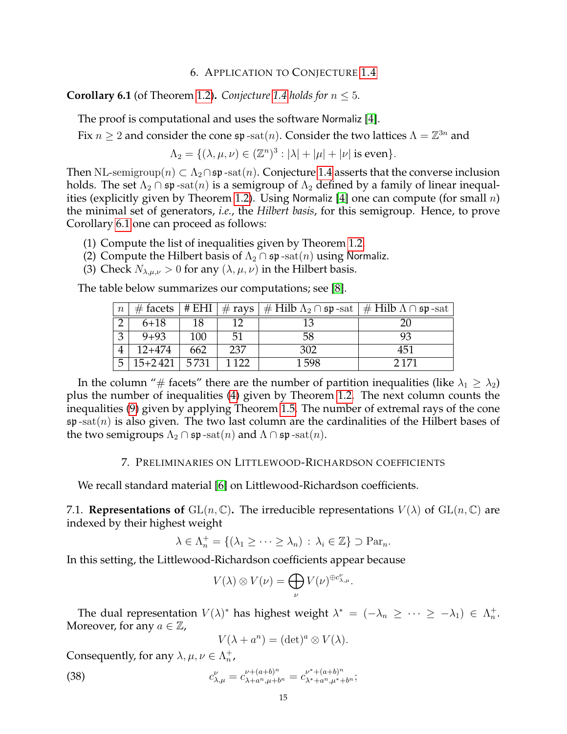## 6. Application to Conjecture 1.4

**Corollary 6.1** (of Theorem 1.2)**.** *Conjecture 1.4 holds for $n \leq 5$.*

The proof is computational and uses the software Normaliz [4].

Fix $n \geq 2$ and consider the cone $\mathfrak{sp}\text{-sat}(n)$. Consider the two lattices $\Lambda = \mathbb{Z}^{3n}$ and

$$\Lambda_2 = \{(\lambda, \mu, \nu) \in (\mathbb{Z}^n)^3 : |\lambda| + |\mu| + |\nu| \text{ is even}\}.$$

Then $\mathrm{NL}\text{-semigroup}(n) \subset \Lambda_2 \cap \mathfrak{sp}\text{-sat}(n)$. Conjecture 1.4 asserts that the converse inclusion holds. The set $\Lambda_2 \cap \mathfrak{sp}\text{-sat}(n)$ is a semigroup of $\Lambda_2$ defined by a family of linear inequalities (explicitly given by Theorem 1.2). Using Normaliz [4] one can compute (for small $n$) the minimal set of generators, *i.e.*, the *Hilbert basis*, for this semigroup. Hence, to prove Corollary 6.1 one can proceed as follows:

1. Compute the list of inequalities given by Theorem 1.2.
2. Compute the Hilbert basis of $\Lambda_2 \cap \mathfrak{sp}\text{-sat}(n)$ using Normaliz.
3. Check $N_{\lambda,\mu,\nu} > 0$ for any $(\lambda, \mu, \nu)$ in the Hilbert basis.

The table below summarizes our computations; see [8].

| $n$ | # facets | # EHI | # rays | # Hilb $\Lambda_2 \cap \mathfrak{sp}\text{-sat}$ | # Hilb $\Lambda \cap \mathfrak{sp}\text{-sat}$ |
|---|---|---|---|---|---|
| 2 | 6+18 | 18 | 12 | 13 | 20 |
| 3 | 9+93 | 100 | 51 | 58 | 93 |
| 4 | 12+474 | 662 | 237 | 302 | 451 |
| 5 | 15+2 421 | 5 731 | 1 122 | 1 598 | 2 171 |

In the column "# facets" there are the number of partition inequalities (like $\lambda_1 \geq \lambda_2$) plus the number of inequalities (4) given by Theorem 1.2. The next column counts the inequalities (9) given by applying Theorem 1.5. The number of extremal rays of the cone $\mathfrak{sp}\text{-sat}(n)$ is also given. The two last column are the cardinalities of the Hilbert bases of the two semigroups $\Lambda_2 \cap \mathfrak{sp}\text{-sat}(n)$ and $\Lambda \cap \mathfrak{sp}\text{-sat}(n)$.

## 7. Preliminaries on Littlewood-Richardson coefficients

We recall standard material [6] on Littlewood-Richardson coefficients.

### 7.1. Representations of $\mathrm{GL}(n, \mathbb{C})$.

The irreducible representations $V(\lambda)$ of $\mathrm{GL}(n, \mathbb{C})$ are indexed by their highest weight

$$\lambda \in \Lambda_n^+ = \{(\lambda_1 \geq \cdots \geq \lambda_n) : \lambda_i \in \mathbb{Z}\} \supset \mathrm{Par}_n.$$

In this setting, the Littlewood-Richardson coefficients appear because

$$V(\lambda) \otimes V(\nu) = \bigoplus_{\nu} V(\nu)^{\oplus c^{\nu}_{\lambda,\mu}}.$$

The dual representation $V(\lambda)^*$ has highest weight $\lambda^* = (-\lambda_n \geq \cdots \geq -\lambda_1) \in \Lambda_n^+$. Moreover, for any $a \in \mathbb{Z}$,

$$V(\lambda + a^n) = (\det)^a \otimes V(\lambda).$$

Consequently, for any $\lambda, \mu, \nu \in \Lambda_n^+$,

$$c^{\nu}_{\lambda,\mu} = c^{\nu+(a+b)^n}_{\lambda+a^n,\mu+b^n} = c^{\nu^*+(a+b)^n}_{\lambda^*+a^n,\mu^*+b^n}; \tag{38}$$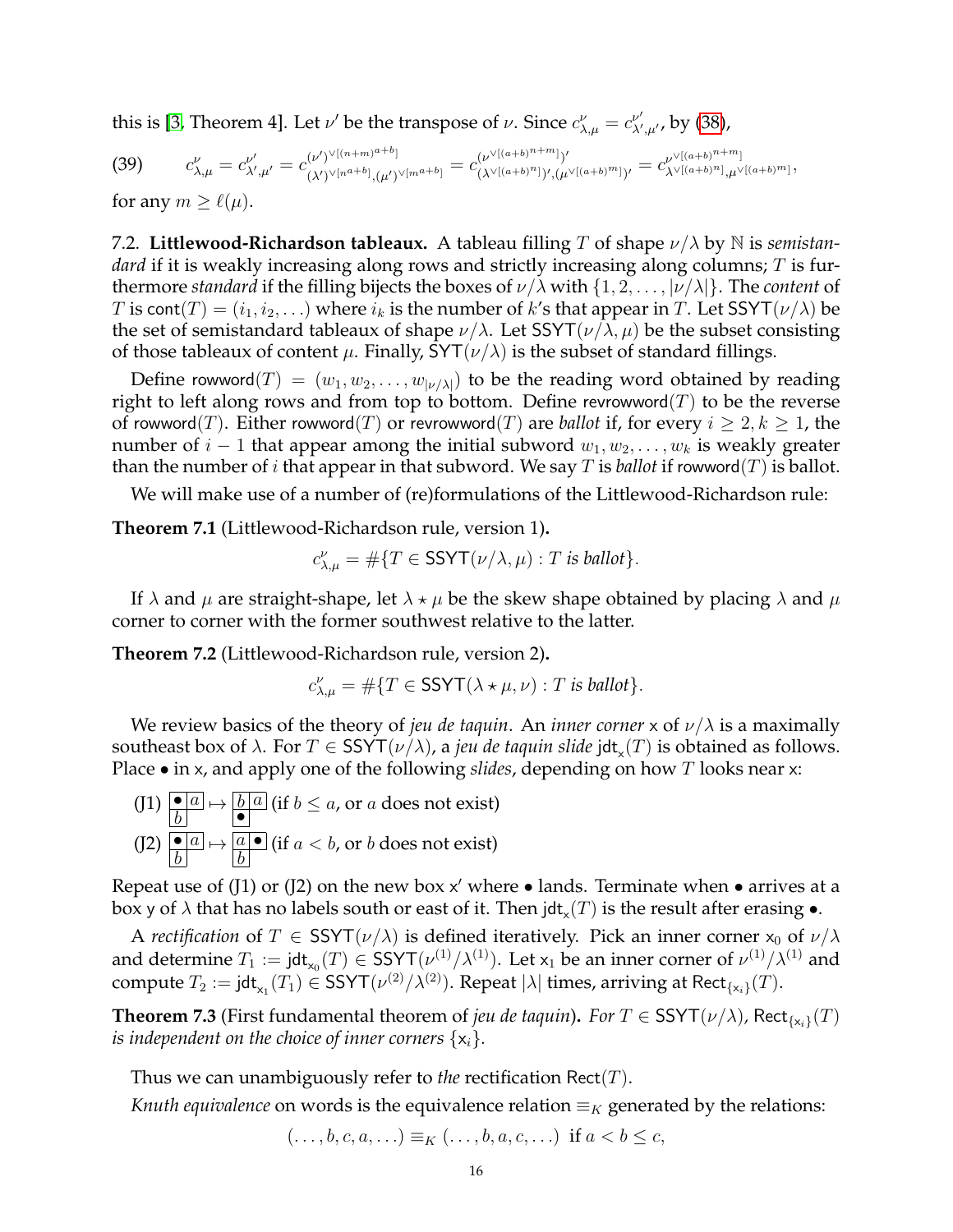this is [3, Theorem 4]. Let $\nu'$ be the transpose of $\nu$. Since $c^{\nu}_{\lambda,\mu} = c^{\nu'}_{\lambda',\mu'}$, by (38),

$$c^{\nu}_{\lambda,\mu} = c^{\nu'}_{\lambda',\mu'} = c^{(\nu')^{\vee[(n+m)^{a+b}]}}_{(\lambda')^{\vee[n^{a+b}]},(\mu')^{\vee[m^{a+b}]}} = c^{(\nu^{\vee[(a+b)^{n+m}]})'}_{(\lambda^{\vee[(a+b)^{n}]})',(\mu^{\vee[(a+b)^{m}]})'} = c^{\nu^{\vee[(a+b)^{n+m}]}}_{\lambda^{\vee[(a+b)^{n}]},\mu^{\vee[(a+b)^{m}]}}, \tag{39}$$

for any $m \geq \ell(\mu)$.

## 7.2. Littlewood-Richardson tableaux.

A tableau filling $T$ of shape $\nu/\lambda$ by $\mathbb{N}$ is *semistandard* if it is weakly increasing along rows and strictly increasing along columns; $T$ is furthermore *standard* if the filling bijects the boxes of $\nu/\lambda$ with $\{1, 2, \ldots, |\nu/\lambda|\}$. The *content* of $T$ is $\mathsf{cont}(T) = (i_1, i_2, \ldots)$ where $i_k$ is the number of $k$'s that appear in $T$. Let $\mathsf{SSYT}(\nu/\lambda)$ be the set of semistandard tableaux of shape $\nu/\lambda$. Let $\mathsf{SSYT}(\nu/\lambda, \mu)$ be the subset consisting of those tableaux of content $\mu$. Finally, $\mathsf{SYT}(\nu/\lambda)$ is the subset of standard fillings.

Define $\mathsf{rowword}(T) = (w_1, w_2, \ldots, w_{|\nu/\lambda|})$ to be the reading word obtained by reading right to left along rows and from top to bottom. Define $\mathsf{revrowword}(T)$ to be the reverse of $\mathsf{rowword}(T)$. Either $\mathsf{rowword}(T)$ or $\mathsf{revrowword}(T)$ are *ballot* if, for every $i \geq 2, k \geq 1$, the number of $i-1$ that appear among the initial subword $w_1, w_2, \ldots, w_k$ is weakly greater than the number of $i$ that appear in that subword. We say $T$ is *ballot* if $\mathsf{rowword}(T)$ is ballot.

We will make use of a number of (re)formulations of the Littlewood-Richardson rule:

**Theorem 7.1** (Littlewood-Richardson rule, version 1)**.**

$$c^{\nu}_{\lambda,\mu} = \#\{T \in \mathsf{SSYT}(\nu/\lambda, \mu) : T \text{ is ballot}\}.$$

If $\lambda$ and $\mu$ are straight-shape, let $\lambda \star \mu$ be the skew shape obtained by placing $\lambda$ and $\mu$ corner to corner with the former southwest relative to the latter.

**Theorem 7.2** (Littlewood-Richardson rule, version 2)**.**

$$c^{\nu}_{\lambda,\mu} = \#\{T \in \mathsf{SSYT}(\lambda \star \mu, \nu) : T \text{ is ballot}\}.$$

We review basics of the theory of *jeu de taquin*. An *inner corner* $\mathsf{x}$ of $\nu/\lambda$ is a maximally southeast box of $\lambda$. For $T \in \mathsf{SSYT}(\nu/\lambda)$, a *jeu de taquin slide* $\mathsf{jdt}_{\mathsf{x}}(T)$ is obtained as follows. Place $\bullet$ in $\mathsf{x}$, and apply one of the following *slides*, depending on how $T$ looks near $\mathsf{x}$:

(J1) $\begin{array}{|c|c|}\hline \bullet & a \\ \hline b & \\ \cline{1-1}\end{array} \mapsto \begin{array}{|c|c|}\hline b & a \\ \hline \bullet & \\ \cline{1-1}\end{array}$ (if $b \leq a$, or $a$ does not exist)

(J2) $\begin{array}{|c|c|}\hline \bullet & a \\ \hline b & \\ \cline{1-1}\end{array} \mapsto \begin{array}{|c|c|}\hline a & \bullet \\ \hline b & \\ \cline{1-1}\end{array}$ (if $a < b$, or $b$ does not exist)

Repeat use of (J1) or (J2) on the new box $\mathsf{x}'$ where $\bullet$ lands. Terminate when $\bullet$ arrives at a box $\mathsf{y}$ of $\lambda$ that has no labels south or east of it. Then $\mathsf{jdt}_{\mathsf{x}}(T)$ is the result after erasing $\bullet$.

A *rectification* of $T \in \mathsf{SSYT}(\nu/\lambda)$ is defined iteratively. Pick an inner corner $\mathsf{x}_0$ of $\nu/\lambda$ and determine $T_1 := \mathsf{jdt}_{\mathsf{x}_0}(T) \in \mathsf{SSYT}(\nu^{(1)}/\lambda^{(1)})$. Let $\mathsf{x}_1$ be an inner corner of $\nu^{(1)}/\lambda^{(1)}$ and compute $T_2 := \mathsf{jdt}_{\mathsf{x}_1}(T_1) \in \mathsf{SSYT}(\nu^{(2)}/\lambda^{(2)})$. Repeat $|\lambda|$ times, arriving at $\mathsf{Rect}_{\{\mathsf{x}_i\}}(T)$.

**Theorem 7.3** (First fundamental theorem of *jeu de taquin*)**.** *For $T \in \mathsf{SSYT}(\nu/\lambda)$, $\mathsf{Rect}_{\{\mathsf{x}_i\}}(T)$ is independent on the choice of inner corners $\{\mathsf{x}_i\}$.*

Thus we can unambiguously refer to *the* rectification $\mathsf{Rect}(T)$.

*Knuth equivalence* on words is the equivalence relation $\equiv_K$ generated by the relations:

$$(\ldots, b, c, a, \ldots) \equiv_K (\ldots, b, a, c, \ldots) \text{ if } a < b \leq c,$$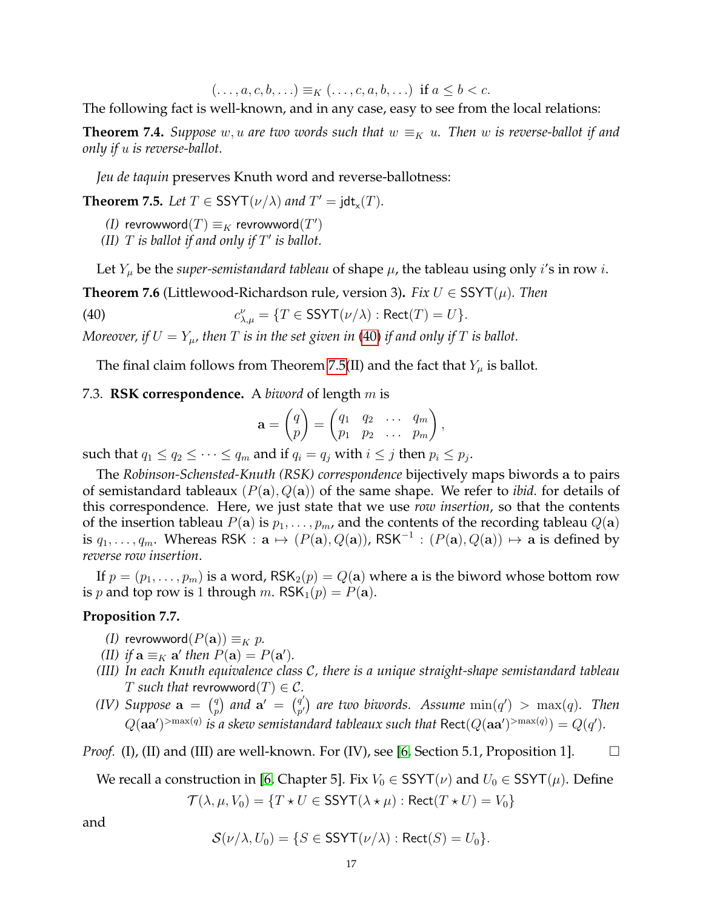$$(\ldots, a, c, b, \ldots) \equiv_K (\ldots, c, a, b, \ldots) \text{ if } a \le b < c.$$

The following fact is well-known, and in any case, easy to see from the local relations:

**Theorem 7.4.** *Suppose $w, u$ are two words such that $w \equiv_K u$. Then $w$ is reverse-ballot if and only if $u$ is reverse-ballot.*

*Jeu de taquin* preserves Knuth word and reverse-ballotness:

**Theorem 7.5.** *Let $T \in \mathsf{SSYT}(\nu/\lambda)$ and $T' = \mathsf{jdt}_{\mathsf{x}}(T)$.*

*(I)* $\mathsf{revrowword}(T) \equiv_K \mathsf{revrowword}(T')$
*(II) $T$ is ballot if and only if $T'$ is ballot.*

Let $Y_\mu$ be the *super-semistandard tableau* of shape $\mu$, the tableau using only $i$'s in row $i$.

**Theorem 7.6** (Littlewood-Richardson rule, version 3)**.** *Fix $U \in \mathsf{SSYT}(\mu)$. Then*

$$c_{\lambda,\mu}^{\nu} = \{T \in \mathsf{SSYT}(\nu/\lambda) : \mathsf{Rect}(T) = U\}. \tag{40}$$

*Moreover, if $U = Y_\mu$, then $T$ is in the set given in (40) if and only if $T$ is ballot.*

The final claim follows from Theorem 7.5(II) and the fact that $Y_\mu$ is ballot.

7.3. **RSK correspondence.** A *biword* of length $m$ is

$$\mathbf{a} = \binom{q}{p} = \begin{pmatrix} q_1 & q_2 & \ldots & q_m \\ p_1 & p_2 & \ldots & p_m \end{pmatrix},$$

such that $q_1 \le q_2 \le \cdots \le q_m$ and if $q_i = q_j$ with $i \le j$ then $p_i \le p_j$.

The *Robinson-Schensted-Knuth (RSK) correspondence* bijectively maps biwords $\mathbf{a}$ to pairs of semistandard tableaux $(P(\mathbf{a}), Q(\mathbf{a}))$ of the same shape. We refer to *ibid.* for details of this correspondence. Here, we just state that we use *row insertion*, so that the contents of the insertion tableau $P(\mathbf{a})$ is $p_1, \ldots, p_m$, and the contents of the recording tableau $Q(\mathbf{a})$ is $q_1, \ldots, q_m$. Whereas $\mathsf{RSK} : \mathbf{a} \mapsto (P(\mathbf{a}), Q(\mathbf{a}))$, $\mathsf{RSK}^{-1} : (P(\mathbf{a}), Q(\mathbf{a})) \mapsto \mathbf{a}$ is defined by *reverse row insertion*.

If $p = (p_1, \ldots, p_m)$ is a word, $\mathsf{RSK}_2(p) = Q(\mathbf{a})$ where $\mathbf{a}$ is the biword whose bottom row is $p$ and top row is $1$ through $m$. $\mathsf{RSK}_1(p) = P(\mathbf{a})$.

**Proposition 7.7.**

*(I)* $\mathsf{revrowword}(P(\mathbf{a})) \equiv_K p$.
*(II) if $\mathbf{a} \equiv_K \mathbf{a}'$ then $P(\mathbf{a}) = P(\mathbf{a}')$.*
*(III) In each Knuth equivalence class $\mathcal{C}$, there is a unique straight-shape semistandard tableau $T$ such that* $\mathsf{revrowword}(T) \in \mathcal{C}$.
*(IV) Suppose $\mathbf{a} = \binom{q}{p}$ and $\mathbf{a}' = \binom{q'}{p'}$ are two biwords. Assume $\min(q') > \max(q)$. Then $Q(\mathbf{a}\mathbf{a}')^{>\max(q)}$ is a skew semistandard tableaux such that $\mathsf{Rect}(Q(\mathbf{a}\mathbf{a}')^{>\max(q)}) = Q(q')$.*

*Proof.* (I), (II) and (III) are well-known. For (IV), see [6, Section 5.1, Proposition 1]. □

We recall a construction in [6, Chapter 5]. Fix $V_0 \in \mathsf{SSYT}(\nu)$ and $U_0 \in \mathsf{SSYT}(\mu)$. Define

$$\mathcal{T}(\lambda, \mu, V_0) = \{T \star U \in \mathsf{SSYT}(\lambda \star \mu) : \mathsf{Rect}(T \star U) = V_0\}$$

and

$$\mathcal{S}(\nu/\lambda, U_0) = \{S \in \mathsf{SSYT}(\nu/\lambda) : \mathsf{Rect}(S) = U_0\}.$$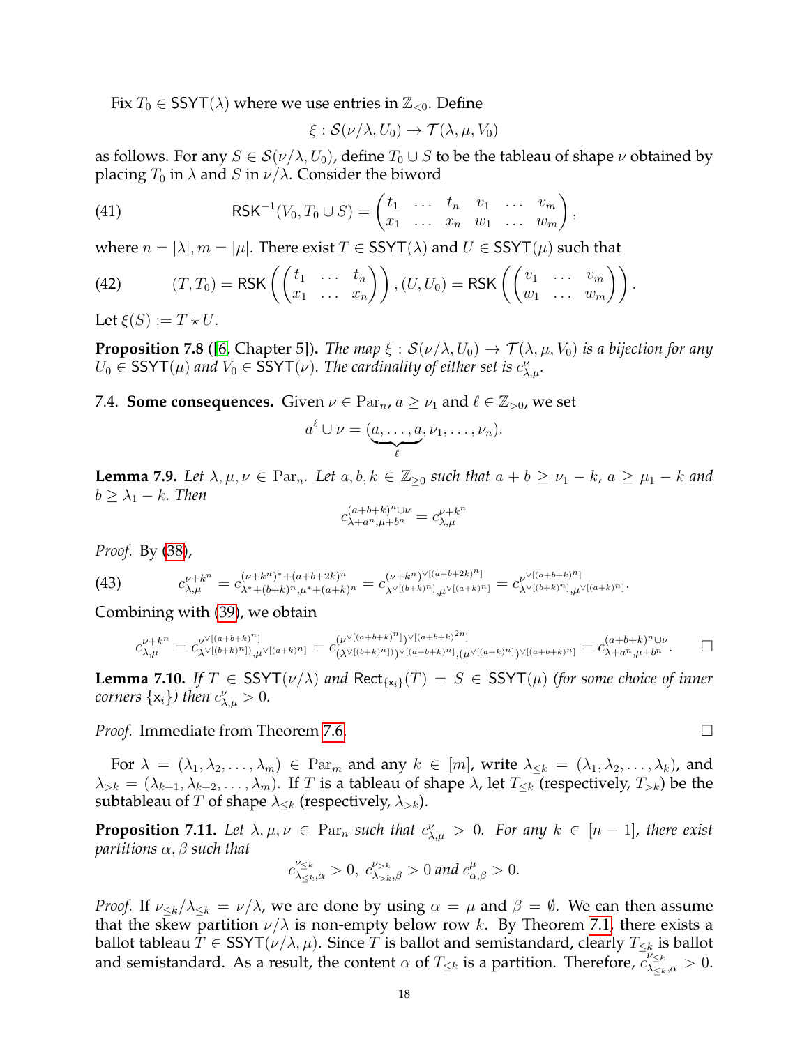Fix $T_0 \in \mathsf{SSYT}(\lambda)$ where we use entries in $\mathbb{Z}_{<0}$. Define

$$\xi : \mathcal{S}(\nu/\lambda, U_0) \to \mathcal{T}(\lambda, \mu, V_0)$$

as follows. For any $S \in \mathcal{S}(\nu/\lambda, U_0)$, define $T_0 \cup S$ to be the tableau of shape $\nu$ obtained by placing $T_0$ in $\lambda$ and $S$ in $\nu/\lambda$. Consider the biword

$$\mathsf{RSK}^{-1}(V_0, T_0 \cup S) = \begin{pmatrix} t_1 & \dots & t_n & v_1 & \dots & v_m \\ x_1 & \dots & x_n & w_1 & \dots & w_m \end{pmatrix}, \tag{41}$$

where $n = |\lambda|, m = |\mu|$. There exist $T \in \mathsf{SSYT}(\lambda)$ and $U \in \mathsf{SSYT}(\mu)$ such that

$$(T, T_0) = \mathsf{RSK}\left(\begin{pmatrix} t_1 & \dots & t_n \\ x_1 & \dots & x_n \end{pmatrix}\right), (U, U_0) = \mathsf{RSK}\left(\begin{pmatrix} v_1 & \dots & v_m \\ w_1 & \dots & w_m \end{pmatrix}\right). \tag{42}$$

Let $\xi(S) := T \star U$.

**Proposition 7.8** ([6, Chapter 5]). *The map $\xi : \mathcal{S}(\nu/\lambda, U_0) \to \mathcal{T}(\lambda, \mu, V_0)$ is a bijection for any $U_0 \in \mathsf{SSYT}(\mu)$ and $V_0 \in \mathsf{SSYT}(\nu)$. The cardinality of either set is $c^{\nu}_{\lambda,\mu}$.*

7.4. **Some consequences.** Given $\nu \in \mathrm{Par}_n$, $a \geq \nu_1$ and $\ell \in \mathbb{Z}_{>0}$, we set

$$a^\ell \cup \nu = (\underbrace{a, \dots, a}_{\ell}, \nu_1, \dots, \nu_n).$$

**Lemma 7.9.** *Let $\lambda, \mu, \nu \in \mathrm{Par}_n$. Let $a, b, k \in \mathbb{Z}_{\geq 0}$ such that $a + b \geq \nu_1 - k$, $a \geq \mu_1 - k$ and $b \geq \lambda_1 - k$. Then*

$$c^{(a+b+k)^n \cup \nu}_{\lambda + a^n, \mu + b^n} = c^{\nu + k^n}_{\lambda,\mu}$$

*Proof.* By (38),

$$c^{\nu+k^n}_{\lambda,\mu} = c^{(\nu+k^n)^* + (a+b+2k)^n}_{\lambda^* + (b+k)^n, \mu^* + (a+k)^n} = c^{(\nu+k^n)^{\vee[(a+b+2k)^n]}}_{\lambda^{\vee[(b+k)^n]}, \mu^{\vee[(a+k)^n]}} = c^{\nu^{\vee[(a+b+k)^n]}}_{\lambda^{\vee[(b+k)^n]}, \mu^{\vee[(a+k)^n]}}. \tag{43}$$

Combining with (39), we obtain

$$c^{\nu+k^n}_{\lambda,\mu} = c^{\nu^{\vee[(a+b+k)^n]}}_{\lambda^{\vee[(b+k)^n]}), \mu^{\vee[(a+k)^n]}} = c^{(\nu^{\vee[(a+b+k)^n]})^{\vee[(a+b+k)^{2n}]}}_{(\lambda^{\vee[(b+k)^n]}))^{\vee[(a+b+k)^n]}, (\mu^{\vee[(a+k)^n]})^{\vee[(a+b+k)^n]}} = c^{(a+b+k)^n \cup \nu}_{\lambda + a^n, \mu + b^n}. \qquad \square$$

**Lemma 7.10.** *If $T \in \mathsf{SSYT}(\nu/\lambda)$ and $\mathsf{Rect}_{\{\mathsf{x}_i\}}(T) = S \in \mathsf{SSYT}(\mu)$ (for some choice of inner corners $\{\mathsf{x}_i\}$) then $c^{\nu}_{\lambda,\mu} > 0$.*

*Proof.* Immediate from Theorem 7.6. $\square$

For $\lambda = (\lambda_1, \lambda_2, \dots, \lambda_m) \in \mathrm{Par}_m$ and any $k \in [m]$, write $\lambda_{\leq k} = (\lambda_1, \lambda_2, \dots, \lambda_k)$, and $\lambda_{>k} = (\lambda_{k+1}, \lambda_{k+2}, \dots, \lambda_m)$. If $T$ is a tableau of shape $\lambda$, let $T_{\leq k}$ (respectively, $T_{>k}$) be the subtableau of $T$ of shape $\lambda_{\leq k}$ (respectively, $\lambda_{>k}$).

**Proposition 7.11.** *Let $\lambda, \mu, \nu \in \mathrm{Par}_n$ such that $c^{\nu}_{\lambda,\mu} > 0$. For any $k \in [n-1]$, there exist partitions $\alpha, \beta$ such that*

$$c^{\nu_{\leq k}}_{\lambda_{\leq k}, \alpha} > 0,\ c^{\nu_{>k}}_{\lambda_{>k}, \beta} > 0 \text{ and } c^{\mu}_{\alpha,\beta} > 0.$$

*Proof.* If $\nu_{\leq k}/\lambda_{\leq k} = \nu/\lambda$, we are done by using $\alpha = \mu$ and $\beta = \emptyset$. We can then assume that the skew partition $\nu/\lambda$ is non-empty below row $k$. By Theorem 7.1, there exists a ballot tableau $T \in \mathsf{SSYT}(\nu/\lambda, \mu)$. Since $T$ is ballot and semistandard, clearly $T_{\leq k}$ is ballot and semistandard. As a result, the content $\alpha$ of $T_{\leq k}$ is a partition. Therefore, $c^{\nu_{\leq k}}_{\lambda_{\leq k},\alpha} > 0$.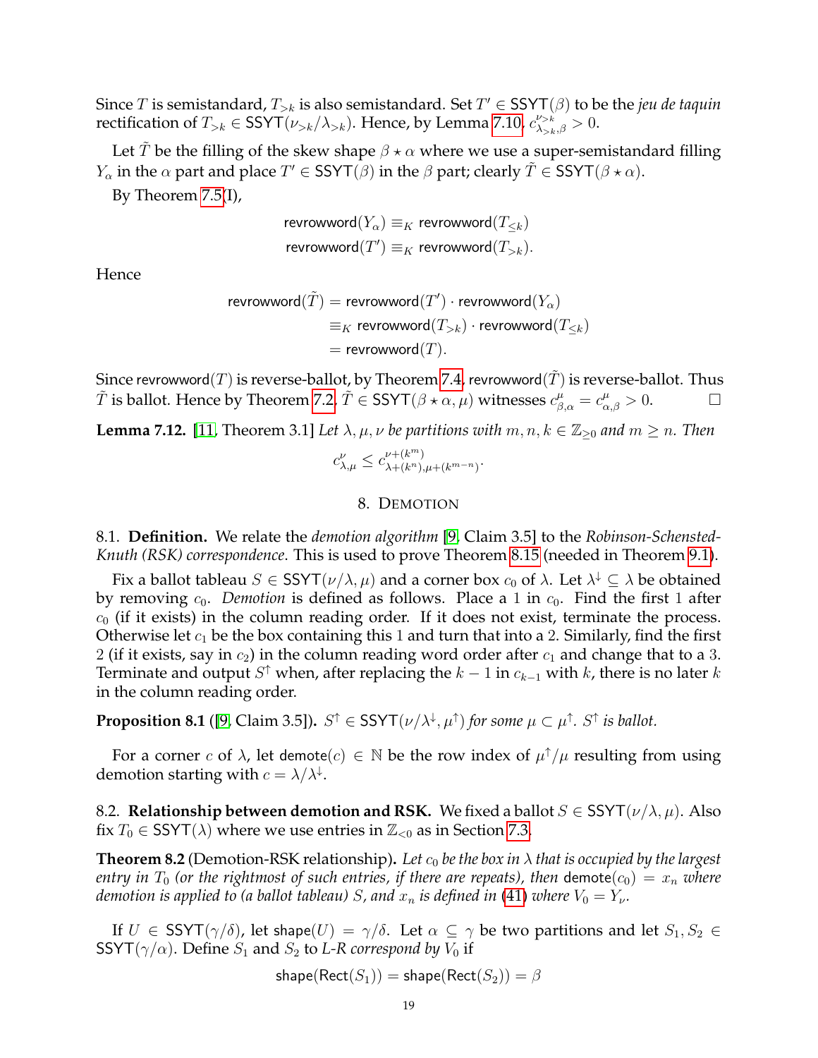Since $T$ is semistandard, $T_{>k}$ is also semistandard. Set $T' \in \mathsf{SSYT}(\beta)$ to be the *jeu de taquin* rectification of $T_{>k} \in \mathsf{SSYT}(\nu_{>k}/\lambda_{>k})$. Hence, by Lemma 7.10, $c^{\nu_{>k}}_{\lambda_{>k},\beta} > 0$.

Let $\tilde{T}$ be the filling of the skew shape $\beta \star \alpha$ where we use a super-semistandard filling $Y_\alpha$ in the $\alpha$ part and place $T' \in \mathsf{SSYT}(\beta)$ in the $\beta$ part; clearly $\tilde{T} \in \mathsf{SSYT}(\beta \star \alpha)$.

By Theorem 7.5(I),

$$\mathsf{revrowword}(Y_\alpha) \equiv_K \mathsf{revrowword}(T_{\leq k})$$
$$\mathsf{revrowword}(T') \equiv_K \mathsf{revrowword}(T_{>k}).$$

Hence

$$\begin{aligned}
\mathsf{revrowword}(\tilde{T}) &= \mathsf{revrowword}(T') \cdot \mathsf{revrowword}(Y_\alpha) \\
&\equiv_K \mathsf{revrowword}(T_{>k}) \cdot \mathsf{revrowword}(T_{\leq k}) \\
&= \mathsf{revrowword}(T).
\end{aligned}$$

Since $\mathsf{revrowword}(T)$ is reverse-ballot, by Theorem 7.4, $\mathsf{revrowword}(\tilde{T})$ is reverse-ballot. Thus $\tilde{T}$ is ballot. Hence by Theorem 7.2, $\tilde{T} \in \mathsf{SSYT}(\beta \star \alpha, \mu)$ witnesses $c^{\mu}_{\beta,\alpha} = c^{\mu}_{\alpha,\beta} > 0$. ☐

**Lemma 7.12.** [11, Theorem 3.1] *Let $\lambda, \mu, \nu$ be partitions with $m, n, k \in \mathbb{Z}_{\geq 0}$ and $m \geq n$. Then*

$$c^{\nu}_{\lambda,\mu} \leq c^{\nu+(k^m)}_{\lambda+(k^n),\mu+(k^{m-n})}.$$

## 8. Demotion

8.1. **Definition.** We relate the *demotion algorithm* [9, Claim 3.5] to the *Robinson-Schensted-Knuth (RSK) correspondence*. This is used to prove Theorem 8.15 (needed in Theorem 9.1).

Fix a ballot tableau $S \in \mathsf{SSYT}(\nu/\lambda, \mu)$ and a corner box $c_0$ of $\lambda$. Let $\lambda^{\downarrow} \subseteq \lambda$ be obtained by removing $c_0$. *Demotion* is defined as follows. Place a $1$ in $c_0$. Find the first $1$ after $c_0$ (if it exists) in the column reading order. If it does not exist, terminate the process. Otherwise let $c_1$ be the box containing this $1$ and turn that into a $2$. Similarly, find the first $2$ (if it exists, say in $c_2$) in the column reading word order after $c_1$ and change that to a $3$. Terminate and output $S^{\uparrow}$ when, after replacing the $k-1$ in $c_{k-1}$ with $k$, there is no later $k$ in the column reading order.

**Proposition 8.1** ([9, Claim 3.5]). *$S^{\uparrow} \in \mathsf{SSYT}(\nu/\lambda^{\downarrow}, \mu^{\uparrow})$ for some $\mu \subset \mu^{\uparrow}$. $S^{\uparrow}$ is ballot.*

For a corner $c$ of $\lambda$, let $\mathsf{demote}(c) \in \mathbb{N}$ be the row index of $\mu^{\uparrow}/\mu$ resulting from using demotion starting with $c = \lambda/\lambda^{\downarrow}$.

8.2. **Relationship between demotion and RSK.** We fixed a ballot $S \in \mathsf{SSYT}(\nu/\lambda, \mu)$. Also fix $T_0 \in \mathsf{SSYT}(\lambda)$ where we use entries in $\mathbb{Z}_{<0}$ as in Section 7.3.

**Theorem 8.2** (Demotion-RSK relationship). *Let $c_0$ be the box in $\lambda$ that is occupied by the largest entry in $T_0$ (or the rightmost of such entries, if there are repeats), then $\mathsf{demote}(c_0) = x_n$ where demotion is applied to (a ballot tableau) $S$, and $x_n$ is defined in (41) where $V_0 = Y_\nu$.*

If $U \in \mathsf{SSYT}(\gamma/\delta)$, let $\mathsf{shape}(U) = \gamma/\delta$. Let $\alpha \subseteq \gamma$ be two partitions and let $S_1, S_2 \in \mathsf{SSYT}(\gamma/\alpha)$. Define $S_1$ and $S_2$ to *L-R correspond by $V_0$* if

$$\mathsf{shape}(\mathsf{Rect}(S_1)) = \mathsf{shape}(\mathsf{Rect}(S_2)) = \beta$$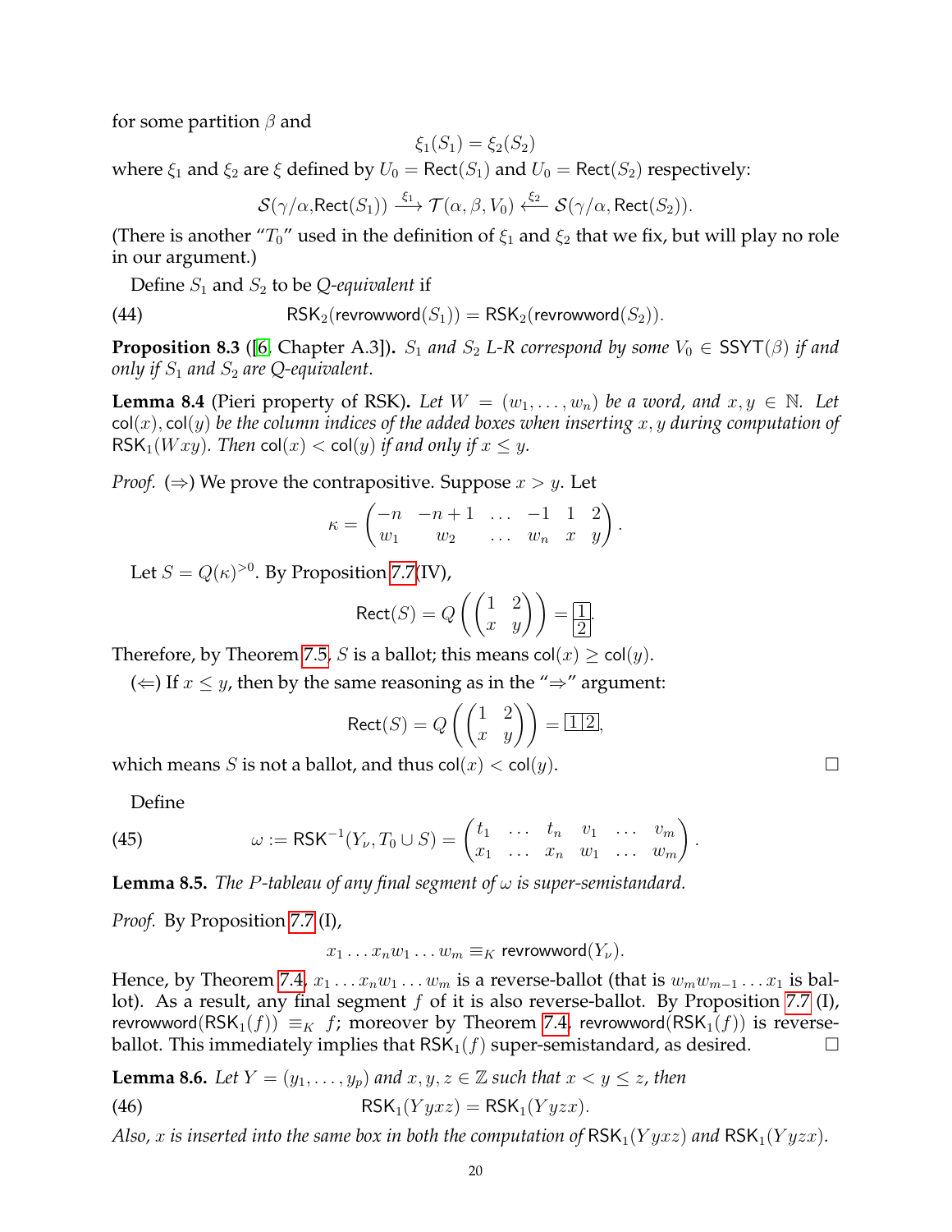for some partition $\beta$ and

$$\xi_1(S_1) = \xi_2(S_2)$$

where $\xi_1$ and $\xi_2$ are $\xi$ defined by $U_0 = \mathsf{Rect}(S_1)$ and $U_0 = \mathsf{Rect}(S_2)$ respectively:

$$\mathcal{S}(\gamma/\alpha, \mathsf{Rect}(S_1)) \xrightarrow{\xi_1} \mathcal{T}(\alpha, \beta, V_0) \xleftarrow{\xi_2} \mathcal{S}(\gamma/\alpha, \mathsf{Rect}(S_2)).$$

(There is another "$T_0$" used in the definition of $\xi_1$ and $\xi_2$ that we fix, but will play no role in our argument.)

Define $S_1$ and $S_2$ to be *Q-equivalent* if

$$\mathsf{RSK}_2(\mathsf{revrowword}(S_1)) = \mathsf{RSK}_2(\mathsf{revrowword}(S_2)). \tag{44}$$

**Proposition 8.3** ([6, Chapter A.3]). *$S_1$ and $S_2$ L-R correspond by some $V_0 \in \mathsf{SSYT}(\beta)$ if and only if $S_1$ and $S_2$ are Q-equivalent.*

**Lemma 8.4** (Pieri property of RSK). *Let $W = (w_1, \ldots, w_n)$ be a word, and $x, y \in \mathbb{N}$. Let $\mathsf{col}(x), \mathsf{col}(y)$ be the column indices of the added boxes when inserting $x, y$ during computation of $\mathsf{RSK}_1(Wxy)$. Then $\mathsf{col}(x) < \mathsf{col}(y)$ if and only if $x \leq y$.*

*Proof.* ($\Rightarrow$) We prove the contrapositive. Suppose $x > y$. Let

$$\kappa = \begin{pmatrix} -n & -n+1 & \ldots & -1 & 1 & 2 \\ w_1 & w_2 & \ldots & w_n & x & y \end{pmatrix}.$$

Let $S = Q(\kappa)^{>0}$. By Proposition 7.7(IV),

$$\mathsf{Rect}(S) = Q\left(\begin{pmatrix} 1 & 2 \\ x & y \end{pmatrix}\right) = \begin{array}{|c|}\hline 1 \\ \hline 2 \\ \hline \end{array}.$$

Therefore, by Theorem 7.5, $S$ is a ballot; this means $\mathsf{col}(x) \geq \mathsf{col}(y)$.

($\Leftarrow$) If $x \leq y$, then by the same reasoning as in the "$\Rightarrow$" argument:

$$\mathsf{Rect}(S) = Q\left(\begin{pmatrix} 1 & 2 \\ x & y \end{pmatrix}\right) = \begin{array}{|c|c|}\hline 1 & 2 \\ \hline \end{array},$$

which means $S$ is not a ballot, and thus $\mathsf{col}(x) < \mathsf{col}(y)$. $\square$

Define

$$\omega := \mathsf{RSK}^{-1}(Y_\nu, T_0 \cup S) = \begin{pmatrix} t_1 & \ldots & t_n & v_1 & \ldots & v_m \\ x_1 & \ldots & x_n & w_1 & \ldots & w_m \end{pmatrix}. \tag{45}$$

**Lemma 8.5.** *The $P$-tableau of any final segment of $\omega$ is super-semistandard.*

*Proof.* By Proposition 7.7 (I),

$$x_1 \ldots x_n w_1 \ldots w_m \equiv_K \mathsf{revrowword}(Y_\nu).$$

Hence, by Theorem 7.4, $x_1 \ldots x_n w_1 \ldots w_m$ is a reverse-ballot (that is $w_m w_{m-1} \ldots x_1$ is ballot). As a result, any final segment $f$ of it is also reverse-ballot. By Proposition 7.7 (I), $\mathsf{revrowword}(\mathsf{RSK}_1(f)) \equiv_K f$; moreover by Theorem 7.4, $\mathsf{revrowword}(\mathsf{RSK}_1(f))$ is reverse-ballot. This immediately implies that $\mathsf{RSK}_1(f)$ super-semistandard, as desired. $\square$

**Lemma 8.6.** *Let $Y = (y_1, \ldots, y_p)$ and $x, y, z \in \mathbb{Z}$ such that $x < y \leq z$, then*

$$\mathsf{RSK}_1(Yyxz) = \mathsf{RSK}_1(Yyzx). \tag{46}$$

*Also, $x$ is inserted into the same box in both the computation of $\mathsf{RSK}_1(Yyxz)$ and $\mathsf{RSK}_1(Yyzx)$.*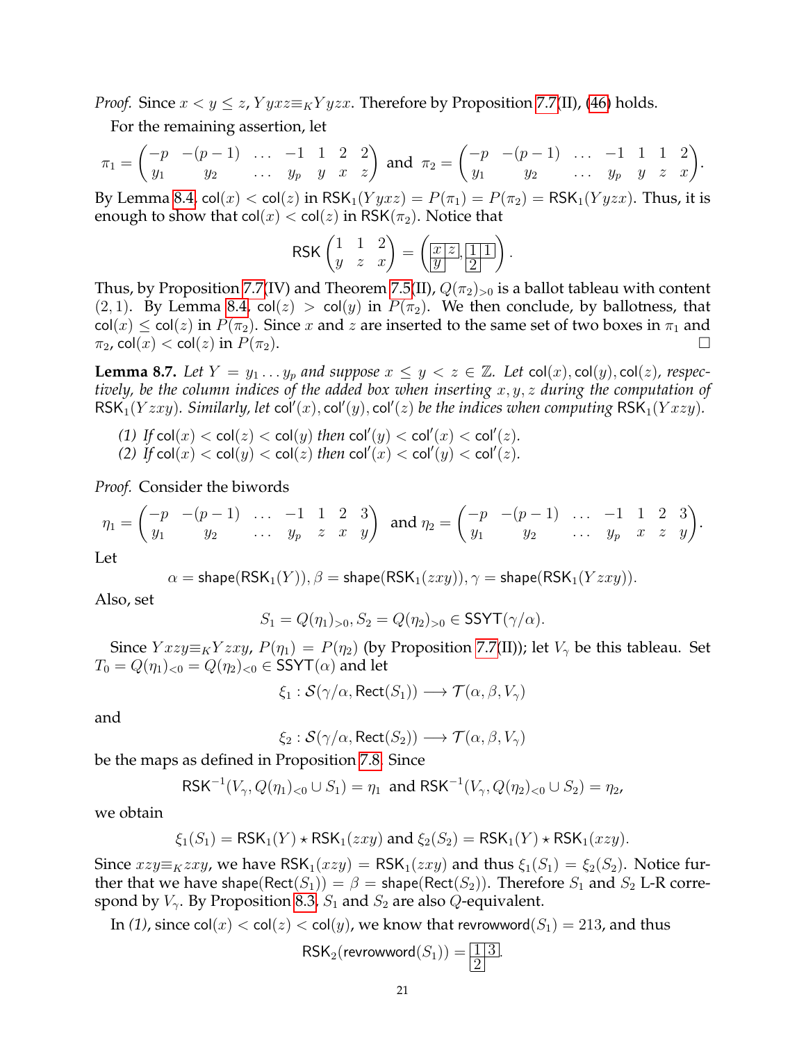*Proof.* Since $x < y \le z$, $Yyxz \equiv_K Yyzx$. Therefore by Proposition 7.7(II), (46) holds.

For the remaining assertion, let

$$\pi_1 = \begin{pmatrix} -p & -(p-1) & \dots & -1 & 1 & 2 & 2 \\ y_1 & y_2 & \dots & y_p & y & x & z \end{pmatrix} \text{ and } \pi_2 = \begin{pmatrix} -p & -(p-1) & \dots & -1 & 1 & 1 & 2 \\ y_1 & y_2 & \dots & y_p & y & z & x \end{pmatrix}.$$

By Lemma 8.4, $\mathsf{col}(x) < \mathsf{col}(z)$ in $\mathsf{RSK}_1(Yyxz) = P(\pi_1) = P(\pi_2) = \mathsf{RSK}_1(Yyzx)$. Thus, it is enough to show that $\mathsf{col}(x) < \mathsf{col}(z)$ in $\mathsf{RSK}(\pi_2)$. Notice that

$$\mathsf{RSK}\begin{pmatrix} 1 & 1 & 2 \\ y & z & x \end{pmatrix} = \left( \begin{array}{|c|c|}\hline x & z \\ \hline y \\ \cline{1-1}\end{array}, \begin{array}{|c|c|}\hline 1 & 1 \\ \hline 2 \\ \cline{1-1}\end{array} \right).$$

Thus, by Proposition 7.7(IV) and Theorem 7.5(II), $Q(\pi_2)_{>0}$ is a ballot tableau with content $(2,1)$. By Lemma 8.4, $\mathsf{col}(z) > \mathsf{col}(y)$ in $P(\pi_2)$. We then conclude, by ballotness, that $\mathsf{col}(x) \le \mathsf{col}(z)$ in $P(\pi_2)$. Since $x$ and $z$ are inserted to the same set of two boxes in $\pi_1$ and $\pi_2$, $\mathsf{col}(x) < \mathsf{col}(z)$ in $P(\pi_2)$. ∎

**Lemma 8.7.** *Let $Y = y_1 \dots y_p$ and suppose $x \le y < z \in \mathbb{Z}$. Let $\mathsf{col}(x), \mathsf{col}(y), \mathsf{col}(z)$, respectively, be the column indices of the added box when inserting $x, y, z$ during the computation of $\mathsf{RSK}_1(Yzxy)$. Similarly, let $\mathsf{col}'(x), \mathsf{col}'(y), \mathsf{col}'(z)$ be the indices when computing $\mathsf{RSK}_1(Yxzy)$.*

*(1) If $\mathsf{col}(x) < \mathsf{col}(z) < \mathsf{col}(y)$ then $\mathsf{col}'(y) < \mathsf{col}'(x) < \mathsf{col}'(z)$.*
*(2) If $\mathsf{col}(x) < \mathsf{col}(y) < \mathsf{col}(z)$ then $\mathsf{col}'(x) < \mathsf{col}'(y) < \mathsf{col}'(z)$.*

*Proof.* Consider the biwords

$$\eta_1 = \begin{pmatrix} -p & -(p-1) & \dots & -1 & 1 & 2 & 3 \\ y_1 & y_2 & \dots & y_p & z & x & y \end{pmatrix} \text{ and } \eta_2 = \begin{pmatrix} -p & -(p-1) & \dots & -1 & 1 & 2 & 3 \\ y_1 & y_2 & \dots & y_p & x & z & y \end{pmatrix}.$$

Let

$$\alpha = \mathsf{shape}(\mathsf{RSK}_1(Y)), \beta = \mathsf{shape}(\mathsf{RSK}_1(zxy)), \gamma = \mathsf{shape}(\mathsf{RSK}_1(Yzxy)).$$

Also, set

$$S_1 = Q(\eta_1)_{>0}, S_2 = Q(\eta_2)_{>0} \in \mathsf{SSYT}(\gamma/\alpha).$$

Since $Yxzy \equiv_K Yzxy$, $P(\eta_1) = P(\eta_2)$ (by Proposition 7.7(II)); let $V_\gamma$ be this tableau. Set $T_0 = Q(\eta_1)_{<0} = Q(\eta_2)_{<0} \in \mathsf{SSYT}(\alpha)$ and let

$$\xi_1 : \mathcal{S}(\gamma/\alpha, \mathsf{Rect}(S_1)) \longrightarrow \mathcal{T}(\alpha, \beta, V_\gamma)$$

and

$$\xi_2 : \mathcal{S}(\gamma/\alpha, \mathsf{Rect}(S_2)) \longrightarrow \mathcal{T}(\alpha, \beta, V_\gamma)$$

be the maps as defined in Proposition 7.8. Since

$$\mathsf{RSK}^{-1}(V_\gamma, Q(\eta_1)_{<0} \cup S_1) = \eta_1 \text{ and } \mathsf{RSK}^{-1}(V_\gamma, Q(\eta_2)_{<0} \cup S_2) = \eta_2,$$

we obtain

$$\xi_1(S_1) = \mathsf{RSK}_1(Y) \star \mathsf{RSK}_1(zxy) \text{ and } \xi_2(S_2) = \mathsf{RSK}_1(Y) \star \mathsf{RSK}_1(xzy).$$

Since $xzy \equiv_K zxy$, we have $\mathsf{RSK}_1(xzy) = \mathsf{RSK}_1(zxy)$ and thus $\xi_1(S_1) = \xi_2(S_2)$. Notice further that we have $\mathsf{shape}(\mathsf{Rect}(S_1)) = \beta = \mathsf{shape}(\mathsf{Rect}(S_2))$. Therefore $S_1$ and $S_2$ L-R correspond by $V_\gamma$. By Proposition 8.3, $S_1$ and $S_2$ are also $Q$-equivalent.

In *(1)*, since $\mathsf{col}(x) < \mathsf{col}(z) < \mathsf{col}(y)$, we know that $\mathsf{revrowword}(S_1) = 213$, and thus

$$\mathsf{RSK}_2(\mathsf{revrowword}(S_1)) = \begin{array}{|c|c|}\hline 1 & 3 \\ \hline 2 \\ \cline{1-1}\end{array}.$$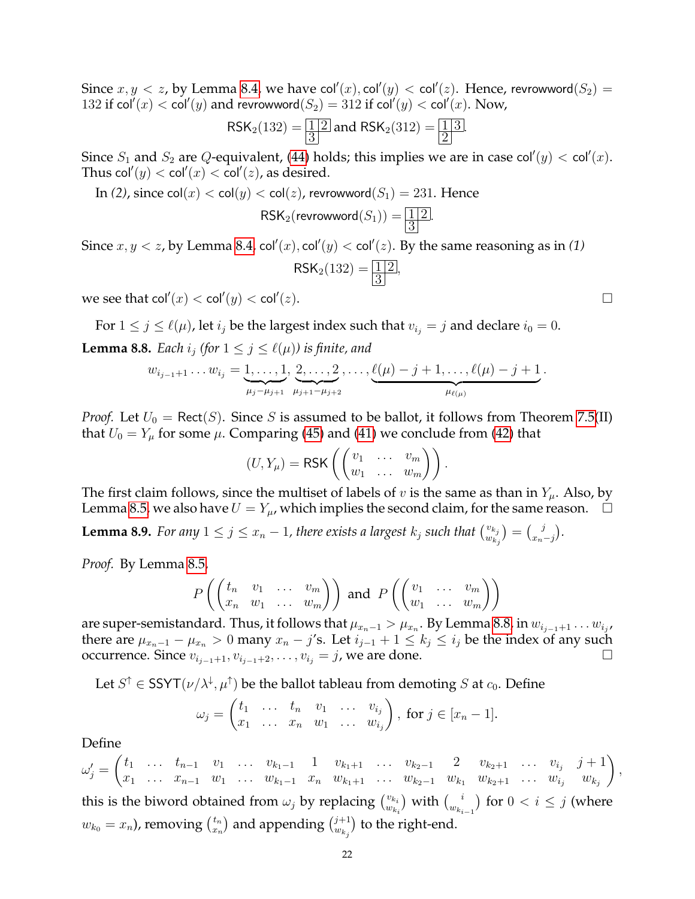Since $x, y < z$, by Lemma 8.4, we have $\mathsf{col}'(x), \mathsf{col}'(y) < \mathsf{col}'(z)$. Hence, $\mathsf{revrowword}(S_2) = 132$ if $\mathsf{col}'(x) < \mathsf{col}'(y)$ and $\mathsf{revrowword}(S_2) = 312$ if $\mathsf{col}'(y) < \mathsf{col}'(x)$. Now,

$$\mathsf{RSK}_2(132) = \begin{array}{|c|c|}\hline 1 & 2 \\ \hline 3 \\ \cline{1-1}\end{array} \text{ and } \mathsf{RSK}_2(312) = \begin{array}{|c|c|}\hline 1 & 3 \\ \hline 2 \\ \cline{1-1}\end{array}.$$

Since $S_1$ and $S_2$ are $Q$-equivalent, (44) holds; this implies we are in case $\mathsf{col}'(y) < \mathsf{col}'(x)$. Thus $\mathsf{col}'(y) < \mathsf{col}'(x) < \mathsf{col}'(z)$, as desired.

In *(2)*, since $\mathsf{col}(x) < \mathsf{col}(y) < \mathsf{col}(z)$, $\mathsf{revrowword}(S_1) = 231$. Hence

$$\mathsf{RSK}_2(\mathsf{revrowword}(S_1)) = \begin{array}{|c|c|}\hline 1 & 2 \\ \hline 3 \\ \cline{1-1}\end{array}.$$

Since $x, y < z$, by Lemma 8.4, $\mathsf{col}'(x), \mathsf{col}'(y) < \mathsf{col}'(z)$. By the same reasoning as in *(1)*

$$\mathsf{RSK}_2(132) = \begin{array}{|c|c|}\hline 1 & 2 \\ \hline 3 \\ \cline{1-1}\end{array},$$

we see that $\mathsf{col}'(x) < \mathsf{col}'(y) < \mathsf{col}'(z)$. $\square$

For $1 \leq j \leq \ell(\mu)$, let $i_j$ be the largest index such that $v_{i_j} = j$ and declare $i_0 = 0$.

**Lemma 8.8.** *Each $i_j$ (for $1 \leq j \leq \ell(\mu)$) is finite, and*

$$w_{i_{j-1}+1} \dots w_{i_j} = \underbrace{1, \dots, 1}_{\mu_j - \mu_{j+1}}, \underbrace{2, \dots, 2}_{\mu_{j+1} - \mu_{j+2}}, \dots, \underbrace{\ell(\mu) - j + 1, \dots, \ell(\mu) - j + 1}_{\mu_{\ell(\mu)}}.$$

*Proof.* Let $U_0 = \mathsf{Rect}(S)$. Since $S$ is assumed to be ballot, it follows from Theorem 7.5(II) that $U_0 = Y_\mu$ for some $\mu$. Comparing (45) and (41) we conclude from (42) that

$$(U, Y_\mu) = \mathsf{RSK}\left(\begin{pmatrix} v_1 & \dots & v_m \\ w_1 & \dots & w_m \end{pmatrix}\right).$$

The first claim follows, since the multiset of labels of $v$ is the same as than in $Y_\mu$. Also, by Lemma 8.5, we also have $U = Y_\mu$, which implies the second claim, for the same reason. $\square$

**Lemma 8.9.** *For any $1 \leq j \leq x_n - 1$, there exists a largest $k_j$ such that $\binom{v_{k_j}}{w_{k_j}} = \binom{j}{x_n - j}$.*

*Proof.* By Lemma 8.5,

$$P\left(\begin{pmatrix} t_n & v_1 & \dots & v_m \\ x_n & w_1 & \dots & w_m \end{pmatrix}\right) \text{ and } P\left(\begin{pmatrix} v_1 & \dots & v_m \\ w_1 & \dots & w_m \end{pmatrix}\right)$$

are super-semistandard. Thus, it follows that $\mu_{x_n - 1} > \mu_{x_n}$. By Lemma 8.8, in $w_{i_{j-1}+1} \dots w_{i_j}$, there are $\mu_{x_n-1} - \mu_{x_n} > 0$ many $x_n - j$'s. Let $i_{j-1} + 1 \leq k_j \leq i_j$ be the index of any such occurrence. Since $v_{i_{j-1}+1}, v_{i_{j-1}+2}, \dots, v_{i_j} = j$, we are done. $\square$

Let $S^\uparrow \in \mathsf{SSYT}(\nu/\lambda^\downarrow, \mu^\uparrow)$ be the ballot tableau from demoting $S$ at $c_0$. Define

$$\omega_j = \begin{pmatrix} t_1 & \dots & t_n & v_1 & \dots & v_{i_j} \\ x_1 & \dots & x_n & w_1 & \dots & w_{i_j} \end{pmatrix}, \text{ for } j \in [x_n - 1].$$

Define

$$\omega_j' = \begin{pmatrix} t_1 & \dots & t_{n-1} & v_1 & \dots & v_{k_1 - 1} & 1 & v_{k_1+1} & \dots & v_{k_2 - 1} & 2 & v_{k_2+1} & \dots & v_{i_j} & j+1 \\ x_1 & \dots & x_{n-1} & w_1 & \dots & w_{k_1 - 1} & x_n & w_{k_1+1} & \dots & w_{k_2 - 1} & w_{k_1} & w_{k_2+1} & \dots & w_{i_j} & w_{k_j} \end{pmatrix},$$

this is the biword obtained from $\omega_j$ by replacing $\binom{v_{k_i}}{w_{k_i}}$ with $\binom{i}{w_{k_{i-1}}}$ for $0 < i \leq j$ (where $w_{k_0} = x_n$), removing $\binom{t_n}{x_n}$ and appending $\binom{j+1}{w_{k_j}}$ to the right-end.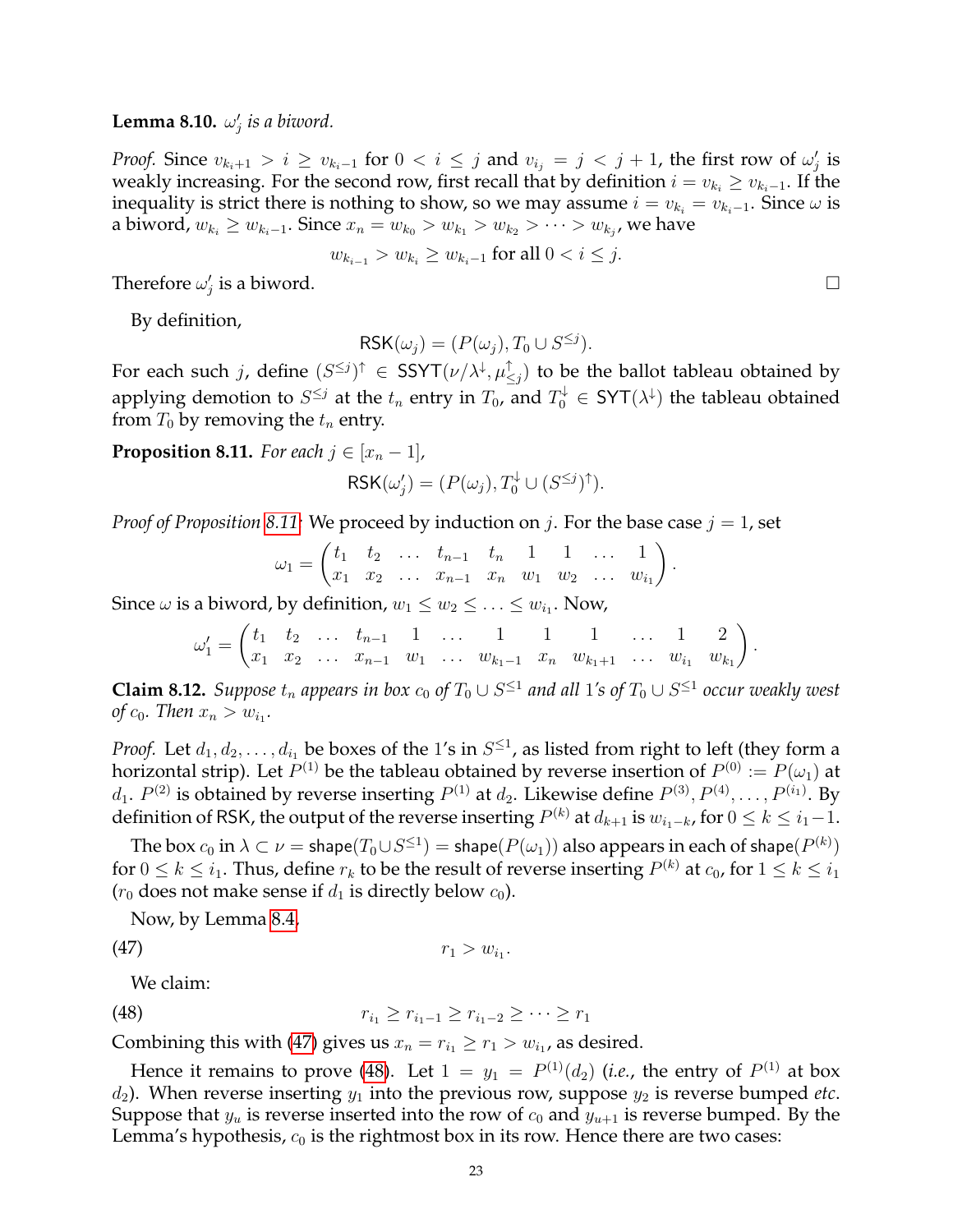**Lemma 8.10.** *$\omega'_j$ is a biword.*

*Proof.* Since $v_{k_i+1} > i \geq v_{k_i-1}$ for $0 < i \leq j$ and $v_{i_j} = j < j+1$, the first row of $\omega'_j$ is weakly increasing. For the second row, first recall that by definition $i = v_{k_i} \geq v_{k_i-1}$. If the inequality is strict there is nothing to show, so we may assume $i = v_{k_i} = v_{k_i-1}$. Since $\omega$ is a biword, $w_{k_i} \geq w_{k_i-1}$. Since $x_n = w_{k_0} > w_{k_1} > w_{k_2} > \cdots > w_{k_j}$, we have

$$w_{k_{i-1}} > w_{k_i} \geq w_{k_i-1} \text{ for all } 0 < i \leq j.$$

Therefore $\omega'_j$ is a biword. $\square$

By definition,

$$\mathsf{RSK}(\omega_j) = (P(\omega_j), T_0 \cup S^{\leq j}).$$

For each such $j$, define $(S^{\leq j})^{\uparrow} \in \mathsf{SSYT}(\nu/\lambda^{\downarrow}, \mu^{\uparrow}_{\leq j})$ to be the ballot tableau obtained by applying demotion to $S^{\leq j}$ at the $t_n$ entry in $T_0$, and $T_0^{\downarrow} \in \mathsf{SYT}(\lambda^{\downarrow})$ the tableau obtained from $T_0$ by removing the $t_n$ entry.

**Proposition 8.11.** *For each $j \in [x_n - 1]$,*

$$\mathsf{RSK}(\omega'_j) = (P(\omega_j), T_0^{\downarrow} \cup (S^{\leq j})^{\uparrow}).$$

*Proof of Proposition 8.11:* We proceed by induction on $j$. For the base case $j = 1$, set

$$\omega_1 = \begin{pmatrix} t_1 & t_2 & \ldots & t_{n-1} & t_n & 1 & 1 & \ldots & 1 \\ x_1 & x_2 & \ldots & x_{n-1} & x_n & w_1 & w_2 & \ldots & w_{i_1} \end{pmatrix}.$$

Since $\omega$ is a biword, by definition, $w_1 \leq w_2 \leq \ldots \leq w_{i_1}$. Now,

$$\omega'_1 = \begin{pmatrix} t_1 & t_2 & \ldots & t_{n-1} & 1 & \ldots & 1 & 1 & 1 & \ldots & 1 & 2 \\ x_1 & x_2 & \ldots & x_{n-1} & w_1 & \ldots & w_{k_1-1} & x_n & w_{k_1+1} & \ldots & w_{i_1} & w_{k_1} \end{pmatrix}.$$

**Claim 8.12.** *Suppose $t_n$ appears in box $c_0$ of $T_0 \cup S^{\leq 1}$ and all 1's of $T_0 \cup S^{\leq 1}$ occur weakly west of $c_0$. Then $x_n > w_{i_1}$.*

*Proof.* Let $d_1, d_2, \ldots, d_{i_1}$ be boxes of the 1's in $S^{\leq 1}$, as listed from right to left (they form a horizontal strip). Let $P^{(1)}$ be the tableau obtained by reverse insertion of $P^{(0)} := P(\omega_1)$ at $d_1$. $P^{(2)}$ is obtained by reverse inserting $P^{(1)}$ at $d_2$. Likewise define $P^{(3)}, P^{(4)}, \ldots, P^{(i_1)}$. By definition of $\mathsf{RSK}$, the output of the reverse inserting $P^{(k)}$ at $d_{k+1}$ is $w_{i_1-k}$, for $0 \leq k \leq i_1 - 1$.

The box $c_0$ in $\lambda \subset \nu = \mathsf{shape}(T_0 \cup S^{\leq 1}) = \mathsf{shape}(P(\omega_1))$ also appears in each of $\mathsf{shape}(P^{(k)})$ for $0 \leq k \leq i_1$. Thus, define $r_k$ to be the result of reverse inserting $P^{(k)}$ at $c_0$, for $1 \leq k \leq i_1$ ($r_0$ does not make sense if $d_1$ is directly below $c_0$).

Now, by Lemma 8.4,

$$r_1 > w_{i_1}. \tag{47}$$

We claim:

$$r_{i_1} \geq r_{i_1-1} \geq r_{i_1-2} \geq \cdots \geq r_1 \tag{48}$$

Combining this with (47) gives us $x_n = r_{i_1} \geq r_1 > w_{i_1}$, as desired.

Hence it remains to prove (48). Let $1 = y_1 = P^{(1)}(d_2)$ (*i.e.*, the entry of $P^{(1)}$ at box $d_2$). When reverse inserting $y_1$ into the previous row, suppose $y_2$ is reverse bumped *etc*. Suppose that $y_u$ is reverse inserted into the row of $c_0$ and $y_{u+1}$ is reverse bumped. By the Lemma's hypothesis, $c_0$ is the rightmost box in its row. Hence there are two cases: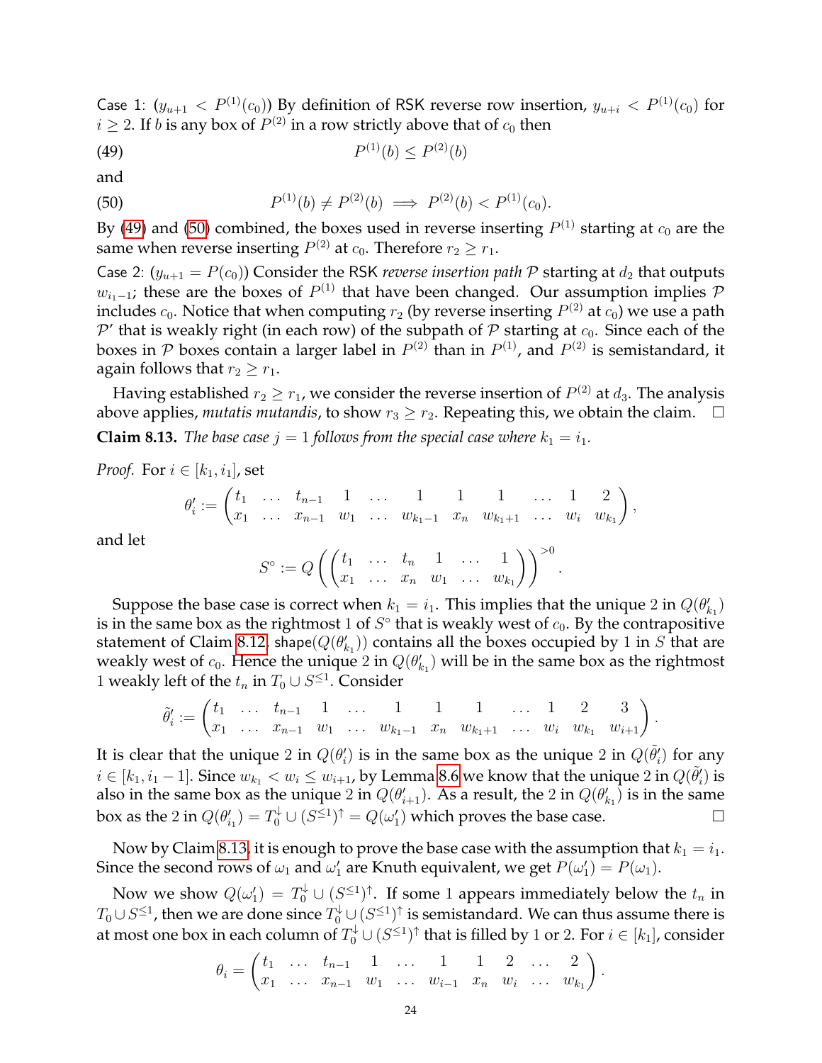Case 1: ($y_{u+1} < P^{(1)}(c_0)$) By definition of RSK reverse row insertion, $y_{u+i} < P^{(1)}(c_0)$ for $i \geq 2$. If $b$ is any box of $P^{(2)}$ in a row strictly above that of $c_0$ then

$$P^{(1)}(b) \leq P^{(2)}(b) \tag{49}$$

and

$$P^{(1)}(b) \neq P^{(2)}(b) \implies P^{(2)}(b) < P^{(1)}(c_0). \tag{50}$$

By (49) and (50) combined, the boxes used in reverse inserting $P^{(1)}$ starting at $c_0$ are the same when reverse inserting $P^{(2)}$ at $c_0$. Therefore $r_2 \geq r_1$.

Case 2: ($y_{u+1} = P(c_0)$) Consider the RSK *reverse insertion path* $\mathcal{P}$ starting at $d_2$ that outputs $w_{i_1-1}$; these are the boxes of $P^{(1)}$ that have been changed. Our assumption implies $\mathcal{P}$ includes $c_0$. Notice that when computing $r_2$ (by reverse inserting $P^{(2)}$ at $c_0$) we use a path $\mathcal{P}'$ that is weakly right (in each row) of the subpath of $\mathcal{P}$ starting at $c_0$. Since each of the boxes in $\mathcal{P}$ boxes contain a larger label in $P^{(2)}$ than in $P^{(1)}$, and $P^{(2)}$ is semistandard, it again follows that $r_2 \geq r_1$.

Having established $r_2 \geq r_1$, we consider the reverse insertion of $P^{(2)}$ at $d_3$. The analysis above applies, *mutatis mutandis*, to show $r_3 \geq r_2$. Repeating this, we obtain the claim. $\square$

**Claim 8.13.** *The base case $j = 1$ follows from the special case where $k_1 = i_1$.*

*Proof.* For $i \in [k_1, i_1]$, set

$$\theta'_i := \begin{pmatrix} t_1 & \dots & t_{n-1} & 1 & \dots & 1 & 1 & 1 & \dots & 1 & 2 \\ x_1 & \dots & x_{n-1} & w_1 & \dots & w_{k_1-1} & x_n & w_{k_1+1} & \dots & w_i & w_{k_1} \end{pmatrix},$$

and let

$$S^\circ := Q\left(\begin{pmatrix} t_1 & \dots & t_n & 1 & \dots & 1 \\ x_1 & \dots & x_n & w_1 & \dots & w_{k_1} \end{pmatrix}\right)^{>0}.$$

Suppose the base case is correct when $k_1 = i_1$. This implies that the unique $2$ in $Q(\theta'_{k_1})$ is in the same box as the rightmost $1$ of $S^\circ$ that is weakly west of $c_0$. By the contrapositive statement of Claim 8.12, $\mathsf{shape}(Q(\theta'_{k_1}))$ contains all the boxes occupied by $1$ in $S$ that are weakly west of $c_0$. Hence the unique $2$ in $Q(\theta'_{k_1})$ will be in the same box as the rightmost $1$ weakly left of the $t_n$ in $T_0 \cup S^{\leq 1}$. Consider

$$\tilde{\theta}'_i := \begin{pmatrix} t_1 & \dots & t_{n-1} & 1 & \dots & 1 & 1 & 1 & \dots & 1 & 2 & 3 \\ x_1 & \dots & x_{n-1} & w_1 & \dots & w_{k_1-1} & x_n & w_{k_1+1} & \dots & w_i & w_{k_1} & w_{i+1} \end{pmatrix}.$$

It is clear that the unique $2$ in $Q(\theta'_i)$ is in the same box as the unique $2$ in $Q(\tilde{\theta}'_i)$ for any $i \in [k_1, i_1 - 1]$. Since $w_{k_1} < w_i \leq w_{i+1}$, by Lemma 8.6 we know that the unique $2$ in $Q(\tilde{\theta}'_i)$ is also in the same box as the unique $2$ in $Q(\theta'_{i+1})$. As a result, the $2$ in $Q(\theta'_{k_1})$ is in the same box as the $2$ in $Q(\theta'_{i_1}) = T_0^{\downarrow} \cup (S^{\leq 1})^{\uparrow} = Q(\omega'_1)$ which proves the base case. $\square$

Now by Claim 8.13, it is enough to prove the base case with the assumption that $k_1 = i_1$. Since the second rows of $\omega_1$ and $\omega'_1$ are Knuth equivalent, we get $P(\omega'_1) = P(\omega_1)$.

Now we show $Q(\omega'_1) = T_0^{\downarrow} \cup (S^{\leq 1})^{\uparrow}$. If some $1$ appears immediately below the $t_n$ in $T_0 \cup S^{\leq 1}$, then we are done since $T_0^{\downarrow} \cup (S^{\leq 1})^{\uparrow}$ is semistandard. We can thus assume there is at most one box in each column of $T_0^{\downarrow} \cup (S^{\leq 1})^{\uparrow}$ that is filled by $1$ or $2$. For $i \in [k_1]$, consider

$$\theta_i = \begin{pmatrix} t_1 & \dots & t_{n-1} & 1 & \dots & 1 & 1 & 2 & \dots & 2 \\ x_1 & \dots & x_{n-1} & w_1 & \dots & w_{i-1} & x_n & w_i & \dots & w_{k_1} \end{pmatrix}.$$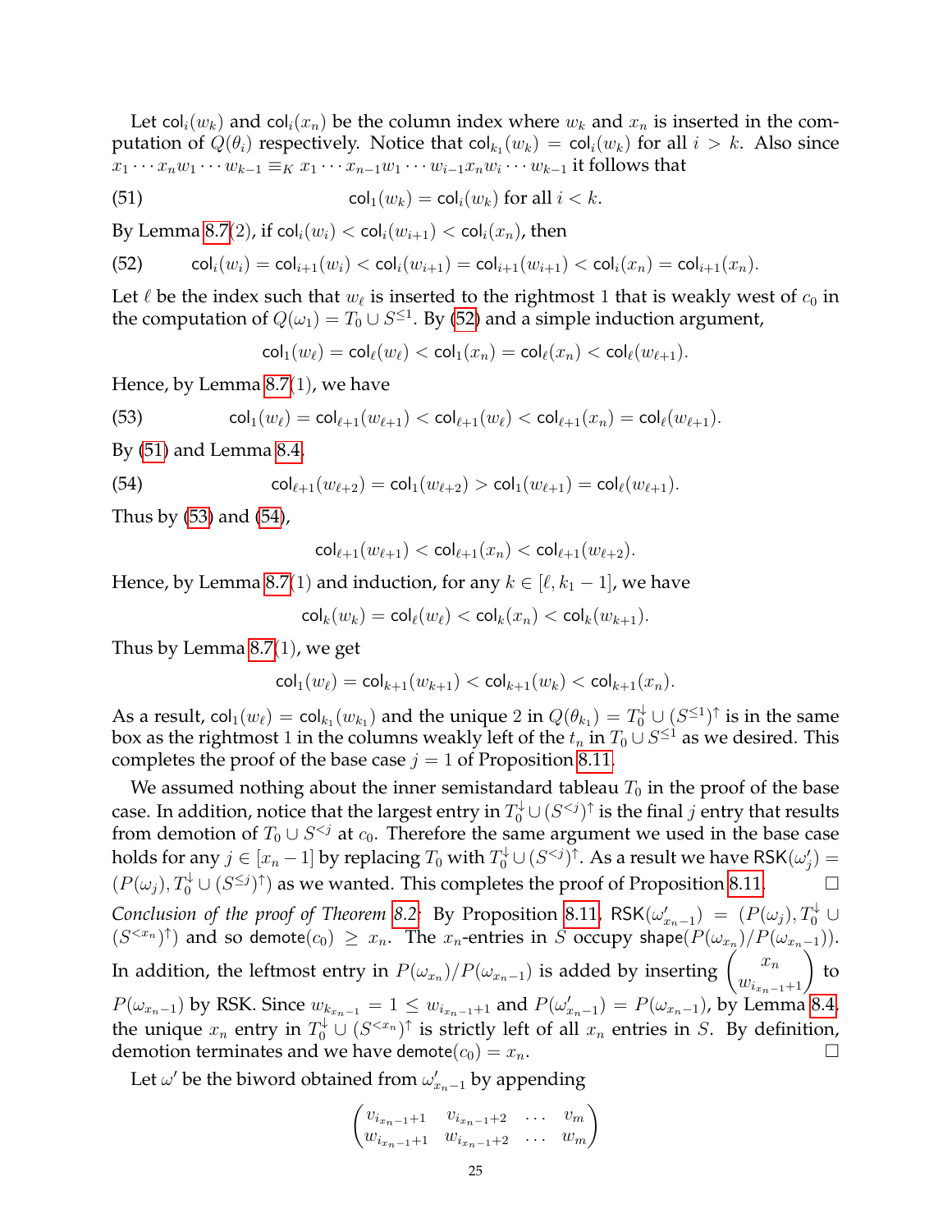Let $\mathsf{col}_i(w_k)$ and $\mathsf{col}_i(x_n)$ be the column index where $w_k$ and $x_n$ is inserted in the computation of $Q(\theta_i)$ respectively. Notice that $\mathsf{col}_{k_1}(w_k) = \mathsf{col}_i(w_k)$ for all $i > k$. Also since $x_1 \cdots x_n w_1 \cdots w_{k-1} \equiv_K x_1 \cdots x_{n-1} w_1 \cdots w_{i-1} x_n w_i \cdots w_{k-1}$ it follows that

$$\mathsf{col}_1(w_k) = \mathsf{col}_i(w_k) \text{ for all } i < k. \tag{51}$$

By Lemma 8.7(2), if $\mathsf{col}_i(w_i) < \mathsf{col}_i(w_{i+1}) < \mathsf{col}_i(x_n)$, then

$$\mathsf{col}_i(w_i) = \mathsf{col}_{i+1}(w_i) < \mathsf{col}_i(w_{i+1}) = \mathsf{col}_{i+1}(w_{i+1}) < \mathsf{col}_i(x_n) = \mathsf{col}_{i+1}(x_n). \tag{52}$$

Let $\ell$ be the index such that $w_\ell$ is inserted to the rightmost 1 that is weakly west of $c_0$ in the computation of $Q(\omega_1) = T_0 \cup S^{\le 1}$. By (52) and a simple induction argument,

$$\mathsf{col}_1(w_\ell) = \mathsf{col}_\ell(w_\ell) < \mathsf{col}_1(x_n) = \mathsf{col}_\ell(x_n) < \mathsf{col}_\ell(w_{\ell+1}).$$

Hence, by Lemma 8.7(1), we have

$$\mathsf{col}_1(w_\ell) = \mathsf{col}_{\ell+1}(w_{\ell+1}) < \mathsf{col}_{\ell+1}(w_\ell) < \mathsf{col}_{\ell+1}(x_n) = \mathsf{col}_\ell(w_{\ell+1}). \tag{53}$$

By (51) and Lemma 8.4,

$$\mathsf{col}_{\ell+1}(w_{\ell+2}) = \mathsf{col}_1(w_{\ell+2}) > \mathsf{col}_1(w_{\ell+1}) = \mathsf{col}_\ell(w_{\ell+1}). \tag{54}$$

Thus by (53) and (54),

$$\mathsf{col}_{\ell+1}(w_{\ell+1}) < \mathsf{col}_{\ell+1}(x_n) < \mathsf{col}_{\ell+1}(w_{\ell+2}).$$

Hence, by Lemma 8.7(1) and induction, for any $k \in [\ell, k_1 - 1]$, we have

$$\mathsf{col}_k(w_k) = \mathsf{col}_\ell(w_\ell) < \mathsf{col}_k(x_n) < \mathsf{col}_k(w_{k+1}).$$

Thus by Lemma 8.7(1), we get

$$\mathsf{col}_1(w_\ell) = \mathsf{col}_{k+1}(w_{k+1}) < \mathsf{col}_{k+1}(w_k) < \mathsf{col}_{k+1}(x_n).$$

As a result, $\mathsf{col}_1(w_\ell) = \mathsf{col}_{k_1}(w_{k_1})$ and the unique 2 in $Q(\theta_{k_1}) = T_0^{\downarrow} \cup (S^{\le 1})^{\uparrow}$ is in the same box as the rightmost 1 in the columns weakly left of the $t_n$ in $T_0 \cup S^{\le 1}$ as we desired. This completes the proof of the base case $j = 1$ of Proposition 8.11.

We assumed nothing about the inner semistandard tableau $T_0$ in the proof of the base case. In addition, notice that the largest entry in $T_0^{\downarrow} \cup (S^{<j})^{\uparrow}$ is the final $j$ entry that results from demotion of $T_0 \cup S^{<j}$ at $c_0$. Therefore the same argument we used in the base case holds for any $j \in [x_n - 1]$ by replacing $T_0$ with $T_0^{\downarrow} \cup (S^{<j})^{\uparrow}$. As a result we have $\mathsf{RSK}(\omega'_j) = (P(\omega_j), T_0^{\downarrow} \cup (S^{\le j})^{\uparrow})$ as we wanted. This completes the proof of Proposition 8.11. $\square$

*Conclusion of the proof of Theorem 8.2:* By Proposition 8.11, $\mathsf{RSK}(\omega'_{x_n - 1}) = (P(\omega_j), T_0^{\downarrow} \cup (S^{<x_n})^{\uparrow})$ and so $\mathsf{demote}(c_0) \ge x_n$. The $x_n$-entries in $S$ occupy $\mathsf{shape}(P(\omega_{x_n})/P(\omega_{x_n - 1}))$. In addition, the leftmost entry in $P(\omega_{x_n})/P(\omega_{x_n-1})$ is added by inserting $\begin{pmatrix} x_n \\ w_{i_{x_n-1}+1} \end{pmatrix}$ to $P(\omega_{x_n-1})$ by RSK. Since $w_{k_{x_n-1}} = 1 \le w_{i_{x_n-1}+1}$ and $P(\omega'_{x_n-1}) = P(\omega_{x_n-1})$, by Lemma 8.4, the unique $x_n$ entry in $T_0^{\downarrow} \cup (S^{<x_n})^{\uparrow}$ is strictly left of all $x_n$ entries in $S$. By definition, demotion terminates and we have $\mathsf{demote}(c_0) = x_n$. $\square$

Let $\omega'$ be the biword obtained from $\omega'_{x_n-1}$ by appending

$$\begin{pmatrix} v_{i_{x_n-1}+1} & v_{i_{x_n-1}+2} & \dots & v_m \\ w_{i_{x_n-1}+1} & w_{i_{x_n-1}+2} & \dots & w_m \end{pmatrix}$$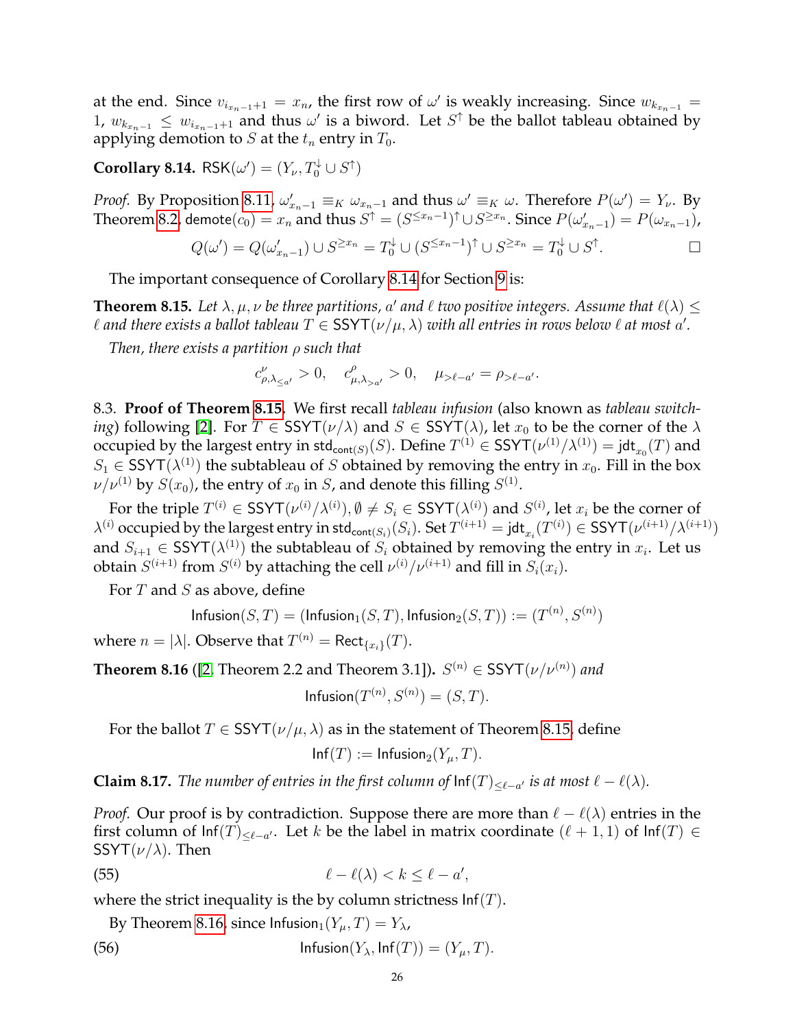at the end. Since $v_{i_{x_n-1}+1} = x_n$, the first row of $\omega'$ is weakly increasing. Since $w_{k_{x_n-1}} = 1$, $w_{k_{x_n-1}} \leq w_{i_{x_n-1}+1}$ and thus $\omega'$ is a biword. Let $S^{\uparrow}$ be the ballot tableau obtained by applying demotion to $S$ at the $t_n$ entry in $T_0$.

**Corollary 8.14.** $\mathsf{RSK}(\omega') = (Y_\nu, T_0^{\downarrow} \cup S^{\uparrow})$

*Proof.* By Proposition 8.11, $\omega'_{x_n-1} \equiv_K \omega_{x_n-1}$ and thus $\omega' \equiv_K \omega$. Therefore $P(\omega') = Y_\nu$. By Theorem 8.2, $\mathsf{demote}(c_0) = x_n$ and thus $S^{\uparrow} = (S^{\leq x_n-1})^{\uparrow} \cup S^{\geq x_n}$. Since $P(\omega'_{x_n-1}) = P(\omega_{x_n-1})$,

$$Q(\omega') = Q(\omega'_{x_n-1}) \cup S^{\geq x_n} = T_0^{\downarrow} \cup (S^{\leq x_n-1})^{\uparrow} \cup S^{\geq x_n} = T_0^{\downarrow} \cup S^{\uparrow}. \qquad \square$$

The important consequence of Corollary 8.14 for Section 9 is:

**Theorem 8.15.** *Let $\lambda, \mu, \nu$ be three partitions, $a'$ and $\ell$ two positive integers. Assume that $\ell(\lambda) \leq \ell$ and there exists a ballot tableau $T \in \mathsf{SSYT}(\nu/\mu, \lambda)$ with all entries in rows below $\ell$ at most $a'$.*

*Then, there exists a partition $\rho$ such that*

$$c^{\nu}_{\rho,\lambda_{\leq a'}} > 0, \quad c^{\rho}_{\mu,\lambda_{>a'}} > 0, \quad \mu_{>\ell-a'} = \rho_{>\ell-a'}.$$

8.3. **Proof of Theorem 8.15.** We first recall *tableau infusion* (also known as *tableau switching*) following [2]. For $T \in \mathsf{SSYT}(\nu/\lambda)$ and $S \in \mathsf{SSYT}(\lambda)$, let $x_0$ to be the corner of the $\lambda$ occupied by the largest entry in $\mathsf{std}_{\mathsf{cont}(S)}(S)$. Define $T^{(1)} \in \mathsf{SSYT}(\nu^{(1)}/\lambda^{(1)}) = \mathsf{jdt}_{x_0}(T)$ and $S_1 \in \mathsf{SSYT}(\lambda^{(1)})$ the subtableau of $S$ obtained by removing the entry in $x_0$. Fill in the box $\nu/\nu^{(1)}$ by $S(x_0)$, the entry of $x_0$ in $S$, and denote this filling $S^{(1)}$.

For the triple $T^{(i)} \in \mathsf{SSYT}(\nu^{(i)}/\lambda^{(i)}), \emptyset \neq S_i \in \mathsf{SSYT}(\lambda^{(i)})$ and $S^{(i)}$, let $x_i$ be the corner of $\lambda^{(i)}$ occupied by the largest entry in $\mathsf{std}_{\mathsf{cont}(S_i)}(S_i)$. Set $T^{(i+1)} = \mathsf{jdt}_{x_i}(T^{(i)}) \in \mathsf{SSYT}(\nu^{(i+1)}/\lambda^{(i+1)})$ and $S_{i+1} \in \mathsf{SSYT}(\lambda^{(1)})$ the subtableau of $S_i$ obtained by removing the entry in $x_i$. Let us obtain $S^{(i+1)}$ from $S^{(i)}$ by attaching the cell $\nu^{(i)}/\nu^{(i+1)}$ and fill in $S_i(x_i)$.

For $T$ and $S$ as above, define

$$\mathsf{Infusion}(S,T) = (\mathsf{Infusion}_1(S,T), \mathsf{Infusion}_2(S,T)) := (T^{(n)}, S^{(n)})$$

where $n = |\lambda|$. Observe that $T^{(n)} = \mathsf{Rect}_{\{x_i\}}(T)$.

**Theorem 8.16** ([2, Theorem 2.2 and Theorem 3.1])**.** $S^{(n)} \in \mathsf{SSYT}(\nu/\nu^{(n)})$ *and*

$$\mathsf{Infusion}(T^{(n)}, S^{(n)}) = (S, T).$$

For the ballot $T \in \mathsf{SSYT}(\nu/\mu, \lambda)$ as in the statement of Theorem 8.15, define

$$\mathsf{Inf}(T) := \mathsf{Infusion}_2(Y_\mu, T).$$

**Claim 8.17.** *The number of entries in the first column of $\mathsf{Inf}(T)_{\leq \ell-a'}$ is at most $\ell - \ell(\lambda)$.*

*Proof.* Our proof is by contradiction. Suppose there are more than $\ell - \ell(\lambda)$ entries in the first column of $\mathsf{Inf}(T)_{\leq \ell-a'}$. Let $k$ be the label in matrix coordinate $(\ell+1, 1)$ of $\mathsf{Inf}(T) \in \mathsf{SSYT}(\nu/\lambda)$. Then

$$\ell - \ell(\lambda) < k \leq \ell - a', \tag{55}$$

where the strict inequality is the by column strictness $\mathsf{Inf}(T)$.

By Theorem 8.16, since $\mathsf{Infusion}_1(Y_\mu, T) = Y_\lambda$,

$$\mathsf{Infusion}(Y_\lambda, \mathsf{Inf}(T)) = (Y_\mu, T). \tag{56}$$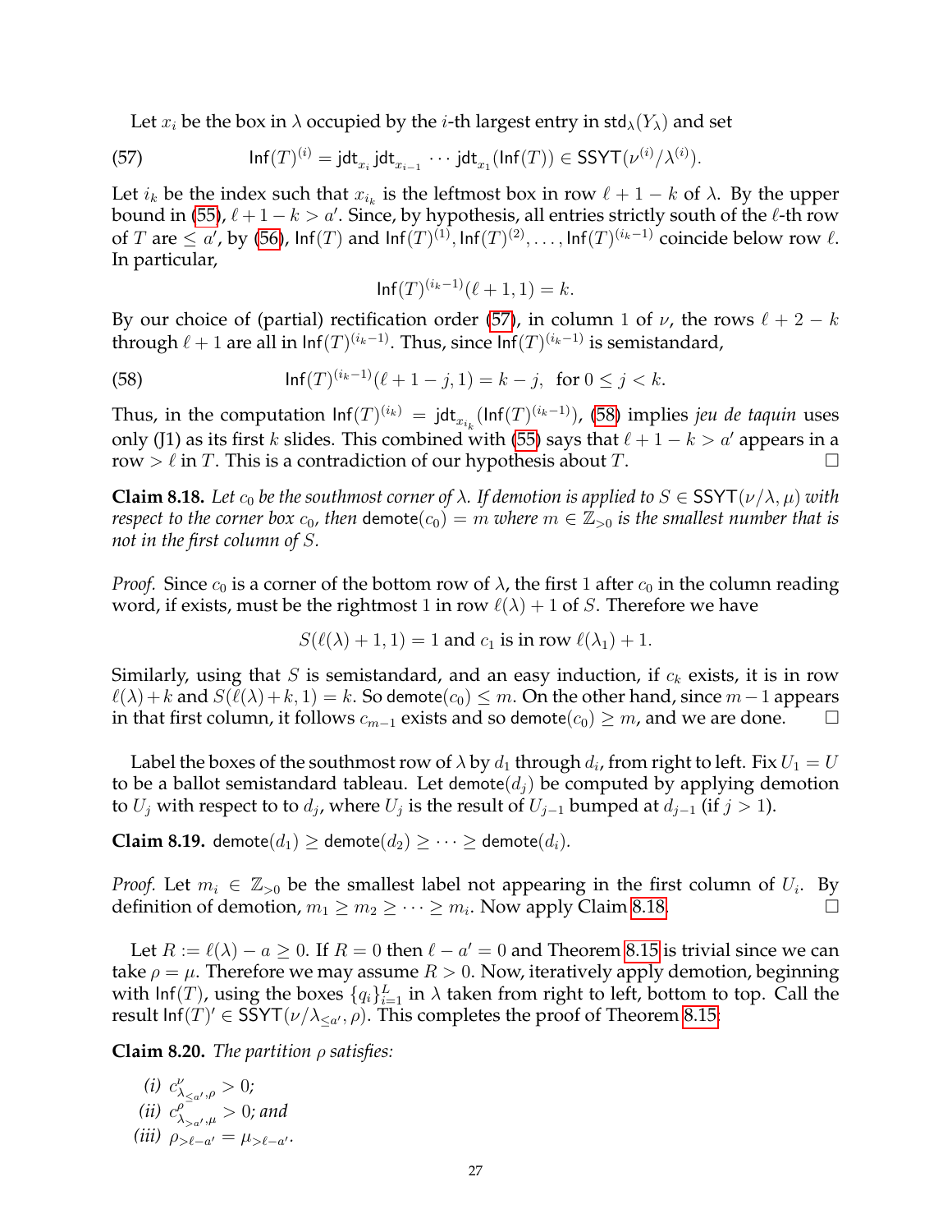Let $x_i$ be the box in $\lambda$ occupied by the $i$-th largest entry in $\mathsf{std}_\lambda(Y_\lambda)$ and set

$$\mathsf{Inf}(T)^{(i)} = \mathsf{jdt}_{x_i}\,\mathsf{jdt}_{x_{i-1}} \cdots \mathsf{jdt}_{x_1}(\mathsf{Inf}(T)) \in \mathsf{SSYT}(\nu^{(i)}/\lambda^{(i)}). \tag{57}$$

Let $i_k$ be the index such that $x_{i_k}$ is the leftmost box in row $\ell + 1 - k$ of $\lambda$. By the upper bound in (55), $\ell + 1 - k > a'$. Since, by hypothesis, all entries strictly south of the $\ell$-th row of $T$ are $\leq a'$, by (56), $\mathsf{Inf}(T)$ and $\mathsf{Inf}(T)^{(1)}, \mathsf{Inf}(T)^{(2)}, \ldots, \mathsf{Inf}(T)^{(i_k-1)}$ coincide below row $\ell$. In particular,

$$\mathsf{Inf}(T)^{(i_k-1)}(\ell+1, 1) = k.$$

By our choice of (partial) rectification order (57), in column 1 of $\nu$, the rows $\ell + 2 - k$ through $\ell + 1$ are all in $\mathsf{Inf}(T)^{(i_k-1)}$. Thus, since $\mathsf{Inf}(T)^{(i_k-1)}$ is semistandard,

$$\mathsf{Inf}(T)^{(i_k-1)}(\ell+1-j, 1) = k - j, \ \text{ for } 0 \leq j < k. \tag{58}$$

Thus, in the computation $\mathsf{Inf}(T)^{(i_k)} = \mathsf{jdt}_{x_{i_k}}(\mathsf{Inf}(T)^{(i_k-1)})$, (58) implies *jeu de taquin* uses only (J1) as its first $k$ slides. This combined with (55) says that $\ell + 1 - k > a'$ appears in a row $> \ell$ in $T$. This is a contradiction of our hypothesis about $T$. $\square$

**Claim 8.18.** *Let $c_0$ be the southmost corner of $\lambda$. If demotion is applied to $S \in \mathsf{SSYT}(\nu/\lambda, \mu)$ with respect to the corner box $c_0$, then $\mathsf{demote}(c_0) = m$ where $m \in \mathbb{Z}_{>0}$ is the smallest number that is not in the first column of $S$.*

*Proof.* Since $c_0$ is a corner of the bottom row of $\lambda$, the first 1 after $c_0$ in the column reading word, if exists, must be the rightmost 1 in row $\ell(\lambda)+1$ of $S$. Therefore we have

$$S(\ell(\lambda)+1, 1) = 1 \text{ and } c_1 \text{ is in row } \ell(\lambda_1)+1.$$

Similarly, using that $S$ is semistandard, and an easy induction, if $c_k$ exists, it is in row $\ell(\lambda)+k$ and $S(\ell(\lambda)+k, 1) = k$. So $\mathsf{demote}(c_0) \leq m$. On the other hand, since $m-1$ appears in that first column, it follows $c_{m-1}$ exists and so $\mathsf{demote}(c_0) \geq m$, and we are done. $\square$

Label the boxes of the southmost row of $\lambda$ by $d_1$ through $d_i$, from right to left. Fix $U_1 = U$ to be a ballot semistandard tableau. Let $\mathsf{demote}(d_j)$ be computed by applying demotion to $U_j$ with respect to to $d_j$, where $U_j$ is the result of $U_{j-1}$ bumped at $d_{j-1}$ (if $j > 1$).

**Claim 8.19.** $\mathsf{demote}(d_1) \geq \mathsf{demote}(d_2) \geq \cdots \geq \mathsf{demote}(d_i)$.

*Proof.* Let $m_i \in \mathbb{Z}_{>0}$ be the smallest label not appearing in the first column of $U_i$. By definition of demotion, $m_1 \geq m_2 \geq \cdots \geq m_i$. Now apply Claim 8.18. $\square$

Let $R := \ell(\lambda) - a \geq 0$. If $R = 0$ then $\ell - a' = 0$ and Theorem 8.15 is trivial since we can take $\rho = \mu$. Therefore we may assume $R > 0$. Now, iteratively apply demotion, beginning with $\mathsf{Inf}(T)$, using the boxes $\{q_i\}_{i=1}^{L}$ in $\lambda$ taken from right to left, bottom to top. Call the result $\mathsf{Inf}(T)' \in \mathsf{SSYT}(\nu/\lambda_{\leq a'}, \rho)$. This completes the proof of Theorem 8.15.

**Claim 8.20.** *The partition $\rho$ satisfies:*

(i) $c^{\nu}_{\lambda_{\leq a'}, \rho} > 0$;
(ii) $c^{\rho}_{\lambda_{>a'}, \mu} > 0$; *and*
(iii) $\rho_{>\ell-a'} = \mu_{>\ell-a'}$.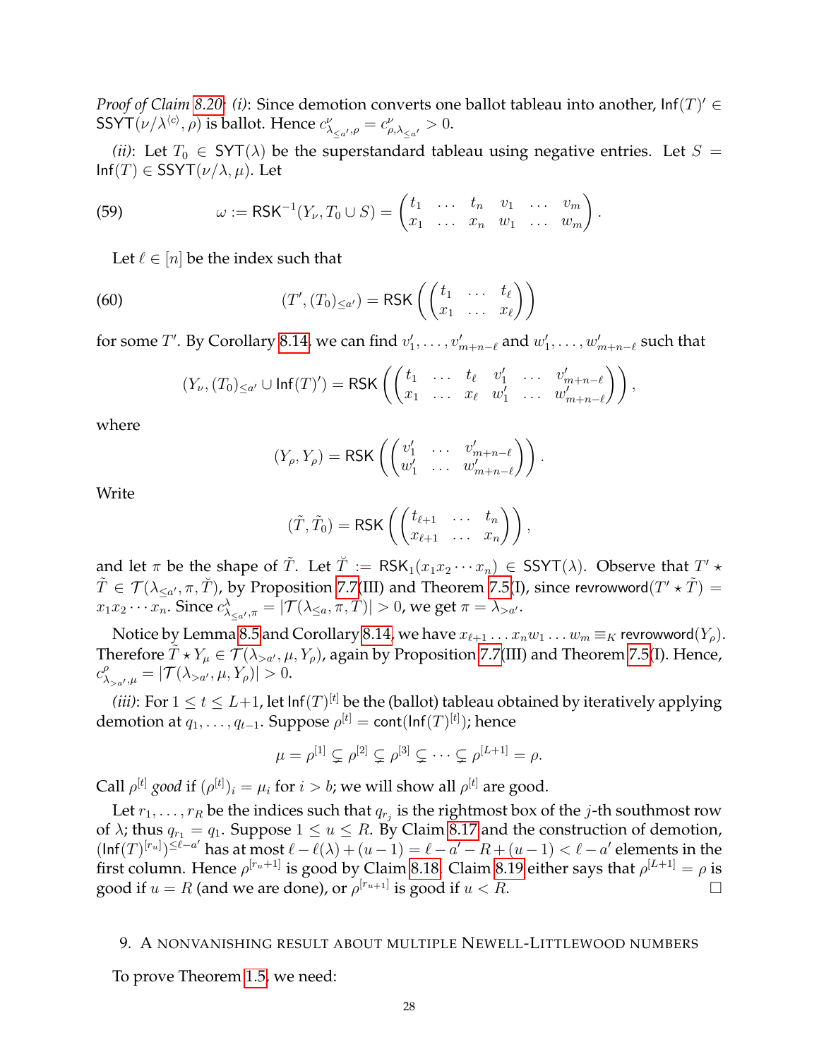*Proof of Claim 8.20: (i)*: Since demotion converts one ballot tableau into another, $\mathsf{Inf}(T)' \in \mathsf{SSYT}(\nu/\lambda^{\langle c \rangle}, \rho)$ is ballot. Hence $c^{\nu}_{\lambda_{\leq a'},\rho} = c^{\nu}_{\rho,\lambda_{\leq a'}} > 0$.

*(ii)*: Let $T_0 \in \mathsf{SYT}(\lambda)$ be the superstandard tableau using negative entries. Let $S = \mathsf{Inf}(T) \in \mathsf{SSYT}(\nu/\lambda, \mu)$. Let

$$\omega := \mathsf{RSK}^{-1}(Y_\nu, T_0 \cup S) = \begin{pmatrix} t_1 & \dots & t_n & v_1 & \dots & v_m \\ x_1 & \dots & x_n & w_1 & \dots & w_m \end{pmatrix}. \tag{59}$$

Let $\ell \in [n]$ be the index such that

$$(T', (T_0)_{\leq a'}) = \mathsf{RSK}\left(\begin{pmatrix} t_1 & \dots & t_\ell \\ x_1 & \dots & x_\ell \end{pmatrix}\right) \tag{60}$$

for some $T'$. By Corollary 8.14, we can find $v'_1, \dots, v'_{m+n-\ell}$ and $w'_1, \dots, w'_{m+n-\ell}$ such that

$$(Y_\nu, (T_0)_{\leq a'} \cup \mathsf{Inf}(T)') = \mathsf{RSK}\left(\begin{pmatrix} t_1 & \dots & t_\ell & v'_1 & \dots & v'_{m+n-\ell} \\ x_1 & \dots & x_\ell & w'_1 & \dots & w'_{m+n-\ell} \end{pmatrix}\right),$$

where

$$(Y_\rho, Y_\rho) = \mathsf{RSK}\left(\begin{pmatrix} v'_1 & \dots & v'_{m+n-\ell} \\ w'_1 & \dots & w'_{m+n-\ell} \end{pmatrix}\right).$$

Write

$$(\tilde{T}, \tilde{T}_0) = \mathsf{RSK}\left(\begin{pmatrix} t_{\ell+1} & \dots & t_n \\ x_{\ell+1} & \dots & x_n \end{pmatrix}\right),$$

and let $\pi$ be the shape of $\tilde{T}$. Let $\breve{T} := \mathsf{RSK}_1(x_1 x_2 \cdots x_n) \in \mathsf{SSYT}(\lambda)$. Observe that $T' \star \tilde{T} \in \mathcal{T}(\lambda_{\leq a'}, \pi, \breve{T})$, by Proposition 7.7(III) and Theorem 7.5(I), since $\mathsf{revrowword}(T' \star \tilde{T}) = x_1 x_2 \cdots x_n$. Since $c^{\lambda}_{\lambda_{\leq a'},\pi} = |\mathcal{T}(\lambda_{\leq a}, \pi, \breve{T})| > 0$, we get $\pi = \lambda_{>a'}$.

Notice by Lemma 8.5 and Corollary 8.14, we have $x_{\ell+1} \dots x_n w_1 \dots w_m \equiv_K \mathsf{revrowword}(Y_\rho)$. Therefore $\tilde{T} \star Y_\mu \in \mathcal{T}(\lambda_{>a'}, \mu, Y_\rho)$, again by Proposition 7.7(III) and Theorem 7.5(I). Hence, $c^{\rho}_{\lambda_{>a'},\mu} = |\mathcal{T}(\lambda_{>a'}, \mu, Y_\rho)| > 0$.

*(iii)*: For $1 \leq t \leq L+1$, let $\mathsf{Inf}(T)^{[t]}$ be the (ballot) tableau obtained by iteratively applying demotion at $q_1, \dots, q_{t-1}$. Suppose $\rho^{[t]} = \mathsf{cont}(\mathsf{Inf}(T)^{[t]})$; hence

$$\mu = \rho^{[1]} \subsetneq \rho^{[2]} \subsetneq \rho^{[3]} \subsetneq \dots \subsetneq \rho^{[L+1]} = \rho.$$

Call $\rho^{[t]}$ *good* if $(\rho^{[t]})_i = \mu_i$ for $i > b$; we will show all $\rho^{[t]}$ are good.

Let $r_1, \dots, r_R$ be the indices such that $q_{r_j}$ is the rightmost box of the $j$-th southmost row of $\lambda$; thus $q_{r_1} = q_1$. Suppose $1 \leq u \leq R$. By Claim 8.17 and the construction of demotion, $(\mathsf{Inf}(T)^{[r_u]})^{\leq \ell - a'}$ has at most $\ell - \ell(\lambda) + (u-1) = \ell - a' - R + (u-1) < \ell - a'$ elements in the first column. Hence $\rho^{[r_u+1]}$ is good by Claim 8.18. Claim 8.19 either says that $\rho^{[L+1]} = \rho$ is good if $u = R$ (and we are done), or $\rho^{[r_{u+1}]}$ is good if $u < R$. □

## 9. A nonvanishing result about multiple Newell-Littlewood numbers

To prove Theorem 1.5, we need: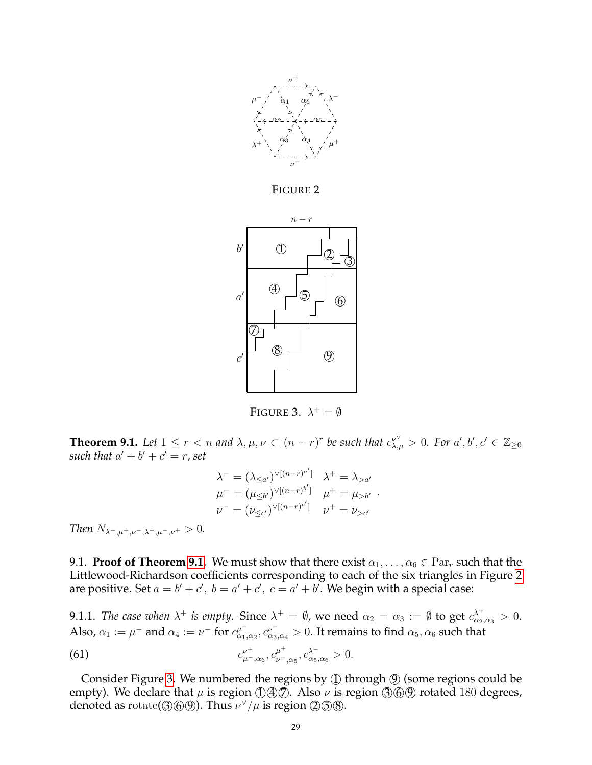FIGURE 2

FIGURE 3. $\lambda^+ = \emptyset$

**Theorem 9.1.** *Let $1 \le r < n$ and $\lambda, \mu, \nu \subset (n-r)^r$ be such that $c^{\nu^\vee}_{\lambda,\mu} > 0$. For $a', b', c' \in \mathbb{Z}_{\ge 0}$ such that $a' + b' + c' = r$, set*

$$
\begin{array}{ll}
\lambda^- = (\lambda_{\le a'})^{\vee[(n-r)^{a'}]} & \lambda^+ = \lambda_{>a'} \\
\mu^- = (\mu_{\le b'})^{\vee[(n-r)^{b'}]} & \mu^+ = \mu_{>b'} \\
\nu^- = (\nu_{\le c'})^{\vee[(n-r)^{c'}]} & \nu^+ = \nu_{>c'}
\end{array}.
$$

*Then $N_{\lambda^-,\mu^+,\nu^-,\lambda^+,\mu^-,\nu^+} > 0$.*

9.1. **Proof of Theorem 9.1.** We must show that there exist $\alpha_1, \ldots, \alpha_6 \in \mathrm{Par}_r$ such that the Littlewood-Richardson coefficients corresponding to each of the six triangles in Figure 2 are positive. Set $a = b' + c',\ b = a' + c',\ c = a' + b'$. We begin with a special case:

9.1.1. *The case when $\lambda^+$ is empty.* Since $\lambda^+ = \emptyset$, we need $\alpha_2 = \alpha_3 := \emptyset$ to get $c^{\lambda^+}_{\alpha_2,\alpha_3} > 0$. Also, $\alpha_1 := \mu^-$ and $\alpha_4 := \nu^-$ for $c^{\mu^-}_{\alpha_1,\alpha_2}, c^{\nu^-}_{\alpha_3,\alpha_4} > 0$. It remains to find $\alpha_5, \alpha_6$ such that

$$
c^{\nu^+}_{\mu^-,\alpha_6}, c^{\mu^+}_{\nu^-,\alpha_5}, c^{\lambda^-}_{\alpha_5,\alpha_6} > 0. \tag{61}
$$

Consider Figure 3. We numbered the regions by ① through ⑨ (some regions could be empty). We declare that $\mu$ is region ①④⑦. Also $\nu$ is region ③⑥⑨ rotated 180 degrees, denoted as rotate(③⑥⑨). Thus $\nu^\vee/\mu$ is region ②⑤⑧.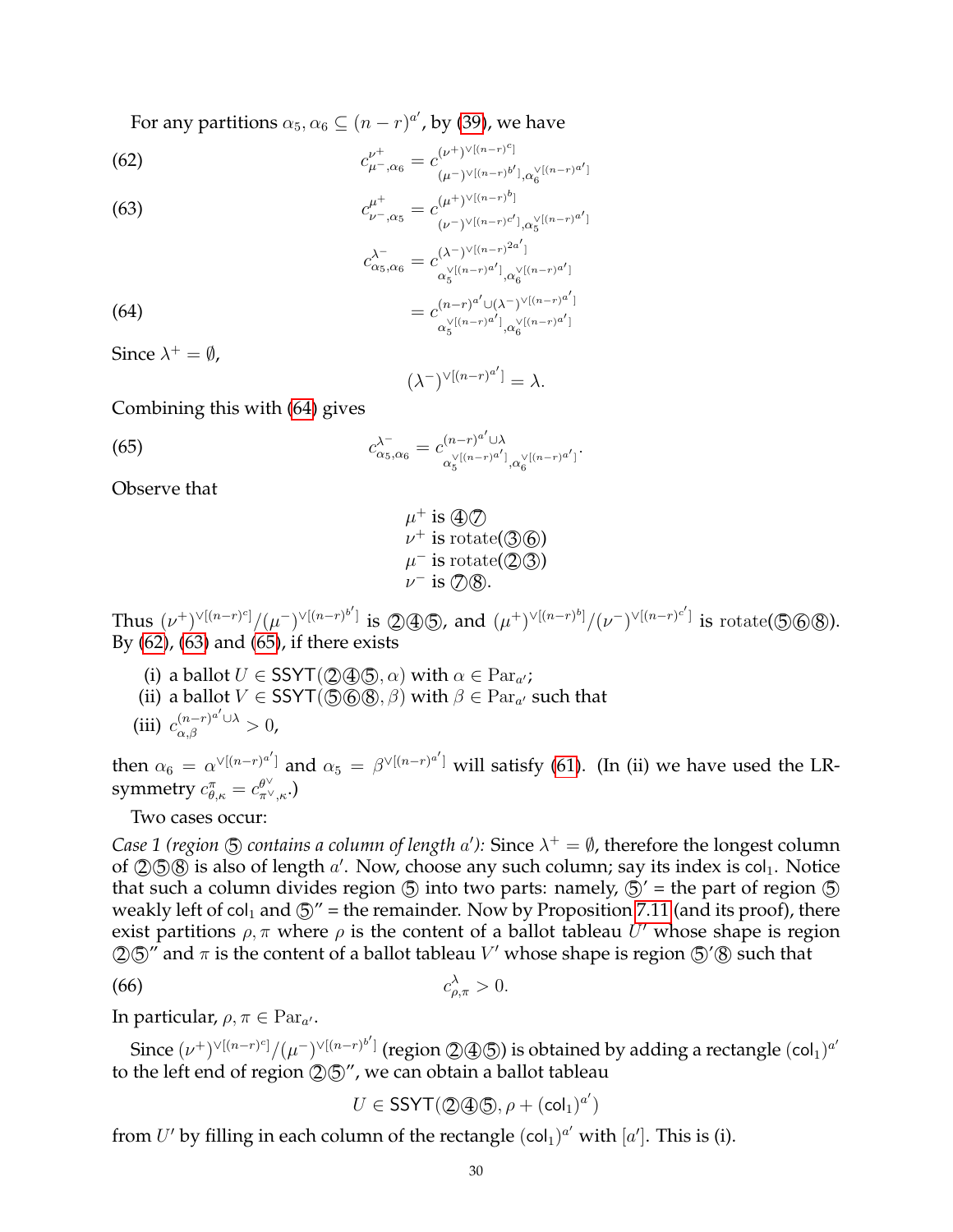For any partitions $\alpha_5, \alpha_6 \subseteq (n-r)^{a'}$, by (39), we have

$$c^{\nu^+}_{\mu^-,\alpha_6} = c^{(\nu^+)^{\vee[(n-r)^c]}}_{(\mu^-)^{\vee[(n-r)^{b'}]},\alpha_6^{\vee[(n-r)^{a'}]}} \tag{62}$$

$$c^{\mu^+}_{\nu^-,\alpha_5} = c^{(\mu^+)^{\vee[(n-r)^b]}}_{(\nu^-)^{\vee[(n-r)^{c'}]},\alpha_5^{\vee[(n-r)^{a'}]}} \tag{63}$$

$$\begin{aligned} c^{\lambda^-}_{\alpha_5,\alpha_6} &= c^{(\lambda^-)^{\vee[(n-r)^{2a'}]}}_{\alpha_5^{\vee[(n-r)^{a'}]},\alpha_6^{\vee[(n-r)^{a'}]}} \\ &= c^{(n-r)^{a'}\cup(\lambda^-)^{\vee[(n-r)^{a'}]}}_{\alpha_5^{\vee[(n-r)^{a'}]},\alpha_6^{\vee[(n-r)^{a'}]}} \end{aligned} \tag{64}$$

Since $\lambda^+ = \emptyset$,

$$(\lambda^-)^{\vee[(n-r)^{a'}]} = \lambda.$$

Combining this with (64) gives

$$c^{\lambda^-}_{\alpha_5,\alpha_6} = c^{(n-r)^{a'}\cup\lambda}_{\alpha_5^{\vee[(n-r)^{a'}]},\alpha_6^{\vee[(n-r)^{a'}]}}. \tag{65}$$

Observe that

$\mu^+$ is ④⑦
$\nu^+$ is rotate(③⑥)
$\mu^-$ is rotate(②③)
$\nu^-$ is ⑦⑧.

Thus $(\nu^+)^{\vee[(n-r)^c]}/(\mu^-)^{\vee[(n-r)^{b'}]}$ is ②④⑤, and $(\mu^+)^{\vee[(n-r)^b]}/(\nu^-)^{\vee[(n-r)^{c'}]}$ is rotate(⑤⑥⑧). By (62), (63) and (65), if there exists

(i) a ballot $U \in \mathsf{SSYT}(②④⑤, \alpha)$ with $\alpha \in \mathrm{Par}_{a'}$;
(ii) a ballot $V \in \mathsf{SSYT}(⑤⑥⑧, \beta)$ with $\beta \in \mathrm{Par}_{a'}$ such that
(iii) $c^{(n-r)^{a'}\cup\lambda}_{\alpha,\beta} > 0$,

then $\alpha_6 = \alpha^{\vee[(n-r)^{a'}]}$ and $\alpha_5 = \beta^{\vee[(n-r)^{a'}]}$ will satisfy (61). (In (ii) we have used the LR-symmetry $c^{\pi}_{\theta,\kappa} = c^{\theta^\vee}_{\pi^\vee,\kappa}$.)

Two cases occur:

*Case 1 (region ⑤ contains a column of length $a'$):* Since $\lambda^+ = \emptyset$, therefore the longest column of ②⑤⑧ is also of length $a'$. Now, choose any such column; say its index is $\mathsf{col}_1$. Notice that such a column divides region ⑤ into two parts: namely, ⑤′ = the part of region ⑤ weakly left of $\mathsf{col}_1$ and ⑤″ = the remainder. Now by Proposition 7.11 (and its proof), there exist partitions $\rho, \pi$ where $\rho$ is the content of a ballot tableau $U'$ whose shape is region ②⑤″ and $\pi$ is the content of a ballot tableau $V'$ whose shape is region ⑤′⑧ such that

$$c^{\lambda}_{\rho,\pi} > 0. \tag{66}$$

In particular, $\rho, \pi \in \mathrm{Par}_{a'}$.

Since $(\nu^+)^{\vee[(n-r)^c]}/(\mu^-)^{\vee[(n-r)^{b'}]}$ (region ②④⑤) is obtained by adding a rectangle $(\mathsf{col}_1)^{a'}$ to the left end of region ②⑤″, we can obtain a ballot tableau

$$U \in \mathsf{SSYT}(②④⑤, \rho + (\mathsf{col}_1)^{a'})$$

from $U'$ by filling in each column of the rectangle $(\mathsf{col}_1)^{a'}$ with $[a']$. This is (i).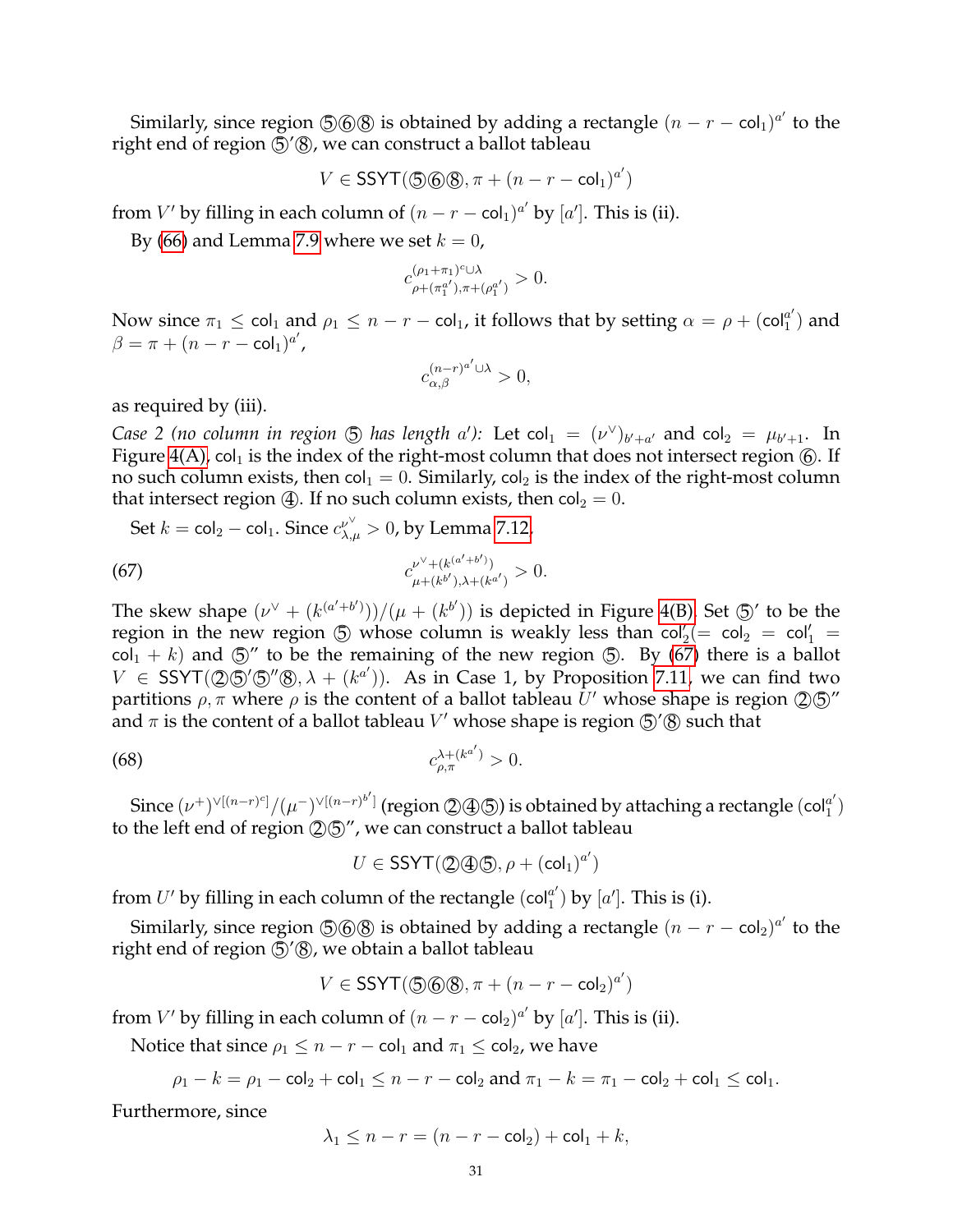Similarly, since region ⑤⑥⑧ is obtained by adding a rectangle $(n-r-\mathsf{col}_1)^{a'}$ to the right end of region ⑤′⑧, we can construct a ballot tableau

$$V \in \mathsf{SSYT}(⑤⑥⑧, \pi + (n-r-\mathsf{col}_1)^{a'})$$

from $V'$ by filling in each column of $(n-r-\mathsf{col}_1)^{a'}$ by $[a']$. This is (ii).

By (66) and Lemma 7.9 where we set $k = 0$,

$$c^{(\rho_1+\pi_1)^c \cup \lambda}_{\rho+(\pi_1^{a'}),\pi+(\rho_1^{a'})} > 0.$$

Now since $\pi_1 \leq \mathsf{col}_1$ and $\rho_1 \leq n-r-\mathsf{col}_1$, it follows that by setting $\alpha = \rho + (\mathsf{col}_1^{a'})$ and $\beta = \pi + (n-r-\mathsf{col}_1)^{a'}$,

$$c^{(n-r)^{a'}\cup\lambda}_{\alpha,\beta} > 0,$$

as required by (iii).

*Case 2 (no column in region ⑤ has length $a'$):* Let $\mathsf{col}_1 = (\nu^\vee)_{b'+a'}$ and $\mathsf{col}_2 = \mu_{b'+1}$. In Figure 4(A), $\mathsf{col}_1$ is the index of the right-most column that does not intersect region ⑥. If no such column exists, then $\mathsf{col}_1 = 0$. Similarly, $\mathsf{col}_2$ is the index of the right-most column that intersect region ④. If no such column exists, then $\mathsf{col}_2 = 0$.

Set $k = \mathsf{col}_2 - \mathsf{col}_1$. Since $c^{\nu^\vee}_{\lambda,\mu} > 0$, by Lemma 7.12,

$$c^{\nu^\vee + (k^{(a'+b')})}_{\mu+(k^{b'}),\lambda+(k^{a'})} > 0. \tag{67}$$

The skew shape $(\nu^\vee + (k^{(a'+b')}))/(\mu + (k^{b'}))$ is depicted in Figure 4(B). Set ⑤′ to be the region in the new region ⑤ whose column is weakly less than $\mathsf{col}_2'(= \mathsf{col}_2 = \mathsf{col}_1' = \mathsf{col}_1 + k)$ and ⑤″ to be the remaining of the new region ⑤. By (67) there is a ballot $V \in \mathsf{SSYT}(②⑤′⑤″⑧, \lambda + (k^{a'}))$. As in Case 1, by Proposition 7.11, we can find two partitions $\rho, \pi$ where $\rho$ is the content of a ballot tableau $U'$ whose shape is region ②⑤″ and $\pi$ is the content of a ballot tableau $V'$ whose shape is region ⑤′⑧ such that

$$c^{\lambda+(k^{a'})}_{\rho,\pi} > 0. \tag{68}$$

Since $(\nu^+)^{\vee[(n-r)^c]}/(\mu^-)^{\vee[(n-r)^{b'}]}$ (region ②④⑤) is obtained by attaching a rectangle $(\mathsf{col}_1^{a'})$ to the left end of region ②⑤″, we can construct a ballot tableau

$$U \in \mathsf{SSYT}(②④⑤, \rho + (\mathsf{col}_1)^{a'})$$

from $U'$ by filling in each column of the rectangle $(\mathsf{col}_1^{a'})$ by $[a']$. This is (i).

Similarly, since region ⑤⑥⑧ is obtained by adding a rectangle $(n-r-\mathsf{col}_2)^{a'}$ to the right end of region ⑤′⑧, we obtain a ballot tableau

$$V \in \mathsf{SSYT}(⑤⑥⑧, \pi + (n-r-\mathsf{col}_2)^{a'})$$

from $V'$ by filling in each column of $(n-r-\mathsf{col}_2)^{a'}$ by $[a']$. This is (ii).

Notice that since $\rho_1 \leq n-r-\mathsf{col}_1$ and $\pi_1 \leq \mathsf{col}_2$, we have

$$\rho_1 - k = \rho_1 - \mathsf{col}_2 + \mathsf{col}_1 \leq n-r-\mathsf{col}_2 \text{ and } \pi_1 - k = \pi_1 - \mathsf{col}_2 + \mathsf{col}_1 \leq \mathsf{col}_1.$$

Furthermore, since

$$\lambda_1 \leq n-r = (n-r-\mathsf{col}_2) + \mathsf{col}_1 + k,$$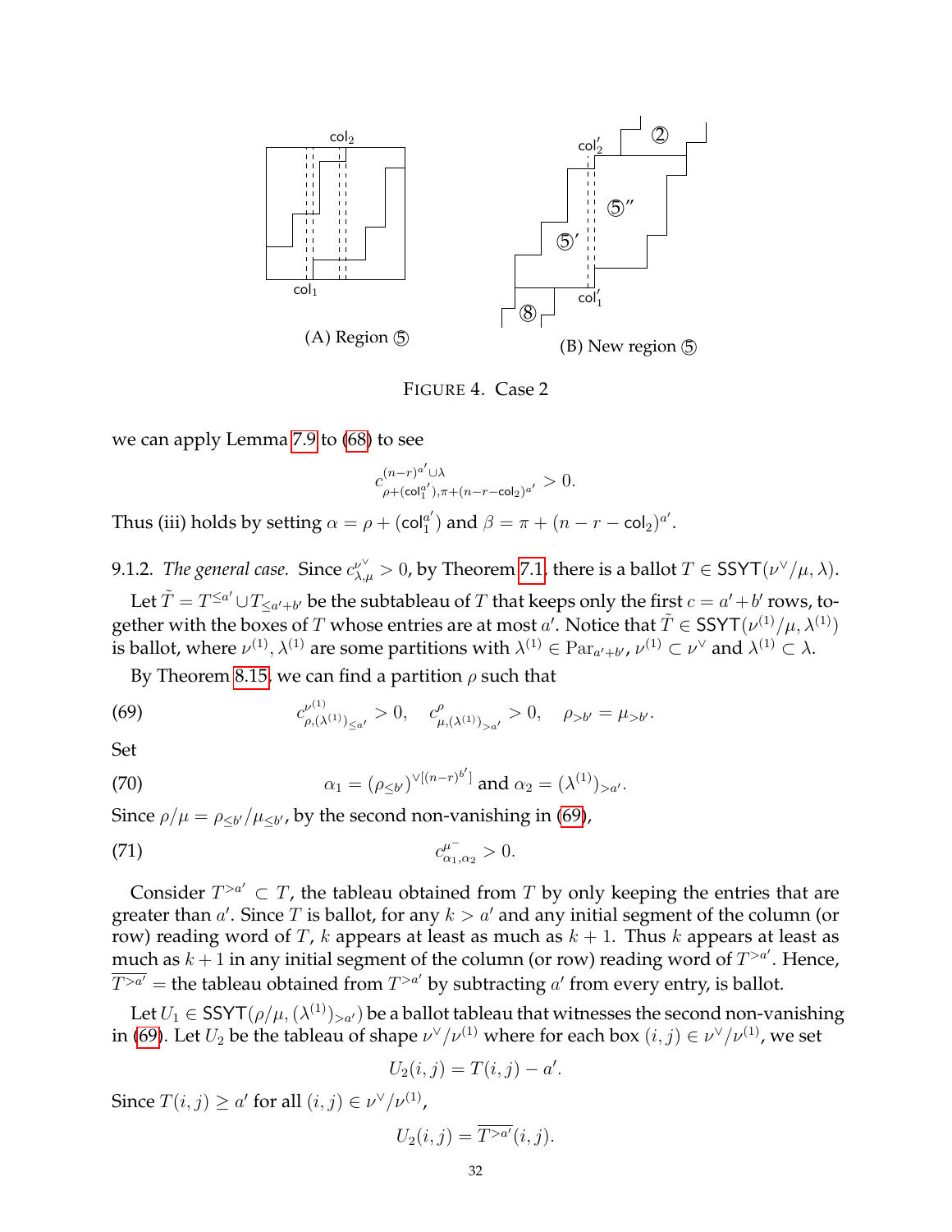(A) Region ⑤

(B) New region ⑤

FIGURE 4. Case 2

we can apply Lemma 7.9 to (68) to see

$$c^{(n-r)^{a'}\cup\lambda}_{\rho+(\mathsf{col}_1^{a'}),\pi+(n-r-\mathsf{col}_2)^{a'}} > 0.$$

Thus (iii) holds by setting $\alpha = \rho + (\mathsf{col}_1^{a'})$ and $\beta = \pi + (n - r - \mathsf{col}_2)^{a'}$.

9.1.2. *The general case.* Since $c^{\nu^\vee}_{\lambda,\mu} > 0$, by Theorem 7.1, there is a ballot $T \in \mathsf{SSYT}(\nu^\vee/\mu, \lambda)$.

Let $\tilde{T} = T^{\leq a'} \cup T_{\leq a'+b'}$ be the subtableau of $T$ that keeps only the first $c = a' + b'$ rows, together with the boxes of $T$ whose entries are at most $a'$. Notice that $\tilde{T} \in \mathsf{SSYT}(\nu^{(1)}/\mu, \lambda^{(1)})$ is ballot, where $\nu^{(1)}, \lambda^{(1)}$ are some partitions with $\lambda^{(1)} \in \mathrm{Par}_{a'+b'}$, $\nu^{(1)} \subset \nu^\vee$ and $\lambda^{(1)} \subset \lambda$.

By Theorem 8.15, we can find a partition $\rho$ such that

$$c^{\nu^{(1)}}_{\rho,(\lambda^{(1)})_{\leq a'}} > 0, \quad c^{\rho}_{\mu,(\lambda^{(1)})_{>a'}} > 0, \quad \rho_{>b'} = \mu_{>b'}. \tag{69}$$

Set

$$\alpha_1 = (\rho_{\leq b'})^{\vee[(n-r)^{b'}]} \text{ and } \alpha_2 = (\lambda^{(1)})_{>a'}. \tag{70}$$

Since $\rho/\mu = \rho_{\leq b'}/\mu_{\leq b'}$, by the second non-vanishing in (69),

$$c^{\mu^-}_{\alpha_1,\alpha_2} > 0. \tag{71}$$

Consider $T^{>a'} \subset T$, the tableau obtained from $T$ by only keeping the entries that are greater than $a'$. Since $T$ is ballot, for any $k > a'$ and any initial segment of the column (or row) reading word of $T$, $k$ appears at least as much as $k+1$. Thus $k$ appears at least as much as $k+1$ in any initial segment of the column (or row) reading word of $T^{>a'}$. Hence, $\overline{T^{>a'}}$ = the tableau obtained from $T^{>a'}$ by subtracting $a'$ from every entry, is ballot.

Let $U_1 \in \mathsf{SSYT}(\rho/\mu, (\lambda^{(1)})_{>a'})$ be a ballot tableau that witnesses the second non-vanishing in (69). Let $U_2$ be the tableau of shape $\nu^\vee/\nu^{(1)}$ where for each box $(i,j) \in \nu^\vee/\nu^{(1)}$, we set

$$U_2(i,j) = T(i,j) - a'.$$

Since $T(i,j) \geq a'$ for all $(i,j) \in \nu^\vee/\nu^{(1)}$,

$$U_2(i,j) = \overline{T^{>a'}}(i,j).$$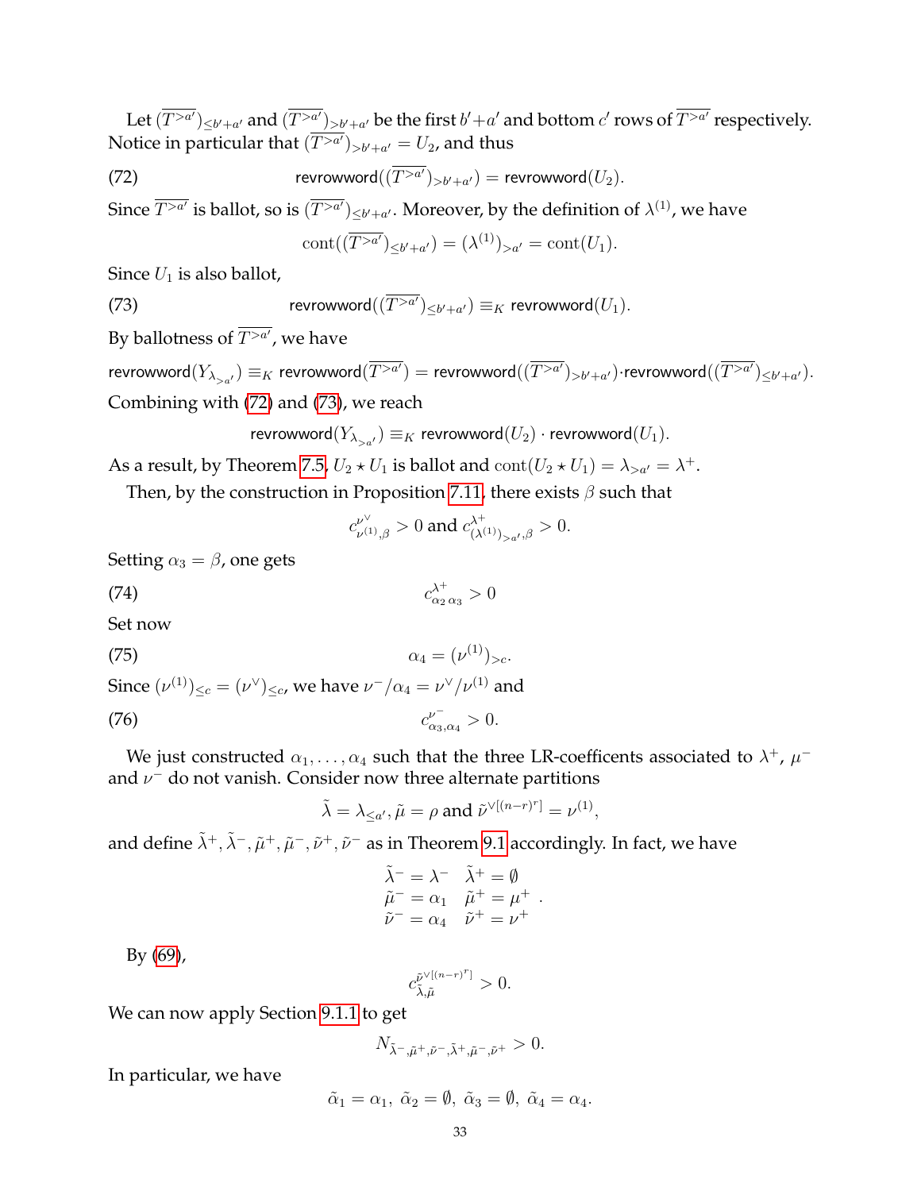Let $(\overline{T^{>a'}})_{\leq b'+a'}$ and $(\overline{T^{>a'}})_{>b'+a'}$ be the first $b'+a'$ and bottom $c'$ rows of $\overline{T^{>a'}}$ respectively. Notice in particular that $(\overline{T^{>a'}})_{>b'+a'} = U_2$, and thus

$$\mathsf{revrowword}((\overline{T^{>a'}})_{>b'+a'}) = \mathsf{revrowword}(U_2). \tag{72}$$

Since $\overline{T^{>a'}}$ is ballot, so is $(\overline{T^{>a'}})_{\leq b'+a'}$. Moreover, by the definition of $\lambda^{(1)}$, we have

$$\mathrm{cont}((\overline{T^{>a'}})_{\leq b'+a'}) = (\lambda^{(1)})_{>a'} = \mathrm{cont}(U_1).$$

Since $U_1$ is also ballot,

$$\mathsf{revrowword}((\overline{T^{>a'}})_{\leq b'+a'}) \equiv_K \mathsf{revrowword}(U_1). \tag{73}$$

By ballotness of $\overline{T^{>a'}}$, we have

$$\mathsf{revrowword}(Y_{\lambda_{>a'}}) \equiv_K \mathsf{revrowword}(\overline{T^{>a'}}) = \mathsf{revrowword}((\overline{T^{>a'}})_{>b'+a'}) \cdot \mathsf{revrowword}((\overline{T^{>a'}})_{\leq b'+a'}).$$

Combining with (72) and (73), we reach

$$\mathsf{revrowword}(Y_{\lambda_{>a'}}) \equiv_K \mathsf{revrowword}(U_2) \cdot \mathsf{revrowword}(U_1).$$

As a result, by Theorem 7.5, $U_2 \star U_1$ is ballot and $\mathrm{cont}(U_2 \star U_1) = \lambda_{>a'} = \lambda^+$.

Then, by the construction in Proposition 7.11, there exists $\beta$ such that

$$c^{\nu^\vee}_{\nu^{(1)},\beta} > 0 \text{ and } c^{\lambda^+}_{(\lambda^{(1)})_{>a'},\beta} > 0.$$

Setting $\alpha_3 = \beta$, one gets

$$c^{\lambda^+}_{\alpha_2\,\alpha_3} > 0 \tag{74}$$

Set now

$$\alpha_4 = (\nu^{(1)})_{>c}. \tag{75}$$

Since $(\nu^{(1)})_{\leq c} = (\nu^\vee)_{\leq c}$, we have $\nu^-/\alpha_4 = \nu^\vee/\nu^{(1)}$ and

$$c^{\nu^-}_{\alpha_3,\alpha_4} > 0. \tag{76}$$

We just constructed $\alpha_1, \dots, \alpha_4$ such that the three LR-coefficents associated to $\lambda^+$, $\mu^-$ and $\nu^-$ do not vanish. Consider now three alternate partitions

$$\tilde{\lambda} = \lambda_{\leq a'}, \tilde{\mu} = \rho \text{ and } \tilde{\nu}^{\vee[(n-r)^r]} = \nu^{(1)},$$

and define $\tilde{\lambda}^+, \tilde{\lambda}^-, \tilde{\mu}^+, \tilde{\mu}^-, \tilde{\nu}^+, \tilde{\nu}^-$ as in Theorem 9.1 accordingly. In fact, we have

$$\begin{array}{ll} \tilde{\lambda}^- = \lambda^- & \tilde{\lambda}^+ = \emptyset \\ \tilde{\mu}^- = \alpha_1 & \tilde{\mu}^+ = \mu^+ \\ \tilde{\nu}^- = \alpha_4 & \tilde{\nu}^+ = \nu^+ \end{array}.$$

By (69),

$$c^{\tilde{\nu}^{\vee[(n-r)^r]}}_{\tilde{\lambda},\tilde{\mu}} > 0.$$

We can now apply Section 9.1.1 to get

$$N_{\tilde{\lambda}^-,\tilde{\mu}^+,\tilde{\nu}^-,\tilde{\lambda}^+,\tilde{\mu}^-,\tilde{\nu}^+} > 0.$$

In particular, we have

$$\tilde{\alpha}_1 = \alpha_1,\ \tilde{\alpha}_2 = \emptyset,\ \tilde{\alpha}_3 = \emptyset,\ \tilde{\alpha}_4 = \alpha_4.$$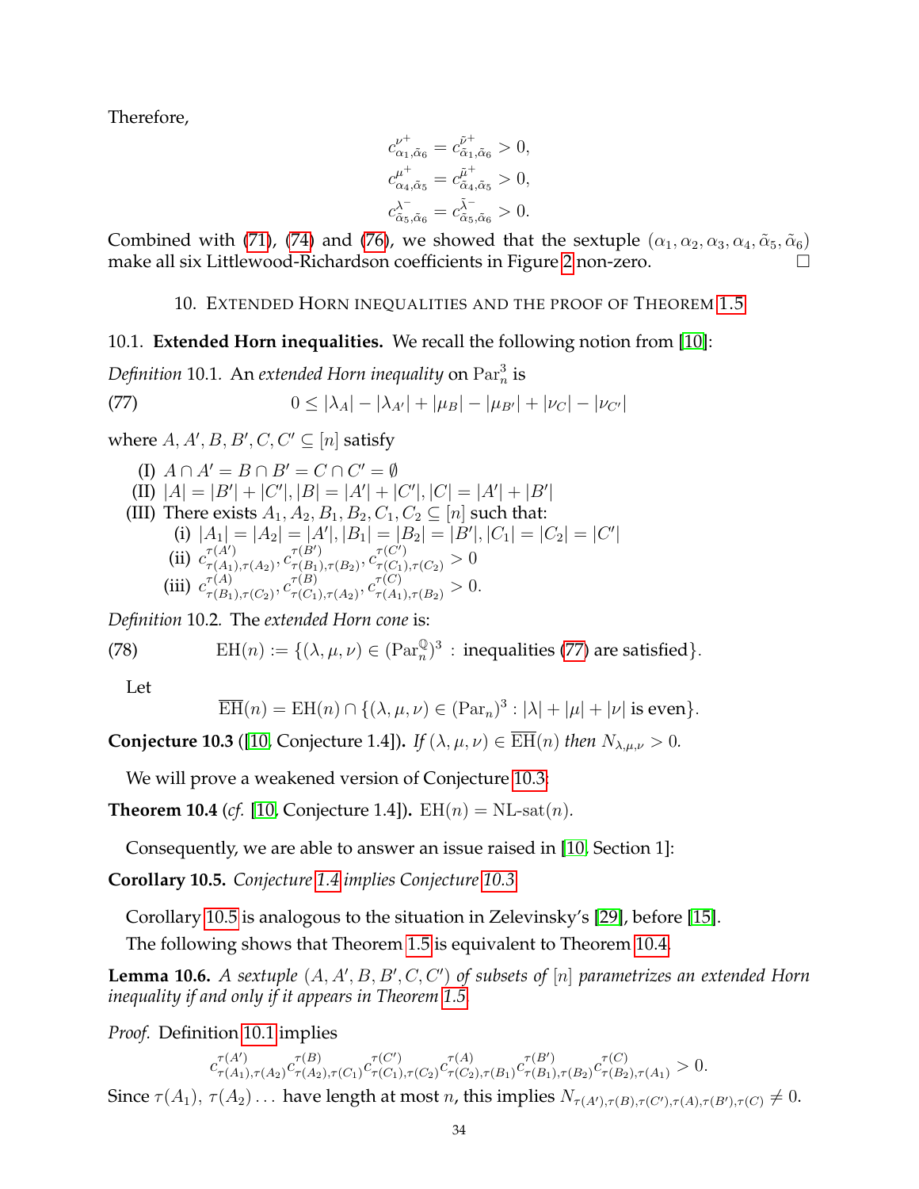Therefore,

$$c^{\nu^+}_{\alpha_1,\tilde{\alpha}_6} = c^{\tilde{\nu}^+}_{\tilde{\alpha}_1,\tilde{\alpha}_6} > 0,$$
$$c^{\mu^+}_{\alpha_4,\tilde{\alpha}_5} = c^{\tilde{\mu}^+}_{\tilde{\alpha}_4,\tilde{\alpha}_5} > 0,$$
$$c^{\lambda^-}_{\tilde{\alpha}_5,\tilde{\alpha}_6} = c^{\tilde{\lambda}^-}_{\tilde{\alpha}_5,\tilde{\alpha}_6} > 0.$$

Combined with (71), (74) and (76), we showed that the sextuple $(\alpha_1, \alpha_2, \alpha_3, \alpha_4, \tilde{\alpha}_5, \tilde{\alpha}_6)$ make all six Littlewood-Richardson coefficients in Figure 2 non-zero. □

## 10. Extended Horn inequalities and the proof of Theorem 1.5

### 10.1. Extended Horn inequalities.

We recall the following notion from [10]:

*Definition* 10.1. An *extended Horn inequality* on $\mathrm{Par}_n^3$ is

$$0 \leq |\lambda_A| - |\lambda_{A'}| + |\mu_B| - |\mu_{B'}| + |\nu_C| - |\nu_{C'}| \tag{77}$$

where $A, A', B, B', C, C' \subseteq [n]$ satisfy

- (I) $A \cap A' = B \cap B' = C \cap C' = \emptyset$
- (II) $|A| = |B'| + |C'|, |B| = |A'| + |C'|, |C| = |A'| + |B'|$
- (III) There exists $A_1, A_2, B_1, B_2, C_1, C_2 \subseteq [n]$ such that:
  - (i) $|A_1| = |A_2| = |A'|, |B_1| = |B_2| = |B'|, |C_1| = |C_2| = |C'|$
  - (ii) $c^{\tau(A')}_{\tau(A_1),\tau(A_2)}, c^{\tau(B')}_{\tau(B_1),\tau(B_2)}, c^{\tau(C')}_{\tau(C_1),\tau(C_2)} > 0$
  - (iii) $c^{\tau(A)}_{\tau(B_1),\tau(C_2)}, c^{\tau(B)}_{\tau(C_1),\tau(A_2)}, c^{\tau(C)}_{\tau(A_1),\tau(B_2)} > 0.$

*Definition* 10.2. The *extended Horn cone* is:

$$\mathrm{EH}(n) := \{(\lambda, \mu, \nu) \in (\mathrm{Par}_n^{\mathbb{Q}})^3 \,:\, \text{inequalities (77) are satisfied}\}. \tag{78}$$

Let

$$\overline{\mathrm{EH}}(n) = \mathrm{EH}(n) \cap \{(\lambda, \mu, \nu) \in (\mathrm{Par}_n)^3 : |\lambda| + |\mu| + |\nu| \text{ is even}\}.$$

**Conjecture 10.3** ([10, Conjecture 1.4]). *If $(\lambda, \mu, \nu) \in \overline{\mathrm{EH}}(n)$ then $N_{\lambda,\mu,\nu} > 0$.*

We will prove a weakened version of Conjecture 10.3:

**Theorem 10.4** (*cf.* [10, Conjecture 1.4]). $\mathrm{EH}(n) = \mathrm{NL}\text{-}\mathrm{sat}(n)$.

Consequently, we are able to answer an issue raised in [10, Section 1]:

**Corollary 10.5.** *Conjecture 1.4 implies Conjecture 10.3.*

Corollary 10.5 is analogous to the situation in Zelevinsky's [29], before [15].

The following shows that Theorem 1.5 is equivalent to Theorem 10.4.

**Lemma 10.6.** *A sextuple $(A, A', B, B', C, C')$ of subsets of $[n]$ parametrizes an extended Horn inequality if and only if it appears in Theorem 1.5.*

*Proof.* Definition 10.1 implies

$$c^{\tau(A')}_{\tau(A_1),\tau(A_2)} c^{\tau(B)}_{\tau(A_2),\tau(C_1)} c^{\tau(C')}_{\tau(C_1),\tau(C_2)} c^{\tau(A)}_{\tau(C_2),\tau(B_1)} c^{\tau(B')}_{\tau(B_1),\tau(B_2)} c^{\tau(C)}_{\tau(B_2),\tau(A_1)} > 0.$$

Since $\tau(A_1)$, $\tau(A_2) \ldots$ have length at most $n$, this implies $N_{\tau(A'),\tau(B),\tau(C'),\tau(A),\tau(B'),\tau(C)} \neq 0$.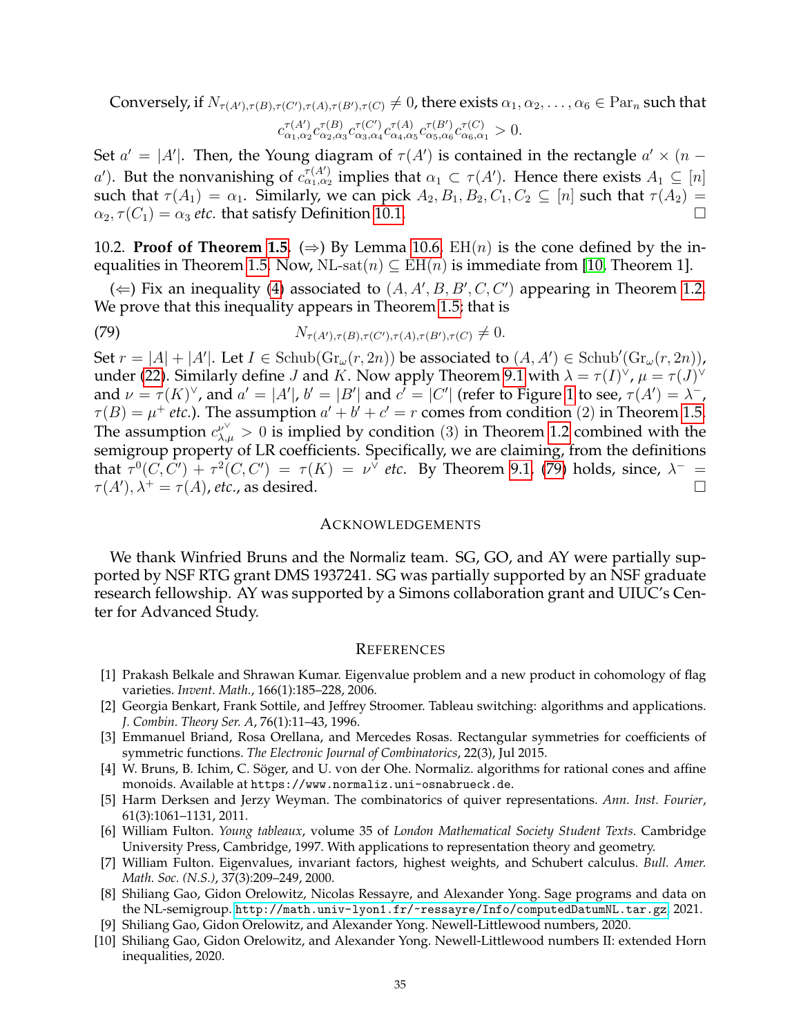Conversely, if $N_{\tau(A'),\tau(B),\tau(C'),\tau(A),\tau(B'),\tau(C)} \neq 0$, there exists $\alpha_1, \alpha_2, \ldots, \alpha_6 \in \mathrm{Par}_n$ such that

$$c^{\tau(A')}_{\alpha_1,\alpha_2} c^{\tau(B)}_{\alpha_2,\alpha_3} c^{\tau(C')}_{\alpha_3,\alpha_4} c^{\tau(A)}_{\alpha_4,\alpha_5} c^{\tau(B')}_{\alpha_5,\alpha_6} c^{\tau(C)}_{\alpha_6,\alpha_1} > 0.$$

Set $a' = |A'|$. Then, the Young diagram of $\tau(A')$ is contained in the rectangle $a' \times (n - a')$. But the nonvanishing of $c^{\tau(A')}_{\alpha_1,\alpha_2}$ implies that $\alpha_1 \subset \tau(A')$. Hence there exists $A_1 \subseteq [n]$ such that $\tau(A_1) = \alpha_1$. Similarly, we can pick $A_2, B_1, B_2, C_1, C_2 \subseteq [n]$ such that $\tau(A_2) = \alpha_2, \tau(C_1) = \alpha_3$ *etc.* that satisfy Definition 10.1. □

10.2. **Proof of Theorem 1.5.** (⇒) By Lemma 10.6, $\mathrm{EH}(n)$ is the cone defined by the inequalities in Theorem 1.5. Now, $\text{NL-sat}(n) \subseteq \mathrm{EH}(n)$ is immediate from [10, Theorem 1].

(⇐) Fix an inequality (4) associated to $(A, A', B, B', C, C')$ appearing in Theorem 1.2. We prove that this inequality appears in Theorem 1.5; that is

$$N_{\tau(A'),\tau(B),\tau(C'),\tau(A),\tau(B'),\tau(C)} \neq 0. \tag{79}$$

Set $r = |A| + |A'|$. Let $I \in \mathrm{Schub}(\mathrm{Gr}_\omega(r, 2n))$ be associated to $(A, A') \in \mathrm{Schub}'(\mathrm{Gr}_\omega(r, 2n))$, under (22). Similarly define $J$ and $K$. Now apply Theorem 9.1 with $\lambda = \tau(I)^\vee$, $\mu = \tau(J)^\vee$ and $\nu = \tau(K)^\vee$, and $a' = |A'|$, $b' = |B'|$ and $c' = |C'|$ (refer to Figure 1 to see, $\tau(A') = \lambda^-$, $\tau(B) = \mu^+$ *etc.*). The assumption $a' + b' + c' = r$ comes from condition (2) in Theorem 1.5. The assumption $c^{\nu^\vee}_{\lambda,\mu} > 0$ is implied by condition (3) in Theorem 1.2 combined with the semigroup property of LR coefficients. Specifically, we are claiming, from the definitions that $\tau^0(C, C') + \tau^2(C, C') = \tau(K) = \nu^\vee$ *etc.* By Theorem 9.1, (79) holds, since, $\lambda^- = \tau(A'), \lambda^+ = \tau(A)$, *etc.*, as desired. □

## Acknowledgements

We thank Winfried Bruns and the Normaliz team. SG, GO, and AY were partially supported by NSF RTG grant DMS 1937241. SG was partially supported by an NSF graduate research fellowship. AY was supported by a Simons collaboration grant and UIUC's Center for Advanced Study.

## References

[1] Prakash Belkale and Shrawan Kumar. Eigenvalue problem and a new product in cohomology of flag varieties. *Invent. Math.*, 166(1):185–228, 2006.

[2] Georgia Benkart, Frank Sottile, and Jeffrey Stroomer. Tableau switching: algorithms and applications. *J. Combin. Theory Ser. A*, 76(1):11–43, 1996.

[3] Emmanuel Briand, Rosa Orellana, and Mercedes Rosas. Rectangular symmetries for coefficients of symmetric functions. *The Electronic Journal of Combinatorics*, 22(3), Jul 2015.

[4] W. Bruns, B. Ichim, C. Söger, and U. von der Ohe. Normaliz. algorithms for rational cones and affine monoids. Available at https://www.normaliz.uni-osnabrueck.de.

[5] Harm Derksen and Jerzy Weyman. The combinatorics of quiver representations. *Ann. Inst. Fourier*, 61(3):1061–1131, 2011.

[6] William Fulton. *Young tableaux*, volume 35 of *London Mathematical Society Student Texts*. Cambridge University Press, Cambridge, 1997. With applications to representation theory and geometry.

[7] William Fulton. Eigenvalues, invariant factors, highest weights, and Schubert calculus. *Bull. Amer. Math. Soc. (N.S.)*, 37(3):209–249, 2000.

[8] Shiliang Gao, Gidon Orelowitz, Nicolas Ressayre, and Alexander Yong. Sage programs and data on the NL-semigroup. http://math.univ-lyon1.fr/~ressayre/Info/computedDatumNL.tar.gz, 2021.

[9] Shiliang Gao, Gidon Orelowitz, and Alexander Yong. Newell-Littlewood numbers, 2020.

[10] Shiliang Gao, Gidon Orelowitz, and Alexander Yong. Newell-Littlewood numbers II: extended Horn inequalities, 2020.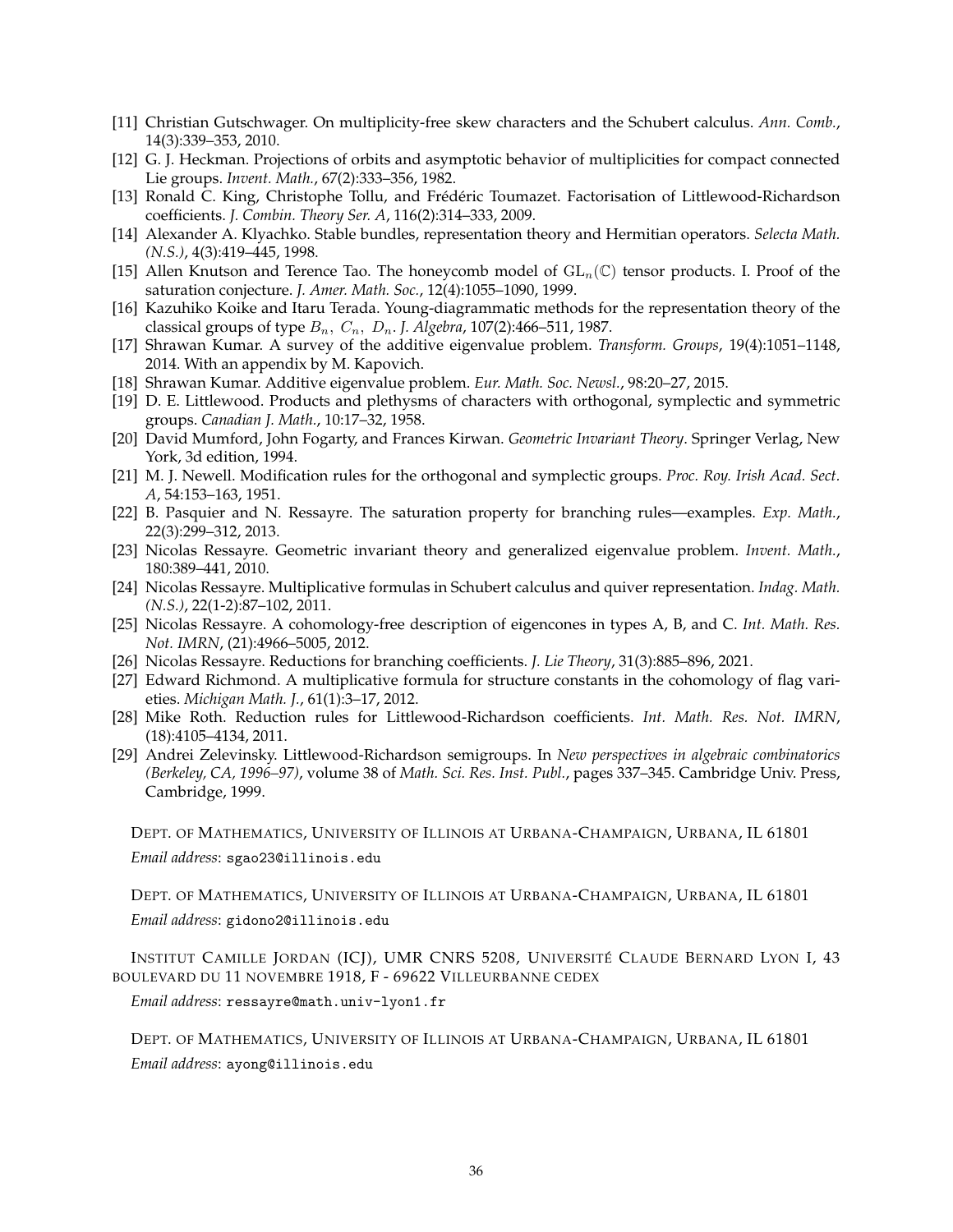[11] Christian Gutschwager. On multiplicity-free skew characters and the Schubert calculus. *Ann. Comb.*, 14(3):339–353, 2010.

[12] G. J. Heckman. Projections of orbits and asymptotic behavior of multiplicities for compact connected Lie groups. *Invent. Math.*, 67(2):333–356, 1982.

[13] Ronald C. King, Christophe Tollu, and Frédéric Toumazet. Factorisation of Littlewood-Richardson coefficients. *J. Combin. Theory Ser. A*, 116(2):314–333, 2009.

[14] Alexander A. Klyachko. Stable bundles, representation theory and Hermitian operators. *Selecta Math. (N.S.)*, 4(3):419–445, 1998.

[15] Allen Knutson and Terence Tao. The honeycomb model of $\mathrm{GL}_n(\mathbb{C})$ tensor products. I. Proof of the saturation conjecture. *J. Amer. Math. Soc.*, 12(4):1055–1090, 1999.

[16] Kazuhiko Koike and Itaru Terada. Young-diagrammatic methods for the representation theory of the classical groups of type $B_n$, $C_n$, $D_n$. *J. Algebra*, 107(2):466–511, 1987.

[17] Shrawan Kumar. A survey of the additive eigenvalue problem. *Transform. Groups*, 19(4):1051–1148, 2014. With an appendix by M. Kapovich.

[18] Shrawan Kumar. Additive eigenvalue problem. *Eur. Math. Soc. Newsl.*, 98:20–27, 2015.

[19] D. E. Littlewood. Products and plethysms of characters with orthogonal, symplectic and symmetric groups. *Canadian J. Math.*, 10:17–32, 1958.

[20] David Mumford, John Fogarty, and Frances Kirwan. *Geometric Invariant Theory*. Springer Verlag, New York, 3d edition, 1994.

[21] M. J. Newell. Modification rules for the orthogonal and symplectic groups. *Proc. Roy. Irish Acad. Sect. A*, 54:153–163, 1951.

[22] B. Pasquier and N. Ressayre. The saturation property for branching rules—examples. *Exp. Math.*, 22(3):299–312, 2013.

[23] Nicolas Ressayre. Geometric invariant theory and generalized eigenvalue problem. *Invent. Math.*, 180:389–441, 2010.

[24] Nicolas Ressayre. Multiplicative formulas in Schubert calculus and quiver representation. *Indag. Math. (N.S.)*, 22(1-2):87–102, 2011.

[25] Nicolas Ressayre. A cohomology-free description of eigencones in types A, B, and C. *Int. Math. Res. Not. IMRN*, (21):4966–5005, 2012.

[26] Nicolas Ressayre. Reductions for branching coefficients. *J. Lie Theory*, 31(3):885–896, 2021.

[27] Edward Richmond. A multiplicative formula for structure constants in the cohomology of flag varieties. *Michigan Math. J.*, 61(1):3–17, 2012.

[28] Mike Roth. Reduction rules for Littlewood-Richardson coefficients. *Int. Math. Res. Not. IMRN*, (18):4105–4134, 2011.

[29] Andrei Zelevinsky. Littlewood-Richardson semigroups. In *New perspectives in algebraic combinatorics (Berkeley, CA, 1996–97)*, volume 38 of *Math. Sci. Res. Inst. Publ.*, pages 337–345. Cambridge Univ. Press, Cambridge, 1999.

DEPT. OF MATHEMATICS, UNIVERSITY OF ILLINOIS AT URBANA-CHAMPAIGN, URBANA, IL 61801

*Email address*: sgao23@illinois.edu

DEPT. OF MATHEMATICS, UNIVERSITY OF ILLINOIS AT URBANA-CHAMPAIGN, URBANA, IL 61801

*Email address*: gidono2@illinois.edu

INSTITUT CAMILLE JORDAN (ICJ), UMR CNRS 5208, UNIVERSITÉ CLAUDE BERNARD LYON I, 43 BOULEVARD DU 11 NOVEMBRE 1918, F - 69622 VILLEURBANNE CEDEX

*Email address*: ressayre@math.univ-lyon1.fr

DEPT. OF MATHEMATICS, UNIVERSITY OF ILLINOIS AT URBANA-CHAMPAIGN, URBANA, IL 61801

*Email address*: ayong@illinois.edu